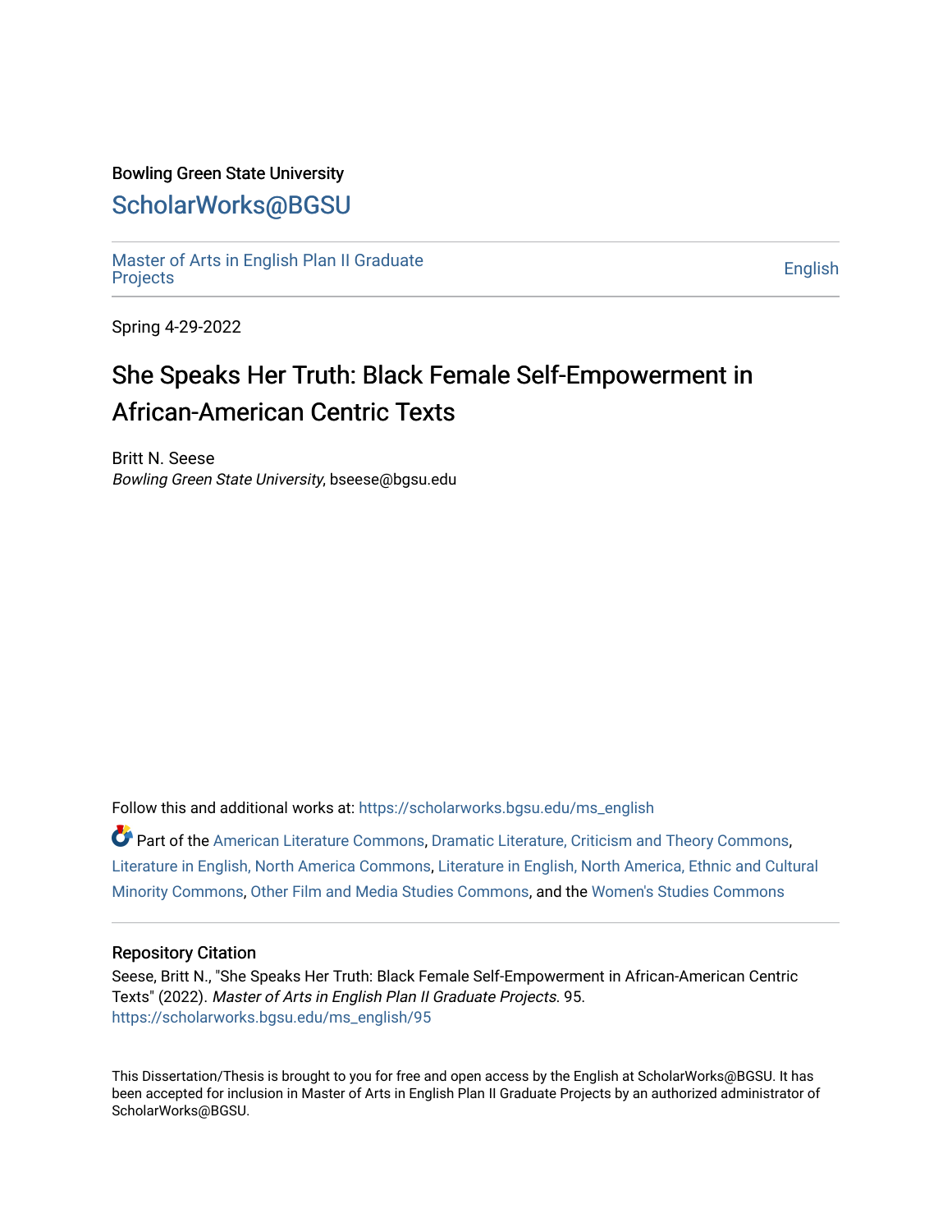Bowling Green State University

# ScholarWorks@BGSU

Master of Arts in English Plan II Graduate Projects

English

Spring 4-29-2022

# She Speaks Her Truth: Black Female Self-Empowerment in African-American Centric Texts

Britt N. Seese
*Bowling Green State University*, bseese@bgsu.edu

Follow this and additional works at: https://scholarworks.bgsu.edu/ms_english

Part of the American Literature Commons, Dramatic Literature, Criticism and Theory Commons, Literature in English, North America Commons, Literature in English, North America, Ethnic and Cultural Minority Commons, Other Film and Media Studies Commons, and the Women's Studies Commons

## Repository Citation

Seese, Britt N., "She Speaks Her Truth: Black Female Self-Empowerment in African-American Centric Texts" (2022). *Master of Arts in English Plan II Graduate Projects*. 95.
https://scholarworks.bgsu.edu/ms_english/95

This Dissertation/Thesis is brought to you for free and open access by the English at ScholarWorks@BGSU. It has been accepted for inclusion in Master of Arts in English Plan II Graduate Projects by an authorized administrator of ScholarWorks@BGSU.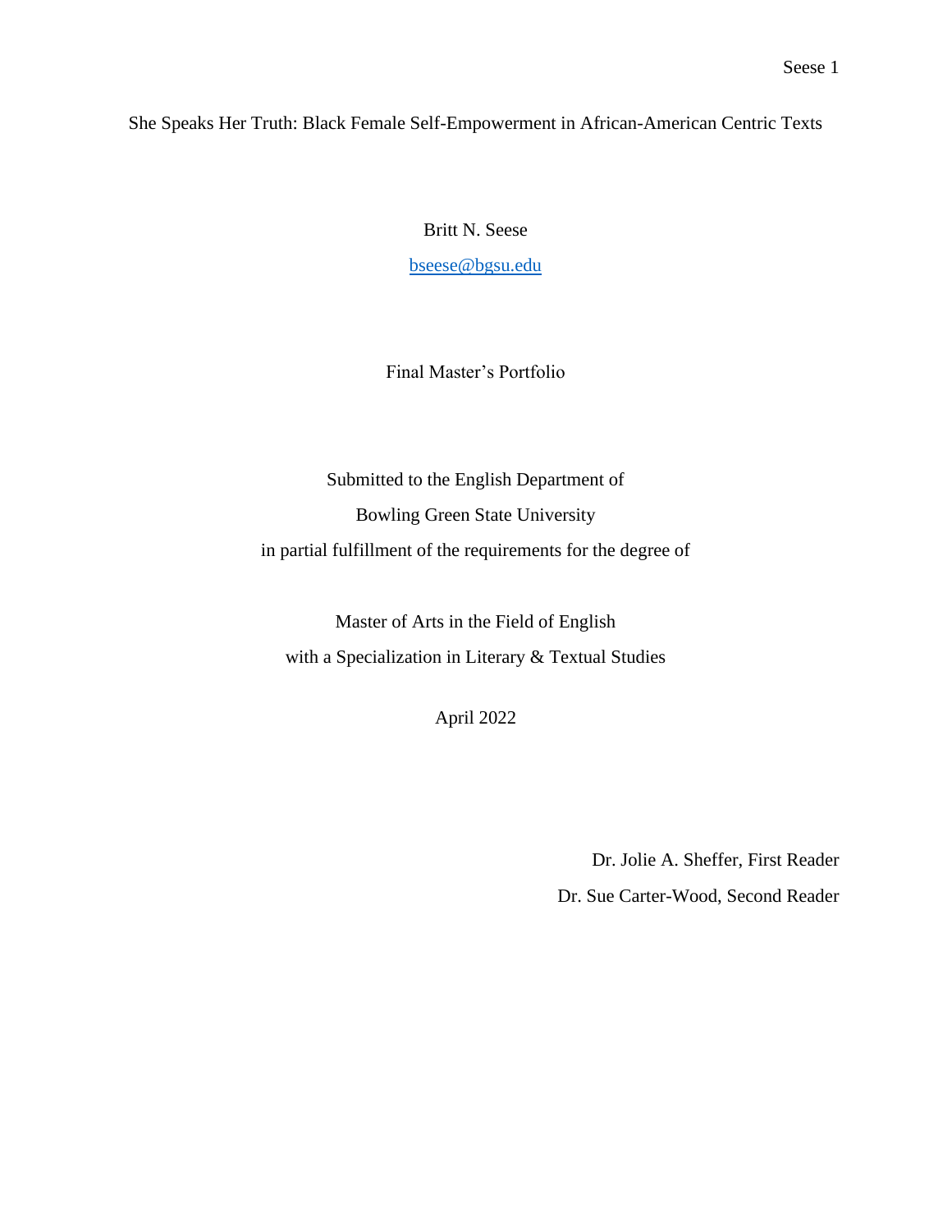# She Speaks Her Truth: Black Female Self-Empowerment in African-American Centric Texts

Britt N. Seese

bseese@bgsu.edu

Final Master's Portfolio

Submitted to the English Department of

Bowling Green State University

in partial fulfillment of the requirements for the degree of

Master of Arts in the Field of English

with a Specialization in Literary & Textual Studies

April 2022

Dr. Jolie A. Sheffer, First Reader

Dr. Sue Carter-Wood, Second Reader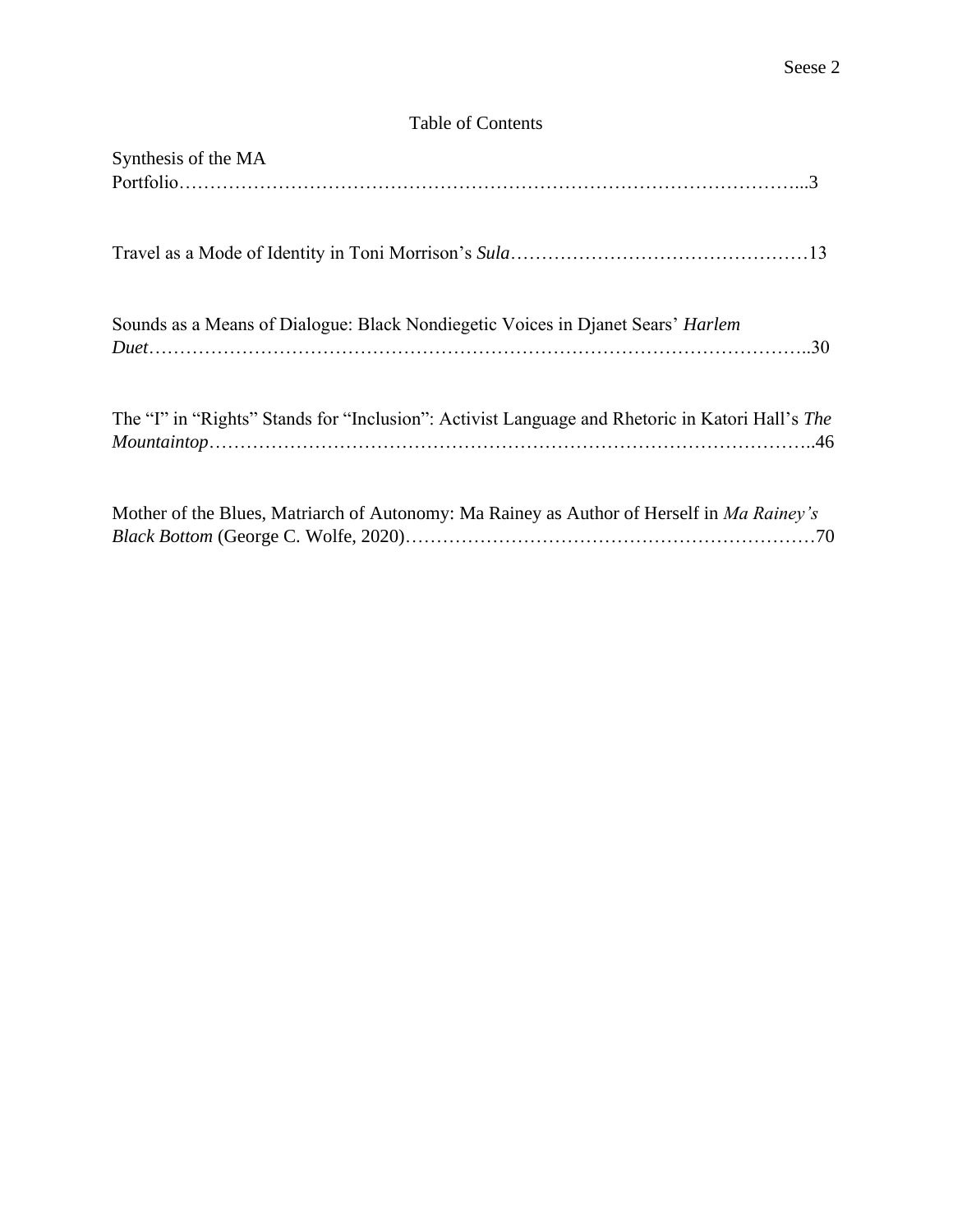# Table of Contents

Synthesis of the MA Portfolio……………………………………………………………………………………...3

Travel as a Mode of Identity in Toni Morrison's *Sula*…………………………………………13

Sounds as a Means of Dialogue: Black Nondiegetic Voices in Djanet Sears' *Harlem Duet*…………………………………………………………………………………………..30

The "I" in "Rights" Stands for "Inclusion": Activist Language and Rhetoric in Katori Hall's *The Mountaintop*……………………………………………………………………………………..46

Mother of the Blues, Matriarch of Autonomy: Ma Rainey as Author of Herself in *Ma Rainey's Black Bottom* (George C. Wolfe, 2020)…………………………………………………………70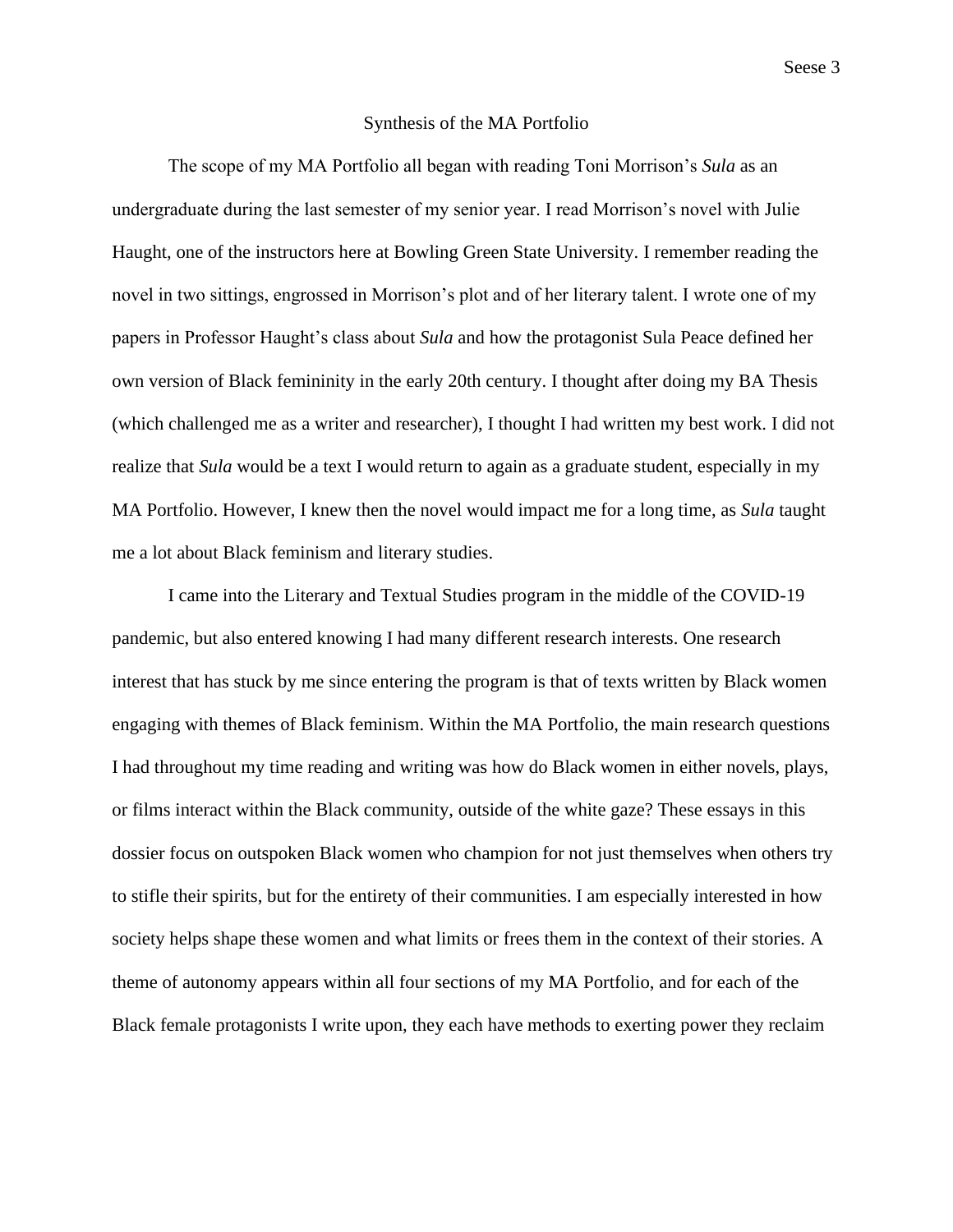## Synthesis of the MA Portfolio

The scope of my MA Portfolio all began with reading Toni Morrison's *Sula* as an undergraduate during the last semester of my senior year. I read Morrison's novel with Julie Haught, one of the instructors here at Bowling Green State University. I remember reading the novel in two sittings, engrossed in Morrison's plot and of her literary talent. I wrote one of my papers in Professor Haught's class about *Sula* and how the protagonist Sula Peace defined her own version of Black femininity in the early 20th century. I thought after doing my BA Thesis (which challenged me as a writer and researcher), I thought I had written my best work. I did not realize that *Sula* would be a text I would return to again as a graduate student, especially in my MA Portfolio. However, I knew then the novel would impact me for a long time, as *Sula* taught me a lot about Black feminism and literary studies.

I came into the Literary and Textual Studies program in the middle of the COVID-19 pandemic, but also entered knowing I had many different research interests. One research interest that has stuck by me since entering the program is that of texts written by Black women engaging with themes of Black feminism. Within the MA Portfolio, the main research questions I had throughout my time reading and writing was how do Black women in either novels, plays, or films interact within the Black community, outside of the white gaze? These essays in this dossier focus on outspoken Black women who champion for not just themselves when others try to stifle their spirits, but for the entirety of their communities. I am especially interested in how society helps shape these women and what limits or frees them in the context of their stories. A theme of autonomy appears within all four sections of my MA Portfolio, and for each of the Black female protagonists I write upon, they each have methods to exerting power they reclaim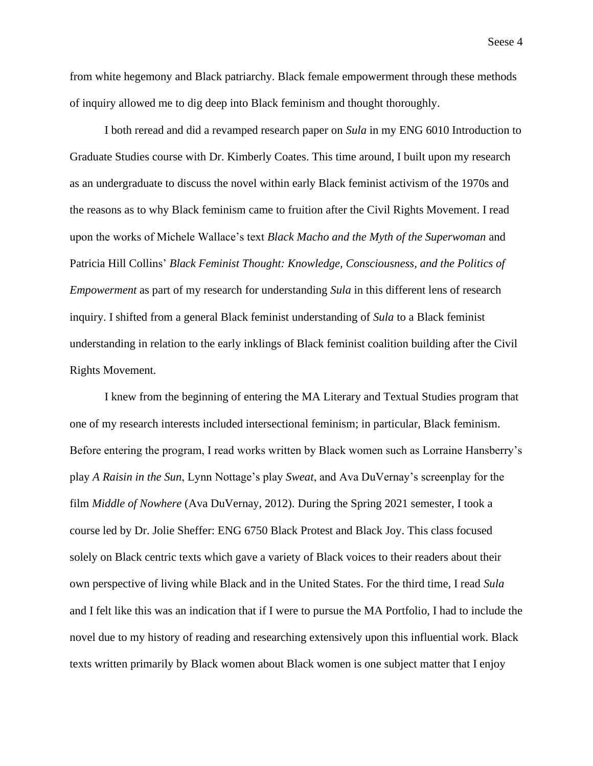from white hegemony and Black patriarchy. Black female empowerment through these methods of inquiry allowed me to dig deep into Black feminism and thought thoroughly.

I both reread and did a revamped research paper on *Sula* in my ENG 6010 Introduction to Graduate Studies course with Dr. Kimberly Coates. This time around, I built upon my research as an undergraduate to discuss the novel within early Black feminist activism of the 1970s and the reasons as to why Black feminism came to fruition after the Civil Rights Movement. I read upon the works of Michele Wallace's text *Black Macho and the Myth of the Superwoman* and Patricia Hill Collins' *Black Feminist Thought: Knowledge, Consciousness, and the Politics of Empowerment* as part of my research for understanding *Sula* in this different lens of research inquiry. I shifted from a general Black feminist understanding of *Sula* to a Black feminist understanding in relation to the early inklings of Black feminist coalition building after the Civil Rights Movement.

I knew from the beginning of entering the MA Literary and Textual Studies program that one of my research interests included intersectional feminism; in particular, Black feminism. Before entering the program, I read works written by Black women such as Lorraine Hansberry's play *A Raisin in the Sun*, Lynn Nottage's play *Sweat*, and Ava DuVernay's screenplay for the film *Middle of Nowhere* (Ava DuVernay, 2012). During the Spring 2021 semester, I took a course led by Dr. Jolie Sheffer: ENG 6750 Black Protest and Black Joy. This class focused solely on Black centric texts which gave a variety of Black voices to their readers about their own perspective of living while Black and in the United States. For the third time, I read *Sula* and I felt like this was an indication that if I were to pursue the MA Portfolio, I had to include the novel due to my history of reading and researching extensively upon this influential work. Black texts written primarily by Black women about Black women is one subject matter that I enjoy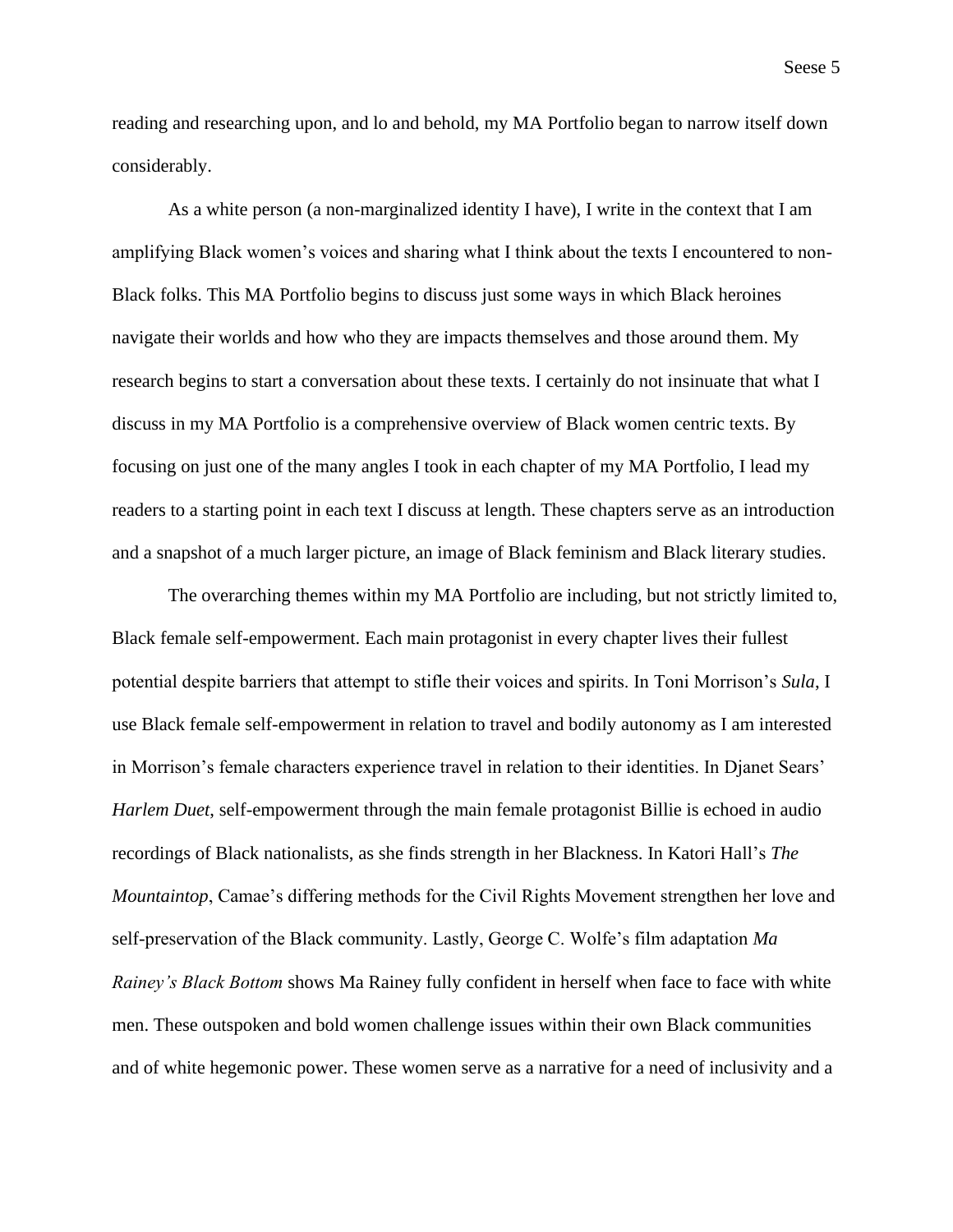reading and researching upon, and lo and behold, my MA Portfolio began to narrow itself down considerably.

As a white person (a non-marginalized identity I have), I write in the context that I am amplifying Black women's voices and sharing what I think about the texts I encountered to non-Black folks. This MA Portfolio begins to discuss just some ways in which Black heroines navigate their worlds and how who they are impacts themselves and those around them. My research begins to start a conversation about these texts. I certainly do not insinuate that what I discuss in my MA Portfolio is a comprehensive overview of Black women centric texts. By focusing on just one of the many angles I took in each chapter of my MA Portfolio, I lead my readers to a starting point in each text I discuss at length. These chapters serve as an introduction and a snapshot of a much larger picture, an image of Black feminism and Black literary studies.

The overarching themes within my MA Portfolio are including, but not strictly limited to, Black female self-empowerment. Each main protagonist in every chapter lives their fullest potential despite barriers that attempt to stifle their voices and spirits. In Toni Morrison's *Sula*, I use Black female self-empowerment in relation to travel and bodily autonomy as I am interested in Morrison's female characters experience travel in relation to their identities. In Djanet Sears' *Harlem Duet*, self-empowerment through the main female protagonist Billie is echoed in audio recordings of Black nationalists, as she finds strength in her Blackness. In Katori Hall's *The Mountaintop*, Camae's differing methods for the Civil Rights Movement strengthen her love and self-preservation of the Black community. Lastly, George C. Wolfe's film adaptation *Ma Rainey's Black Bottom* shows Ma Rainey fully confident in herself when face to face with white men. These outspoken and bold women challenge issues within their own Black communities and of white hegemonic power. These women serve as a narrative for a need of inclusivity and a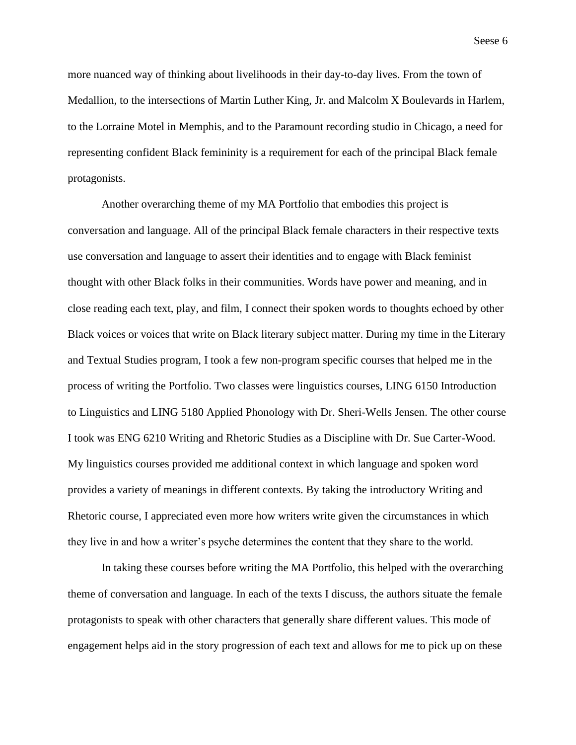more nuanced way of thinking about livelihoods in their day-to-day lives. From the town of Medallion, to the intersections of Martin Luther King, Jr. and Malcolm X Boulevards in Harlem, to the Lorraine Motel in Memphis, and to the Paramount recording studio in Chicago, a need for representing confident Black femininity is a requirement for each of the principal Black female protagonists.

Another overarching theme of my MA Portfolio that embodies this project is conversation and language. All of the principal Black female characters in their respective texts use conversation and language to assert their identities and to engage with Black feminist thought with other Black folks in their communities. Words have power and meaning, and in close reading each text, play, and film, I connect their spoken words to thoughts echoed by other Black voices or voices that write on Black literary subject matter. During my time in the Literary and Textual Studies program, I took a few non-program specific courses that helped me in the process of writing the Portfolio. Two classes were linguistics courses, LING 6150 Introduction to Linguistics and LING 5180 Applied Phonology with Dr. Sheri-Wells Jensen. The other course I took was ENG 6210 Writing and Rhetoric Studies as a Discipline with Dr. Sue Carter-Wood. My linguistics courses provided me additional context in which language and spoken word provides a variety of meanings in different contexts. By taking the introductory Writing and Rhetoric course, I appreciated even more how writers write given the circumstances in which they live in and how a writer's psyche determines the content that they share to the world.

In taking these courses before writing the MA Portfolio, this helped with the overarching theme of conversation and language. In each of the texts I discuss, the authors situate the female protagonists to speak with other characters that generally share different values. This mode of engagement helps aid in the story progression of each text and allows for me to pick up on these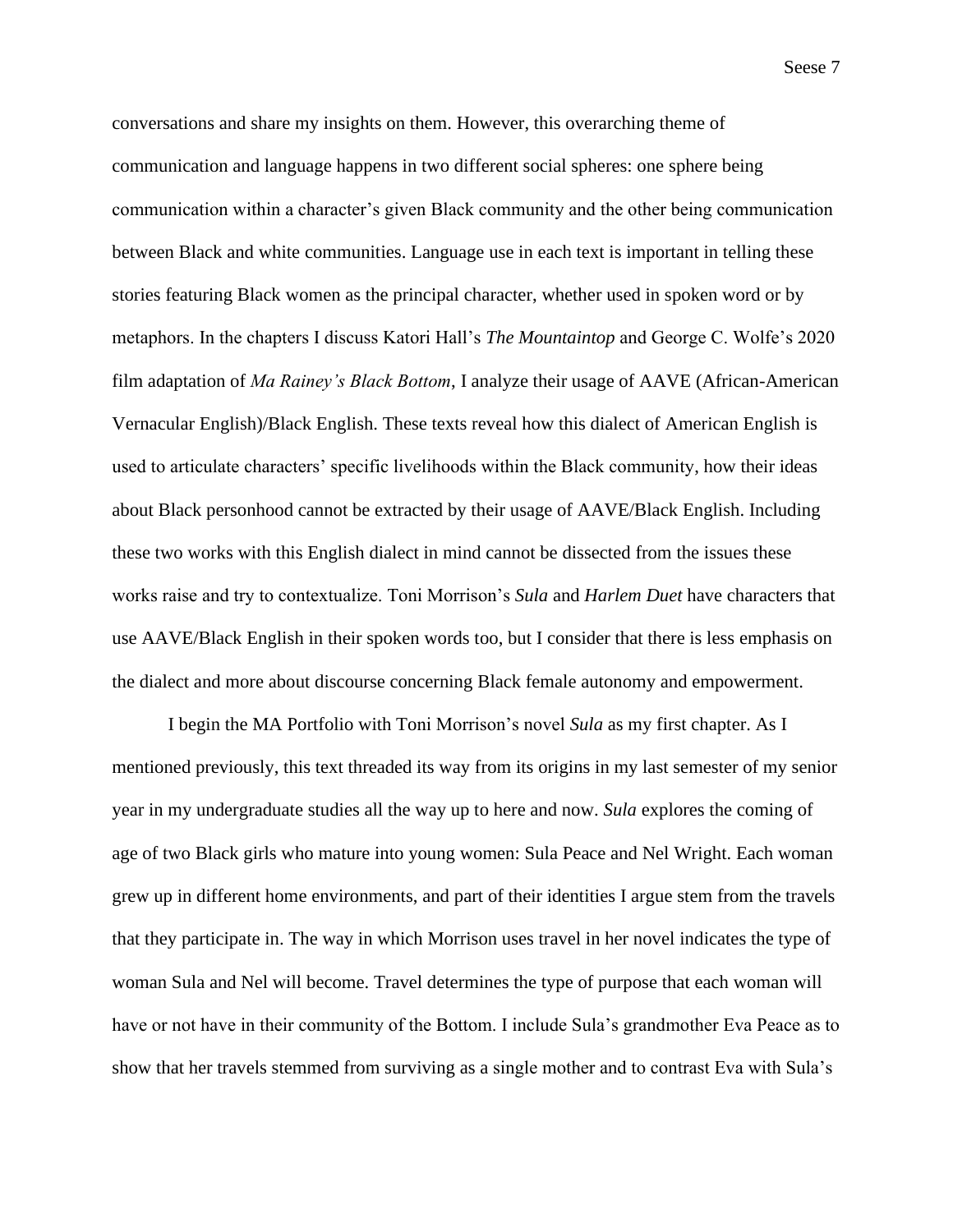conversations and share my insights on them. However, this overarching theme of communication and language happens in two different social spheres: one sphere being communication within a character's given Black community and the other being communication between Black and white communities. Language use in each text is important in telling these stories featuring Black women as the principal character, whether used in spoken word or by metaphors. In the chapters I discuss Katori Hall's *The Mountaintop* and George C. Wolfe's 2020 film adaptation of *Ma Rainey's Black Bottom*, I analyze their usage of AAVE (African-American Vernacular English)/Black English. These texts reveal how this dialect of American English is used to articulate characters' specific livelihoods within the Black community, how their ideas about Black personhood cannot be extracted by their usage of AAVE/Black English. Including these two works with this English dialect in mind cannot be dissected from the issues these works raise and try to contextualize. Toni Morrison's *Sula* and *Harlem Duet* have characters that use AAVE/Black English in their spoken words too, but I consider that there is less emphasis on the dialect and more about discourse concerning Black female autonomy and empowerment.

I begin the MA Portfolio with Toni Morrison's novel *Sula* as my first chapter. As I mentioned previously, this text threaded its way from its origins in my last semester of my senior year in my undergraduate studies all the way up to here and now. *Sula* explores the coming of age of two Black girls who mature into young women: Sula Peace and Nel Wright. Each woman grew up in different home environments, and part of their identities I argue stem from the travels that they participate in. The way in which Morrison uses travel in her novel indicates the type of woman Sula and Nel will become. Travel determines the type of purpose that each woman will have or not have in their community of the Bottom. I include Sula's grandmother Eva Peace as to show that her travels stemmed from surviving as a single mother and to contrast Eva with Sula's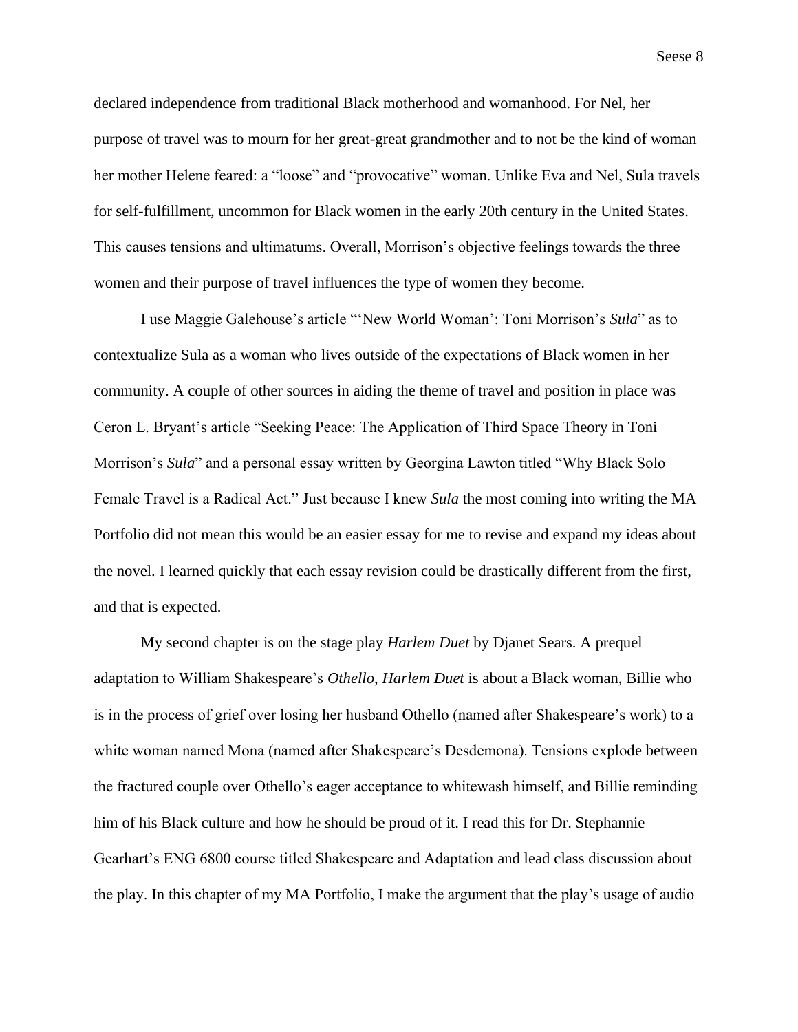declared independence from traditional Black motherhood and womanhood. For Nel, her purpose of travel was to mourn for her great-great grandmother and to not be the kind of woman her mother Helene feared: a "loose" and "provocative" woman. Unlike Eva and Nel, Sula travels for self-fulfillment, uncommon for Black women in the early 20th century in the United States. This causes tensions and ultimatums. Overall, Morrison's objective feelings towards the three women and their purpose of travel influences the type of women they become.

I use Maggie Galehouse's article "'New World Woman': Toni Morrison's *Sula*" as to contextualize Sula as a woman who lives outside of the expectations of Black women in her community. A couple of other sources in aiding the theme of travel and position in place was Ceron L. Bryant's article "Seeking Peace: The Application of Third Space Theory in Toni Morrison's *Sula*" and a personal essay written by Georgina Lawton titled "Why Black Solo Female Travel is a Radical Act." Just because I knew *Sula* the most coming into writing the MA Portfolio did not mean this would be an easier essay for me to revise and expand my ideas about the novel. I learned quickly that each essay revision could be drastically different from the first, and that is expected.

My second chapter is on the stage play *Harlem Duet* by Djanet Sears. A prequel adaptation to William Shakespeare's *Othello*, *Harlem Duet* is about a Black woman, Billie who is in the process of grief over losing her husband Othello (named after Shakespeare's work) to a white woman named Mona (named after Shakespeare's Desdemona). Tensions explode between the fractured couple over Othello's eager acceptance to whitewash himself, and Billie reminding him of his Black culture and how he should be proud of it. I read this for Dr. Stephannie Gearhart's ENG 6800 course titled Shakespeare and Adaptation and lead class discussion about the play. In this chapter of my MA Portfolio, I make the argument that the play's usage of audio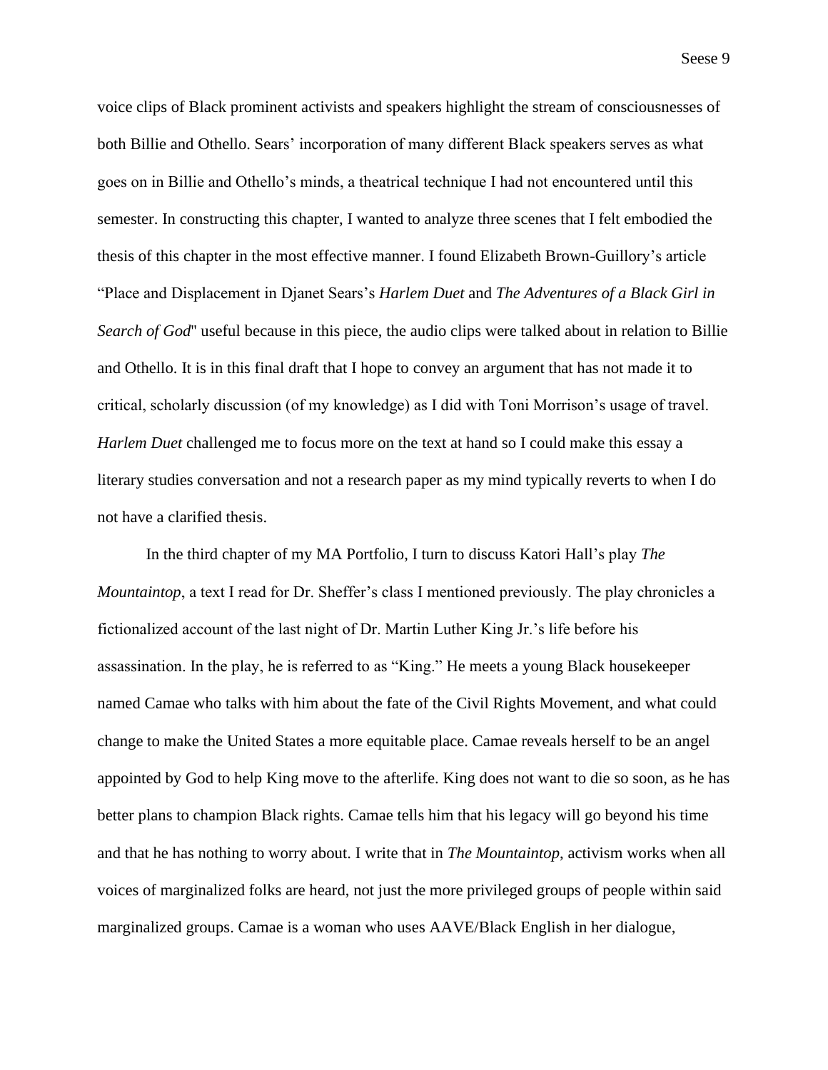voice clips of Black prominent activists and speakers highlight the stream of consciousnesses of both Billie and Othello. Sears' incorporation of many different Black speakers serves as what goes on in Billie and Othello's minds, a theatrical technique I had not encountered until this semester. In constructing this chapter, I wanted to analyze three scenes that I felt embodied the thesis of this chapter in the most effective manner. I found Elizabeth Brown-Guillory's article "Place and Displacement in Djanet Sears's *Harlem Duet* and *The Adventures of a Black Girl in Search of God*" useful because in this piece, the audio clips were talked about in relation to Billie and Othello. It is in this final draft that I hope to convey an argument that has not made it to critical, scholarly discussion (of my knowledge) as I did with Toni Morrison's usage of travel. *Harlem Duet* challenged me to focus more on the text at hand so I could make this essay a literary studies conversation and not a research paper as my mind typically reverts to when I do not have a clarified thesis.

In the third chapter of my MA Portfolio, I turn to discuss Katori Hall's play *The Mountaintop*, a text I read for Dr. Sheffer's class I mentioned previously. The play chronicles a fictionalized account of the last night of Dr. Martin Luther King Jr.'s life before his assassination. In the play, he is referred to as "King." He meets a young Black housekeeper named Camae who talks with him about the fate of the Civil Rights Movement, and what could change to make the United States a more equitable place. Camae reveals herself to be an angel appointed by God to help King move to the afterlife. King does not want to die so soon, as he has better plans to champion Black rights. Camae tells him that his legacy will go beyond his time and that he has nothing to worry about. I write that in *The Mountaintop*, activism works when all voices of marginalized folks are heard, not just the more privileged groups of people within said marginalized groups. Camae is a woman who uses AAVE/Black English in her dialogue,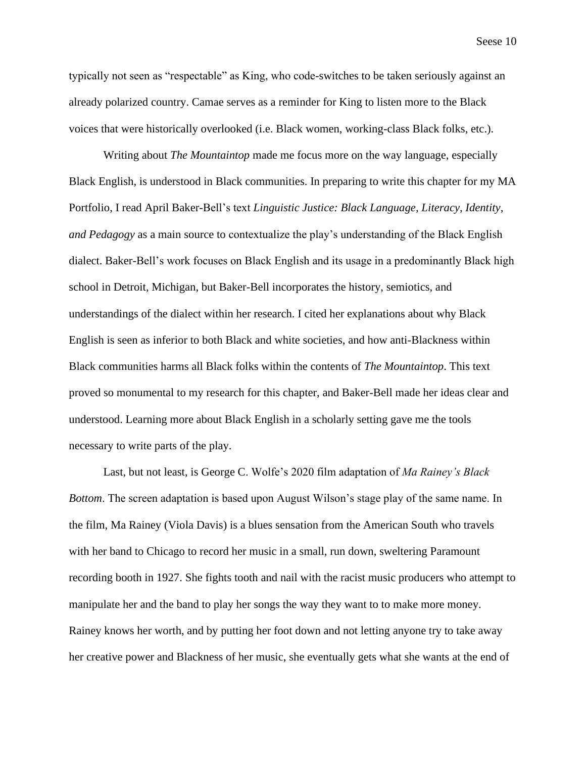typically not seen as "respectable" as King, who code-switches to be taken seriously against an already polarized country. Camae serves as a reminder for King to listen more to the Black voices that were historically overlooked (i.e. Black women, working-class Black folks, etc.).

Writing about *The Mountaintop* made me focus more on the way language, especially Black English, is understood in Black communities. In preparing to write this chapter for my MA Portfolio, I read April Baker-Bell's text *Linguistic Justice: Black Language, Literacy, Identity, and Pedagogy* as a main source to contextualize the play's understanding of the Black English dialect. Baker-Bell's work focuses on Black English and its usage in a predominantly Black high school in Detroit, Michigan, but Baker-Bell incorporates the history, semiotics, and understandings of the dialect within her research. I cited her explanations about why Black English is seen as inferior to both Black and white societies, and how anti-Blackness within Black communities harms all Black folks within the contents of *The Mountaintop*. This text proved so monumental to my research for this chapter, and Baker-Bell made her ideas clear and understood. Learning more about Black English in a scholarly setting gave me the tools necessary to write parts of the play.

Last, but not least, is George C. Wolfe's 2020 film adaptation of *Ma Rainey's Black Bottom*. The screen adaptation is based upon August Wilson's stage play of the same name. In the film, Ma Rainey (Viola Davis) is a blues sensation from the American South who travels with her band to Chicago to record her music in a small, run down, sweltering Paramount recording booth in 1927. She fights tooth and nail with the racist music producers who attempt to manipulate her and the band to play her songs the way they want to to make more money. Rainey knows her worth, and by putting her foot down and not letting anyone try to take away her creative power and Blackness of her music, she eventually gets what she wants at the end of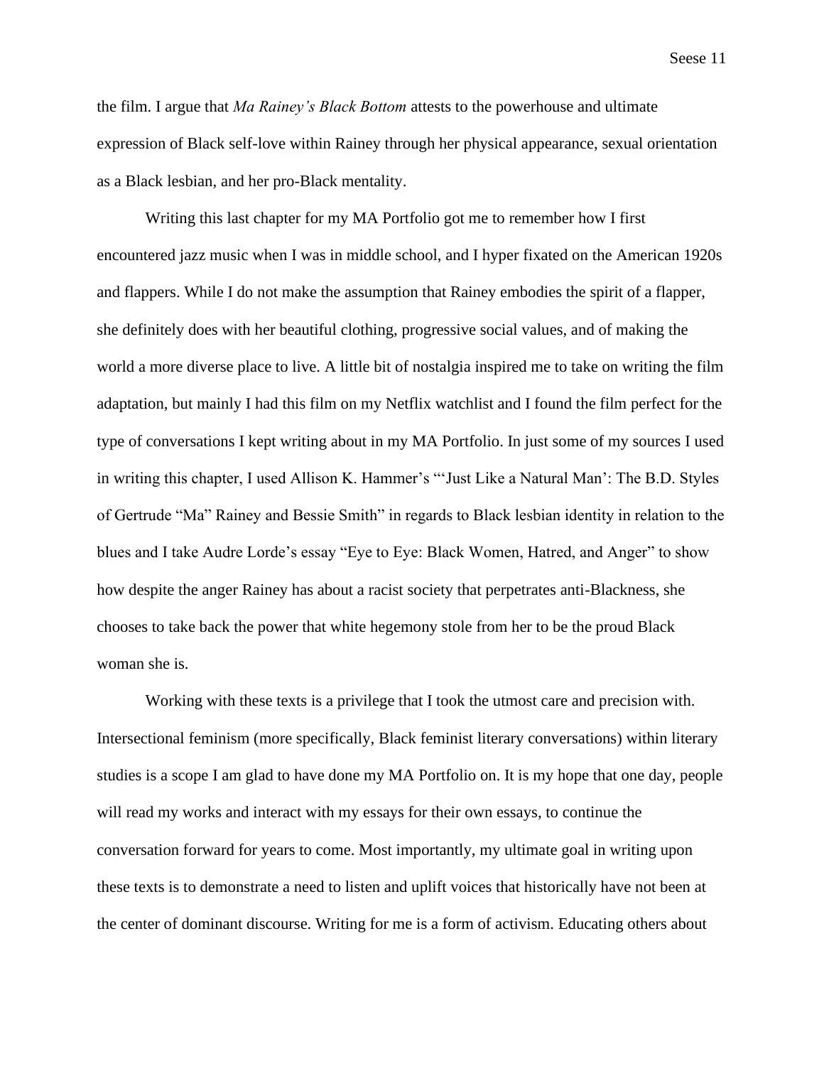the film. I argue that *Ma Rainey's Black Bottom* attests to the powerhouse and ultimate expression of Black self-love within Rainey through her physical appearance, sexual orientation as a Black lesbian, and her pro-Black mentality.

Writing this last chapter for my MA Portfolio got me to remember how I first encountered jazz music when I was in middle school, and I hyper fixated on the American 1920s and flappers. While I do not make the assumption that Rainey embodies the spirit of a flapper, she definitely does with her beautiful clothing, progressive social values, and of making the world a more diverse place to live. A little bit of nostalgia inspired me to take on writing the film adaptation, but mainly I had this film on my Netflix watchlist and I found the film perfect for the type of conversations I kept writing about in my MA Portfolio. In just some of my sources I used in writing this chapter, I used Allison K. Hammer's "'Just Like a Natural Man': The B.D. Styles of Gertrude "Ma" Rainey and Bessie Smith" in regards to Black lesbian identity in relation to the blues and I take Audre Lorde's essay "Eye to Eye: Black Women, Hatred, and Anger" to show how despite the anger Rainey has about a racist society that perpetrates anti-Blackness, she chooses to take back the power that white hegemony stole from her to be the proud Black woman she is.

Working with these texts is a privilege that I took the utmost care and precision with. Intersectional feminism (more specifically, Black feminist literary conversations) within literary studies is a scope I am glad to have done my MA Portfolio on. It is my hope that one day, people will read my works and interact with my essays for their own essays, to continue the conversation forward for years to come. Most importantly, my ultimate goal in writing upon these texts is to demonstrate a need to listen and uplift voices that historically have not been at the center of dominant discourse. Writing for me is a form of activism. Educating others about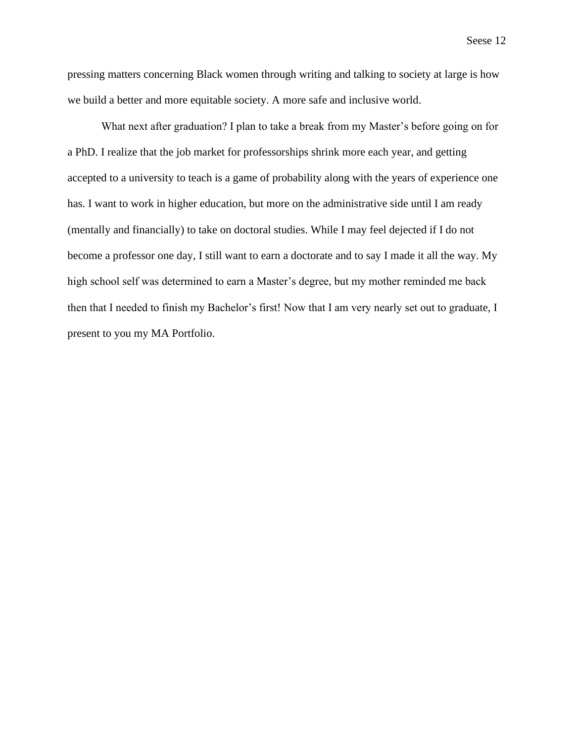pressing matters concerning Black women through writing and talking to society at large is how we build a better and more equitable society. A more safe and inclusive world.

What next after graduation? I plan to take a break from my Master's before going on for a PhD. I realize that the job market for professorships shrink more each year, and getting accepted to a university to teach is a game of probability along with the years of experience one has. I want to work in higher education, but more on the administrative side until I am ready (mentally and financially) to take on doctoral studies. While I may feel dejected if I do not become a professor one day, I still want to earn a doctorate and to say I made it all the way. My high school self was determined to earn a Master's degree, but my mother reminded me back then that I needed to finish my Bachelor's first! Now that I am very nearly set out to graduate, I present to you my MA Portfolio.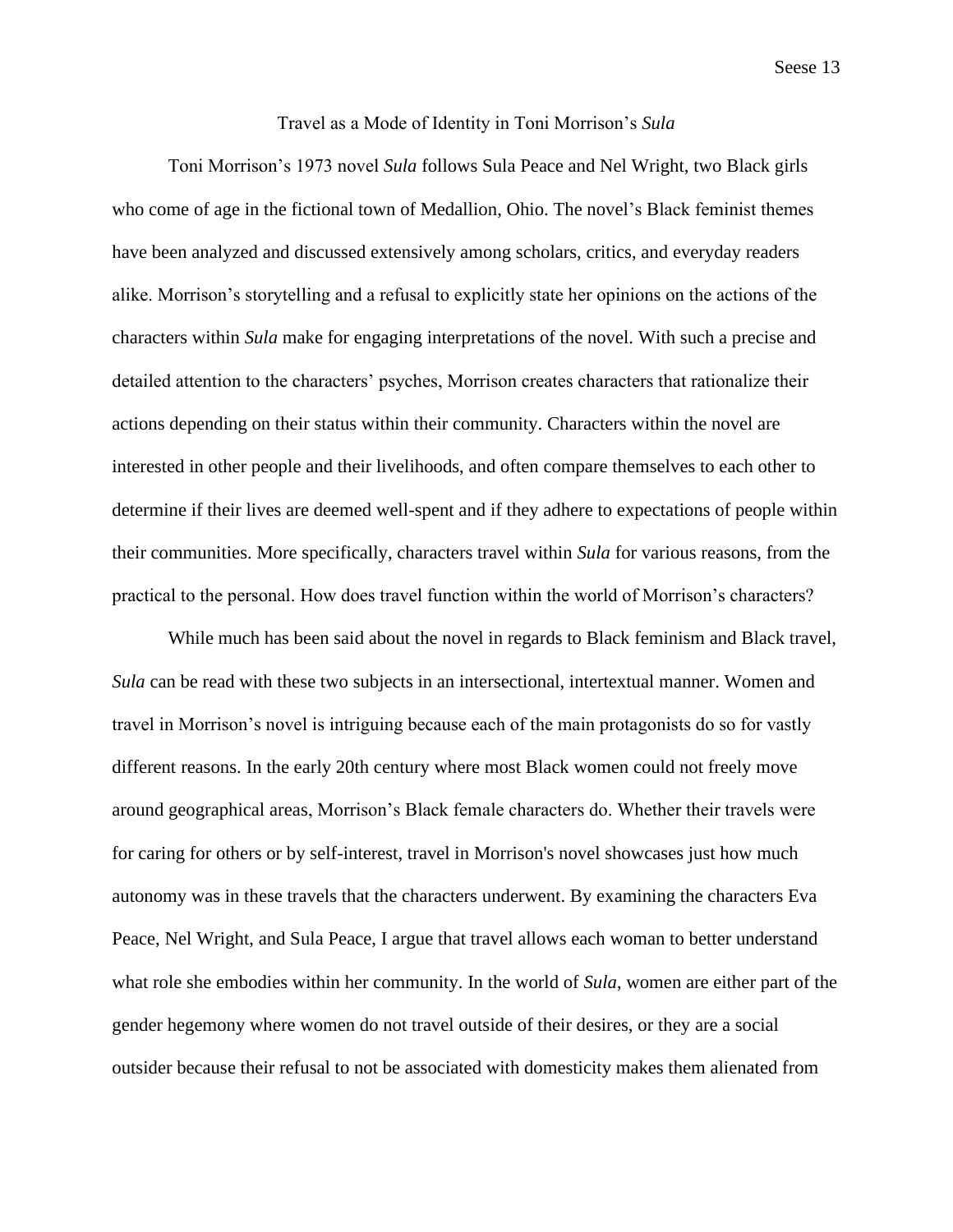# Travel as a Mode of Identity in Toni Morrison's *Sula*

Toni Morrison's 1973 novel *Sula* follows Sula Peace and Nel Wright, two Black girls who come of age in the fictional town of Medallion, Ohio. The novel's Black feminist themes have been analyzed and discussed extensively among scholars, critics, and everyday readers alike. Morrison's storytelling and a refusal to explicitly state her opinions on the actions of the characters within *Sula* make for engaging interpretations of the novel. With such a precise and detailed attention to the characters' psyches, Morrison creates characters that rationalize their actions depending on their status within their community. Characters within the novel are interested in other people and their livelihoods, and often compare themselves to each other to determine if their lives are deemed well-spent and if they adhere to expectations of people within their communities. More specifically, characters travel within *Sula* for various reasons, from the practical to the personal. How does travel function within the world of Morrison's characters?

While much has been said about the novel in regards to Black feminism and Black travel, *Sula* can be read with these two subjects in an intersectional, intertextual manner. Women and travel in Morrison's novel is intriguing because each of the main protagonists do so for vastly different reasons. In the early 20th century where most Black women could not freely move around geographical areas, Morrison's Black female characters do. Whether their travels were for caring for others or by self-interest, travel in Morrison's novel showcases just how much autonomy was in these travels that the characters underwent. By examining the characters Eva Peace, Nel Wright, and Sula Peace, I argue that travel allows each woman to better understand what role she embodies within her community. In the world of *Sula*, women are either part of the gender hegemony where women do not travel outside of their desires, or they are a social outsider because their refusal to not be associated with domesticity makes them alienated from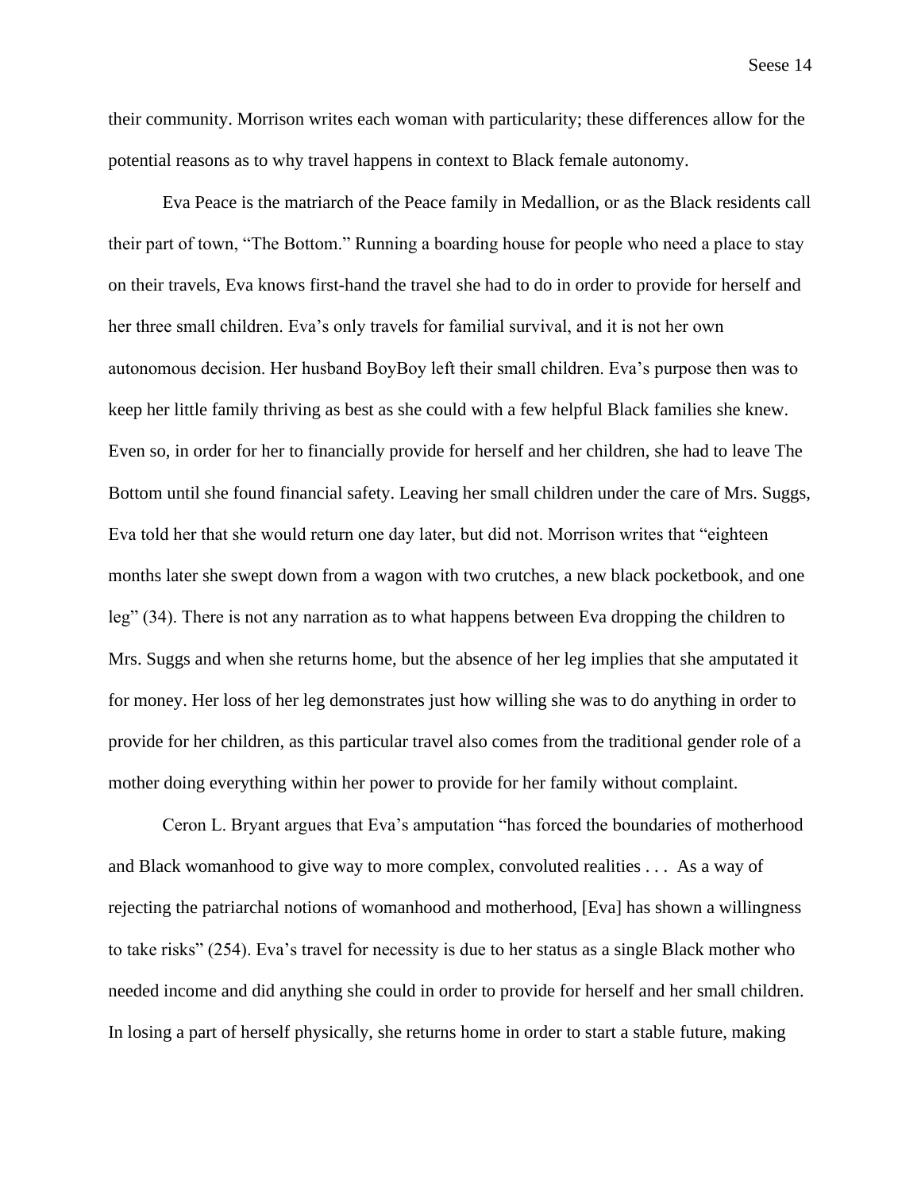their community. Morrison writes each woman with particularity; these differences allow for the potential reasons as to why travel happens in context to Black female autonomy.

Eva Peace is the matriarch of the Peace family in Medallion, or as the Black residents call their part of town, "The Bottom." Running a boarding house for people who need a place to stay on their travels, Eva knows first-hand the travel she had to do in order to provide for herself and her three small children. Eva's only travels for familial survival, and it is not her own autonomous decision. Her husband BoyBoy left their small children. Eva's purpose then was to keep her little family thriving as best as she could with a few helpful Black families she knew. Even so, in order for her to financially provide for herself and her children, she had to leave The Bottom until she found financial safety. Leaving her small children under the care of Mrs. Suggs, Eva told her that she would return one day later, but did not. Morrison writes that "eighteen months later she swept down from a wagon with two crutches, a new black pocketbook, and one leg" (34). There is not any narration as to what happens between Eva dropping the children to Mrs. Suggs and when she returns home, but the absence of her leg implies that she amputated it for money. Her loss of her leg demonstrates just how willing she was to do anything in order to provide for her children, as this particular travel also comes from the traditional gender role of a mother doing everything within her power to provide for her family without complaint.

Ceron L. Bryant argues that Eva's amputation "has forced the boundaries of motherhood and Black womanhood to give way to more complex, convoluted realities . . . As a way of rejecting the patriarchal notions of womanhood and motherhood, [Eva] has shown a willingness to take risks" (254). Eva's travel for necessity is due to her status as a single Black mother who needed income and did anything she could in order to provide for herself and her small children. In losing a part of herself physically, she returns home in order to start a stable future, making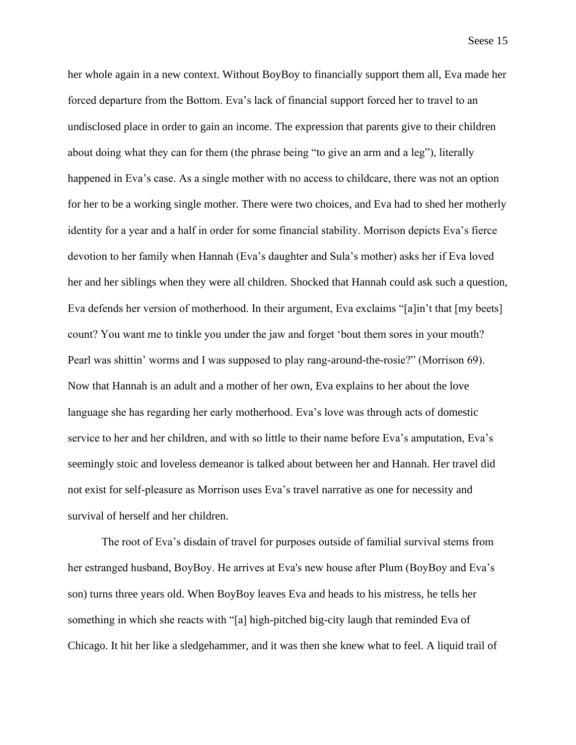her whole again in a new context. Without BoyBoy to financially support them all, Eva made her forced departure from the Bottom. Eva's lack of financial support forced her to travel to an undisclosed place in order to gain an income. The expression that parents give to their children about doing what they can for them (the phrase being "to give an arm and a leg"), literally happened in Eva's case. As a single mother with no access to childcare, there was not an option for her to be a working single mother. There were two choices, and Eva had to shed her motherly identity for a year and a half in order for some financial stability. Morrison depicts Eva's fierce devotion to her family when Hannah (Eva's daughter and Sula's mother) asks her if Eva loved her and her siblings when they were all children. Shocked that Hannah could ask such a question, Eva defends her version of motherhood. In their argument, Eva exclaims "[a]in't that [my beets] count? You want me to tinkle you under the jaw and forget 'bout them sores in your mouth? Pearl was shittin' worms and I was supposed to play rang-around-the-rosie?" (Morrison 69). Now that Hannah is an adult and a mother of her own, Eva explains to her about the love language she has regarding her early motherhood. Eva's love was through acts of domestic service to her and her children, and with so little to their name before Eva's amputation, Eva's seemingly stoic and loveless demeanor is talked about between her and Hannah. Her travel did not exist for self-pleasure as Morrison uses Eva's travel narrative as one for necessity and survival of herself and her children.

The root of Eva's disdain of travel for purposes outside of familial survival stems from her estranged husband, BoyBoy. He arrives at Eva's new house after Plum (BoyBoy and Eva's son) turns three years old. When BoyBoy leaves Eva and heads to his mistress, he tells her something in which she reacts with "[a] high-pitched big-city laugh that reminded Eva of Chicago. It hit her like a sledgehammer, and it was then she knew what to feel. A liquid trail of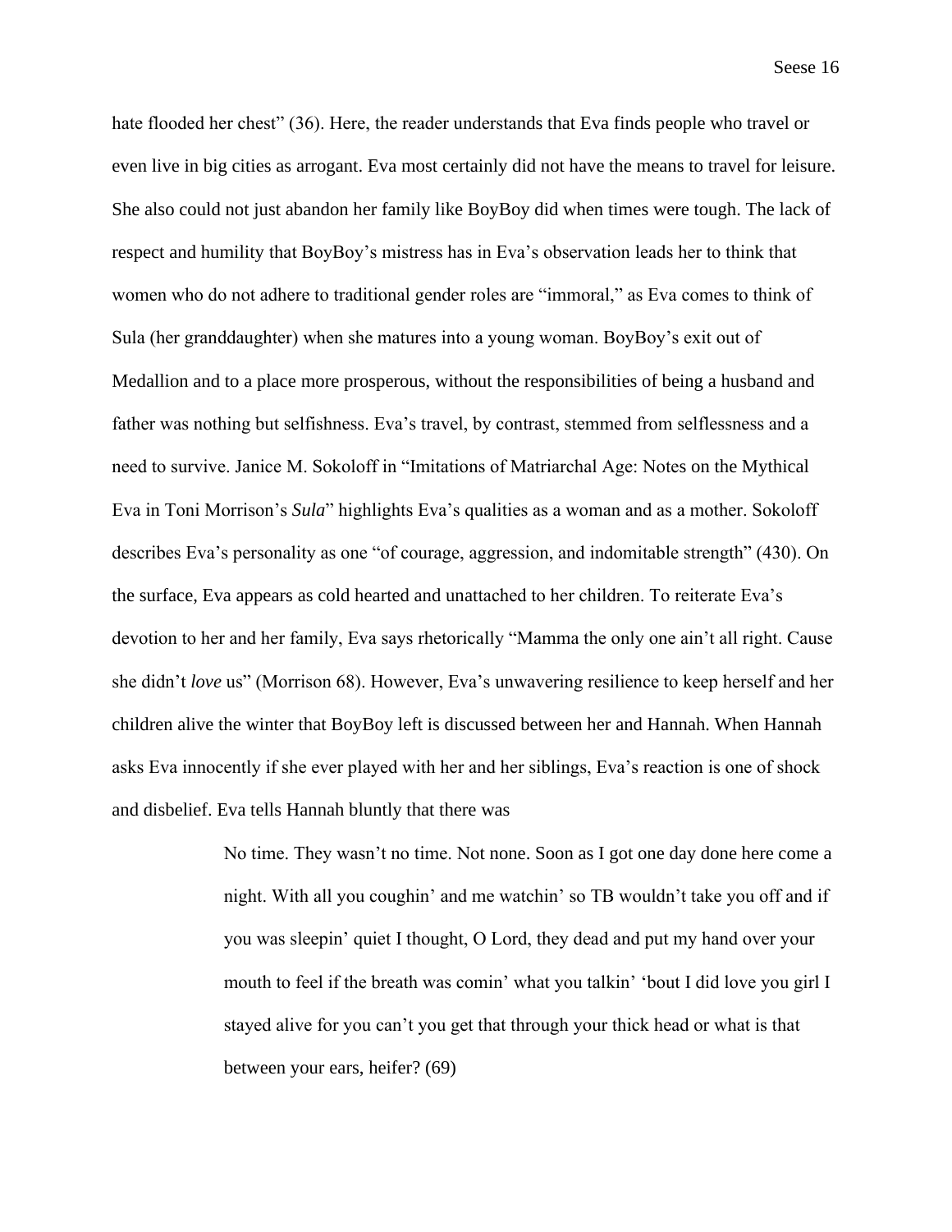hate flooded her chest" (36). Here, the reader understands that Eva finds people who travel or even live in big cities as arrogant. Eva most certainly did not have the means to travel for leisure. She also could not just abandon her family like BoyBoy did when times were tough. The lack of respect and humility that BoyBoy's mistress has in Eva's observation leads her to think that women who do not adhere to traditional gender roles are "immoral," as Eva comes to think of Sula (her granddaughter) when she matures into a young woman. BoyBoy's exit out of Medallion and to a place more prosperous, without the responsibilities of being a husband and father was nothing but selfishness. Eva's travel, by contrast, stemmed from selflessness and a need to survive. Janice M. Sokoloff in "Imitations of Matriarchal Age: Notes on the Mythical Eva in Toni Morrison's *Sula*" highlights Eva's qualities as a woman and as a mother. Sokoloff describes Eva's personality as one "of courage, aggression, and indomitable strength" (430). On the surface, Eva appears as cold hearted and unattached to her children. To reiterate Eva's devotion to her and her family, Eva says rhetorically "Mamma the only one ain't all right. Cause she didn't *love* us" (Morrison 68). However, Eva's unwavering resilience to keep herself and her children alive the winter that BoyBoy left is discussed between her and Hannah. When Hannah asks Eva innocently if she ever played with her and her siblings, Eva's reaction is one of shock and disbelief. Eva tells Hannah bluntly that there was

> No time. They wasn't no time. Not none. Soon as I got one day done here come a night. With all you coughin' and me watchin' so TB wouldn't take you off and if you was sleepin' quiet I thought, O Lord, they dead and put my hand over your mouth to feel if the breath was comin' what you talkin' 'bout I did love you girl I stayed alive for you can't you get that through your thick head or what is that between your ears, heifer? (69)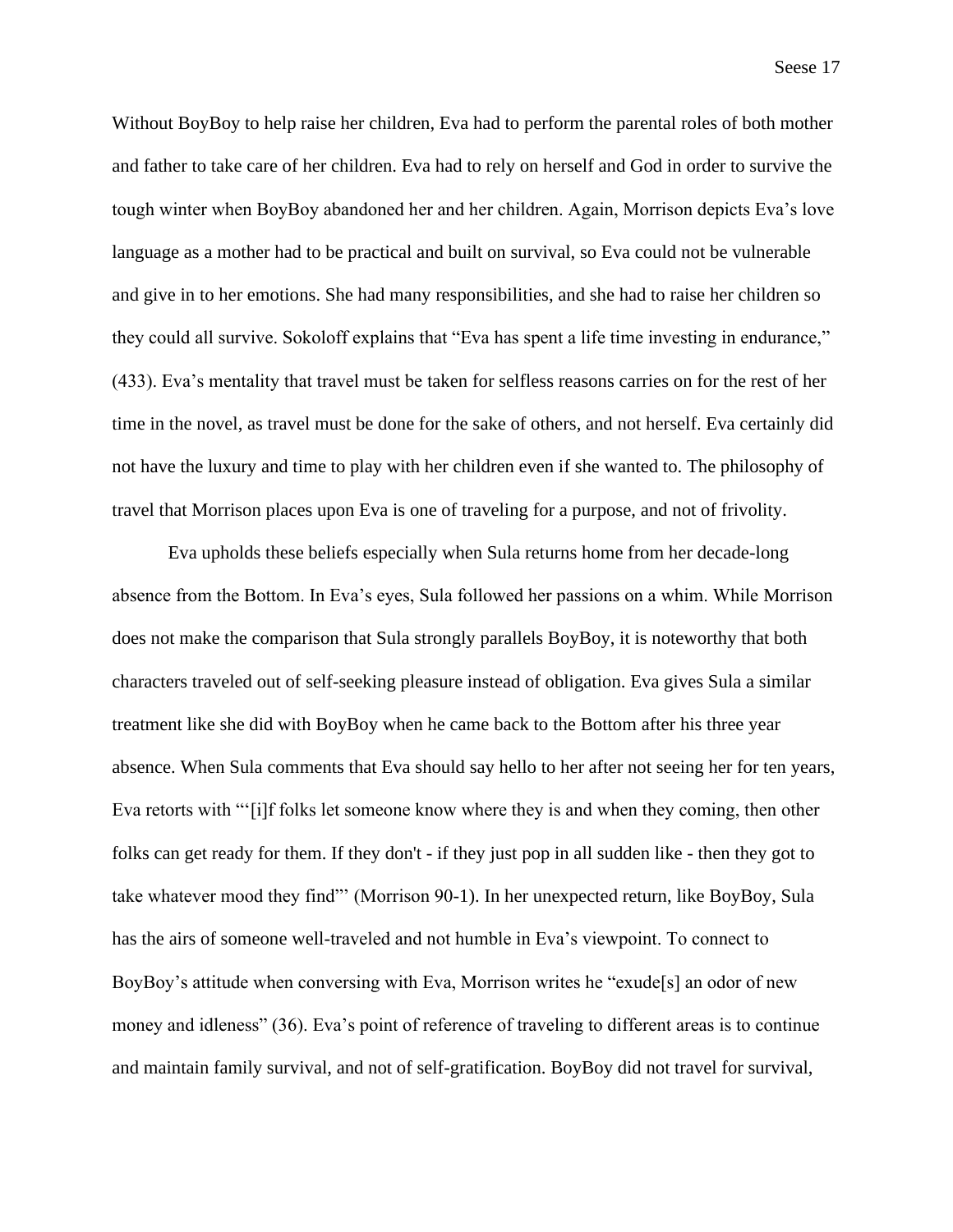Without BoyBoy to help raise her children, Eva had to perform the parental roles of both mother and father to take care of her children. Eva had to rely on herself and God in order to survive the tough winter when BoyBoy abandoned her and her children. Again, Morrison depicts Eva's love language as a mother had to be practical and built on survival, so Eva could not be vulnerable and give in to her emotions. She had many responsibilities, and she had to raise her children so they could all survive. Sokoloff explains that "Eva has spent a life time investing in endurance," (433). Eva's mentality that travel must be taken for selfless reasons carries on for the rest of her time in the novel, as travel must be done for the sake of others, and not herself. Eva certainly did not have the luxury and time to play with her children even if she wanted to. The philosophy of travel that Morrison places upon Eva is one of traveling for a purpose, and not of frivolity.

Eva upholds these beliefs especially when Sula returns home from her decade-long absence from the Bottom. In Eva's eyes, Sula followed her passions on a whim. While Morrison does not make the comparison that Sula strongly parallels BoyBoy, it is noteworthy that both characters traveled out of self-seeking pleasure instead of obligation. Eva gives Sula a similar treatment like she did with BoyBoy when he came back to the Bottom after his three year absence. When Sula comments that Eva should say hello to her after not seeing her for ten years, Eva retorts with "'[i]f folks let someone know where they is and when they coming, then other folks can get ready for them. If they don't - if they just pop in all sudden like - then they got to take whatever mood they find'" (Morrison 90-1). In her unexpected return, like BoyBoy, Sula has the airs of someone well-traveled and not humble in Eva's viewpoint. To connect to BoyBoy's attitude when conversing with Eva, Morrison writes he "exude[s] an odor of new money and idleness" (36). Eva's point of reference of traveling to different areas is to continue and maintain family survival, and not of self-gratification. BoyBoy did not travel for survival,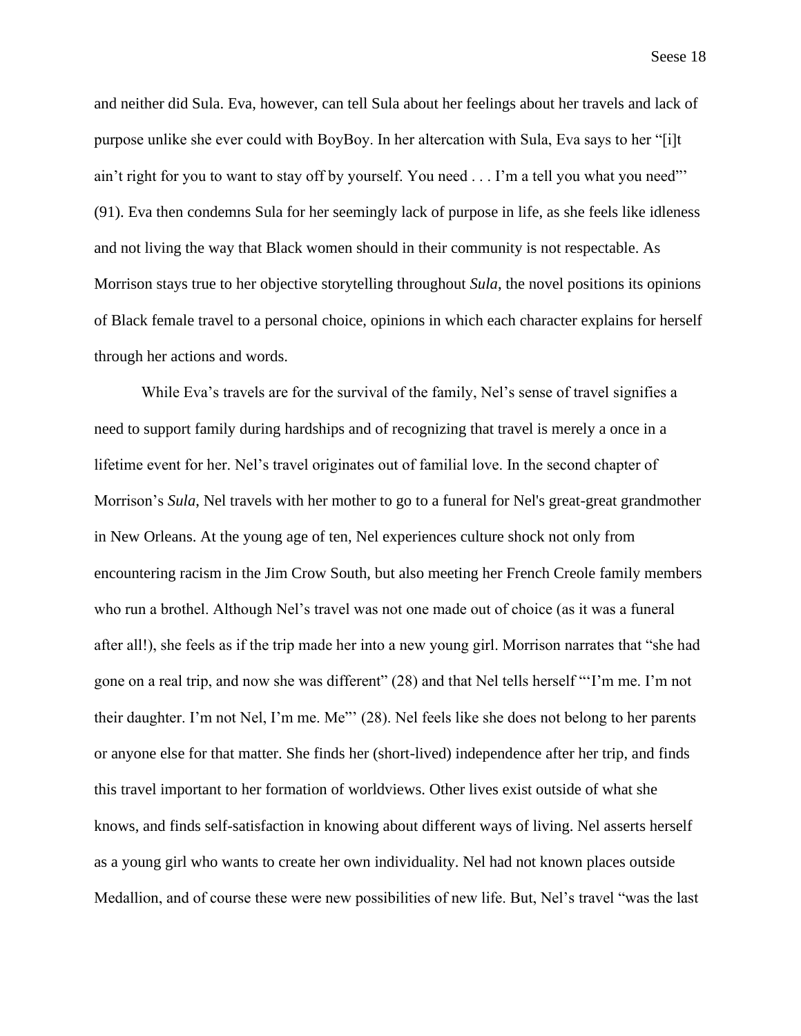and neither did Sula. Eva, however, can tell Sula about her feelings about her travels and lack of purpose unlike she ever could with BoyBoy. In her altercation with Sula, Eva says to her "[i]t ain't right for you to want to stay off by yourself. You need . . . I'm a tell you what you need"' (91). Eva then condemns Sula for her seemingly lack of purpose in life, as she feels like idleness and not living the way that Black women should in their community is not respectable. As Morrison stays true to her objective storytelling throughout *Sula*, the novel positions its opinions of Black female travel to a personal choice, opinions in which each character explains for herself through her actions and words.

While Eva's travels are for the survival of the family, Nel's sense of travel signifies a need to support family during hardships and of recognizing that travel is merely a once in a lifetime event for her. Nel's travel originates out of familial love. In the second chapter of Morrison's *Sula*, Nel travels with her mother to go to a funeral for Nel's great-great grandmother in New Orleans. At the young age of ten, Nel experiences culture shock not only from encountering racism in the Jim Crow South, but also meeting her French Creole family members who run a brothel. Although Nel's travel was not one made out of choice (as it was a funeral after all!), she feels as if the trip made her into a new young girl. Morrison narrates that "she had gone on a real trip, and now she was different" (28) and that Nel tells herself "'I'm me. I'm not their daughter. I'm not Nel, I'm me. Me"' (28). Nel feels like she does not belong to her parents or anyone else for that matter. She finds her (short-lived) independence after her trip, and finds this travel important to her formation of worldviews. Other lives exist outside of what she knows, and finds self-satisfaction in knowing about different ways of living. Nel asserts herself as a young girl who wants to create her own individuality. Nel had not known places outside Medallion, and of course these were new possibilities of new life. But, Nel's travel "was the last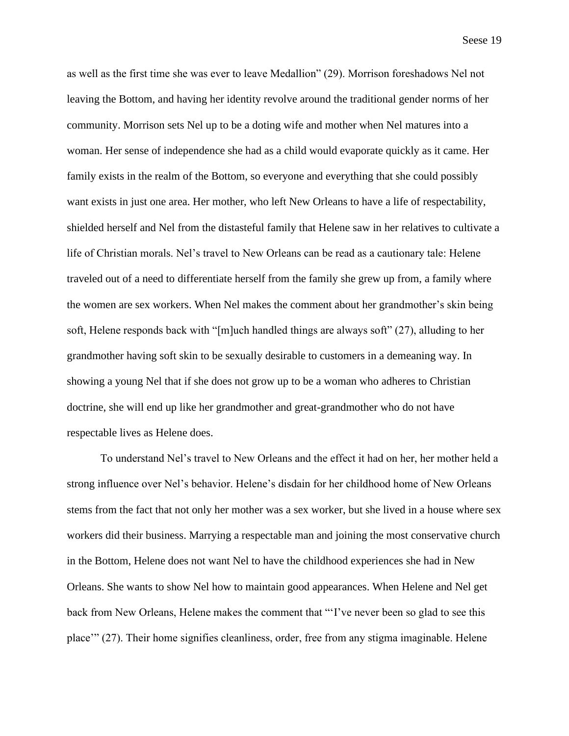as well as the first time she was ever to leave Medallion" (29). Morrison foreshadows Nel not leaving the Bottom, and having her identity revolve around the traditional gender norms of her community. Morrison sets Nel up to be a doting wife and mother when Nel matures into a woman. Her sense of independence she had as a child would evaporate quickly as it came. Her family exists in the realm of the Bottom, so everyone and everything that she could possibly want exists in just one area. Her mother, who left New Orleans to have a life of respectability, shielded herself and Nel from the distasteful family that Helene saw in her relatives to cultivate a life of Christian morals. Nel's travel to New Orleans can be read as a cautionary tale: Helene traveled out of a need to differentiate herself from the family she grew up from, a family where the women are sex workers. When Nel makes the comment about her grandmother's skin being soft, Helene responds back with "[m]uch handled things are always soft" (27), alluding to her grandmother having soft skin to be sexually desirable to customers in a demeaning way. In showing a young Nel that if she does not grow up to be a woman who adheres to Christian doctrine, she will end up like her grandmother and great-grandmother who do not have respectable lives as Helene does.

To understand Nel's travel to New Orleans and the effect it had on her, her mother held a strong influence over Nel's behavior. Helene's disdain for her childhood home of New Orleans stems from the fact that not only her mother was a sex worker, but she lived in a house where sex workers did their business. Marrying a respectable man and joining the most conservative church in the Bottom, Helene does not want Nel to have the childhood experiences she had in New Orleans. She wants to show Nel how to maintain good appearances. When Helene and Nel get back from New Orleans, Helene makes the comment that "'I've never been so glad to see this place'" (27). Their home signifies cleanliness, order, free from any stigma imaginable. Helene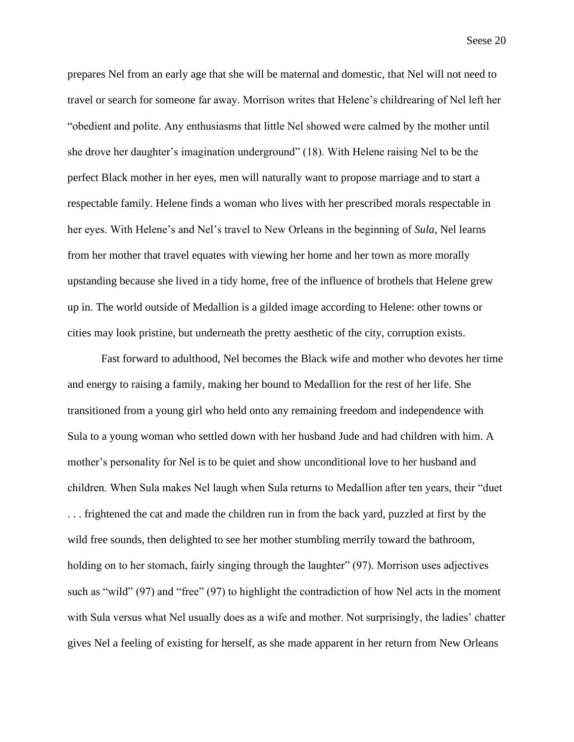prepares Nel from an early age that she will be maternal and domestic, that Nel will not need to travel or search for someone far away. Morrison writes that Helene's childrearing of Nel left her "obedient and polite. Any enthusiasms that little Nel showed were calmed by the mother until she drove her daughter's imagination underground" (18). With Helene raising Nel to be the perfect Black mother in her eyes, men will naturally want to propose marriage and to start a respectable family. Helene finds a woman who lives with her prescribed morals respectable in her eyes. With Helene's and Nel's travel to New Orleans in the beginning of *Sula*, Nel learns from her mother that travel equates with viewing her home and her town as more morally upstanding because she lived in a tidy home, free of the influence of brothels that Helene grew up in. The world outside of Medallion is a gilded image according to Helene: other towns or cities may look pristine, but underneath the pretty aesthetic of the city, corruption exists.

Fast forward to adulthood, Nel becomes the Black wife and mother who devotes her time and energy to raising a family, making her bound to Medallion for the rest of her life. She transitioned from a young girl who held onto any remaining freedom and independence with Sula to a young woman who settled down with her husband Jude and had children with him. A mother's personality for Nel is to be quiet and show unconditional love to her husband and children. When Sula makes Nel laugh when Sula returns to Medallion after ten years, their "duet . . . frightened the cat and made the children run in from the back yard, puzzled at first by the wild free sounds, then delighted to see her mother stumbling merrily toward the bathroom, holding on to her stomach, fairly singing through the laughter" (97). Morrison uses adjectives such as "wild" (97) and "free" (97) to highlight the contradiction of how Nel acts in the moment with Sula versus what Nel usually does as a wife and mother. Not surprisingly, the ladies' chatter gives Nel a feeling of existing for herself, as she made apparent in her return from New Orleans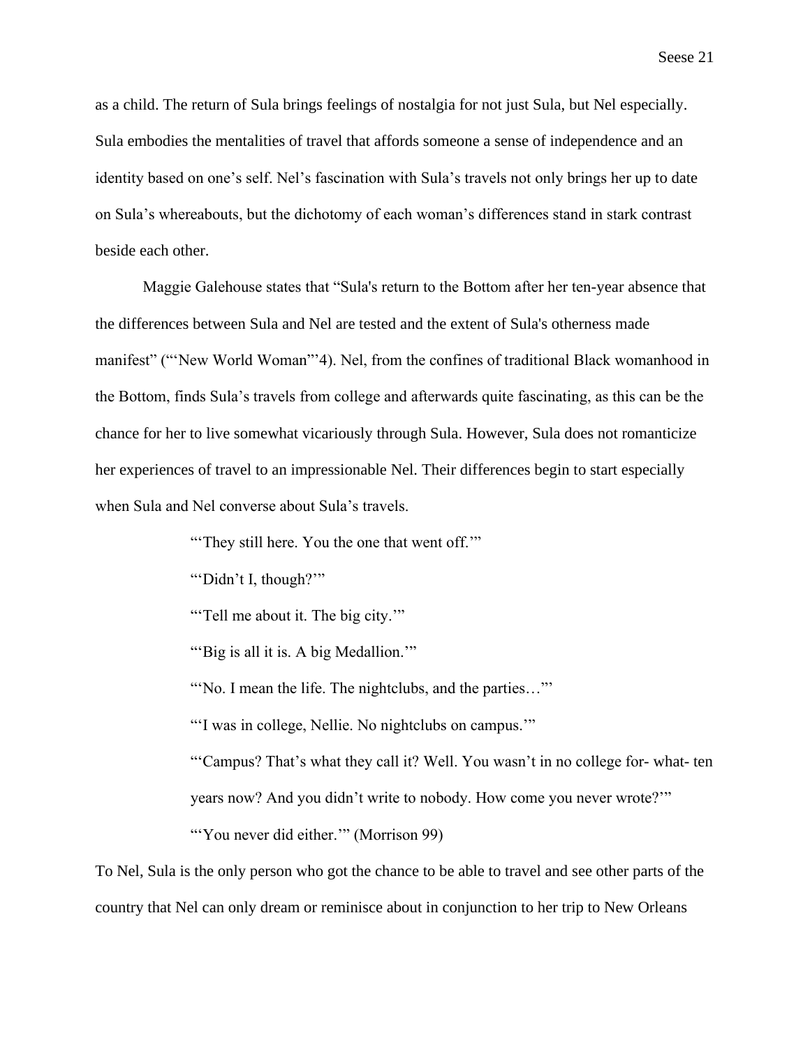as a child. The return of Sula brings feelings of nostalgia for not just Sula, but Nel especially. Sula embodies the mentalities of travel that affords someone a sense of independence and an identity based on one's self. Nel's fascination with Sula's travels not only brings her up to date on Sula's whereabouts, but the dichotomy of each woman's differences stand in stark contrast beside each other.

Maggie Galehouse states that "Sula's return to the Bottom after her ten-year absence that the differences between Sula and Nel are tested and the extent of Sula's otherness made manifest" ("'New World Woman"'4). Nel, from the confines of traditional Black womanhood in the Bottom, finds Sula's travels from college and afterwards quite fascinating, as this can be the chance for her to live somewhat vicariously through Sula. However, Sula does not romanticize her experiences of travel to an impressionable Nel. Their differences begin to start especially when Sula and Nel converse about Sula's travels.

> "'They still here. You the one that went off.'"
>
> "'Didn't I, though?'"
>
> "'Tell me about it. The big city.'"
>
> "'Big is all it is. A big Medallion.'"
>
> "'No. I mean the life. The nightclubs, and the parties…'"
>
> "'I was in college, Nellie. No nightclubs on campus.'"
>
> "'Campus? That's what they call it? Well. You wasn't in no college for- what- ten years now? And you didn't write to nobody. How come you never wrote?'"
>
> "'You never did either.'" (Morrison 99)

To Nel, Sula is the only person who got the chance to be able to travel and see other parts of the country that Nel can only dream or reminisce about in conjunction to her trip to New Orleans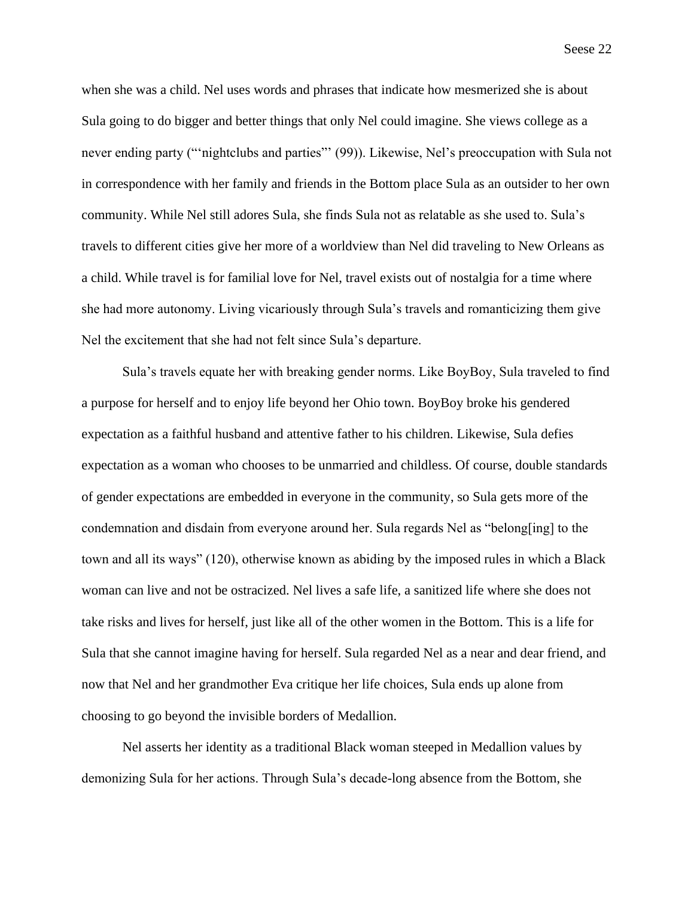when she was a child. Nel uses words and phrases that indicate how mesmerized she is about Sula going to do bigger and better things that only Nel could imagine. She views college as a never ending party ("'nightclubs and parties'" (99)). Likewise, Nel's preoccupation with Sula not in correspondence with her family and friends in the Bottom place Sula as an outsider to her own community. While Nel still adores Sula, she finds Sula not as relatable as she used to. Sula's travels to different cities give her more of a worldview than Nel did traveling to New Orleans as a child. While travel is for familial love for Nel, travel exists out of nostalgia for a time where she had more autonomy. Living vicariously through Sula's travels and romanticizing them give Nel the excitement that she had not felt since Sula's departure.

Sula's travels equate her with breaking gender norms. Like BoyBoy, Sula traveled to find a purpose for herself and to enjoy life beyond her Ohio town. BoyBoy broke his gendered expectation as a faithful husband and attentive father to his children. Likewise, Sula defies expectation as a woman who chooses to be unmarried and childless. Of course, double standards of gender expectations are embedded in everyone in the community, so Sula gets more of the condemnation and disdain from everyone around her. Sula regards Nel as "belong[ing] to the town and all its ways" (120), otherwise known as abiding by the imposed rules in which a Black woman can live and not be ostracized. Nel lives a safe life, a sanitized life where she does not take risks and lives for herself, just like all of the other women in the Bottom. This is a life for Sula that she cannot imagine having for herself. Sula regarded Nel as a near and dear friend, and now that Nel and her grandmother Eva critique her life choices, Sula ends up alone from choosing to go beyond the invisible borders of Medallion.

Nel asserts her identity as a traditional Black woman steeped in Medallion values by demonizing Sula for her actions. Through Sula's decade-long absence from the Bottom, she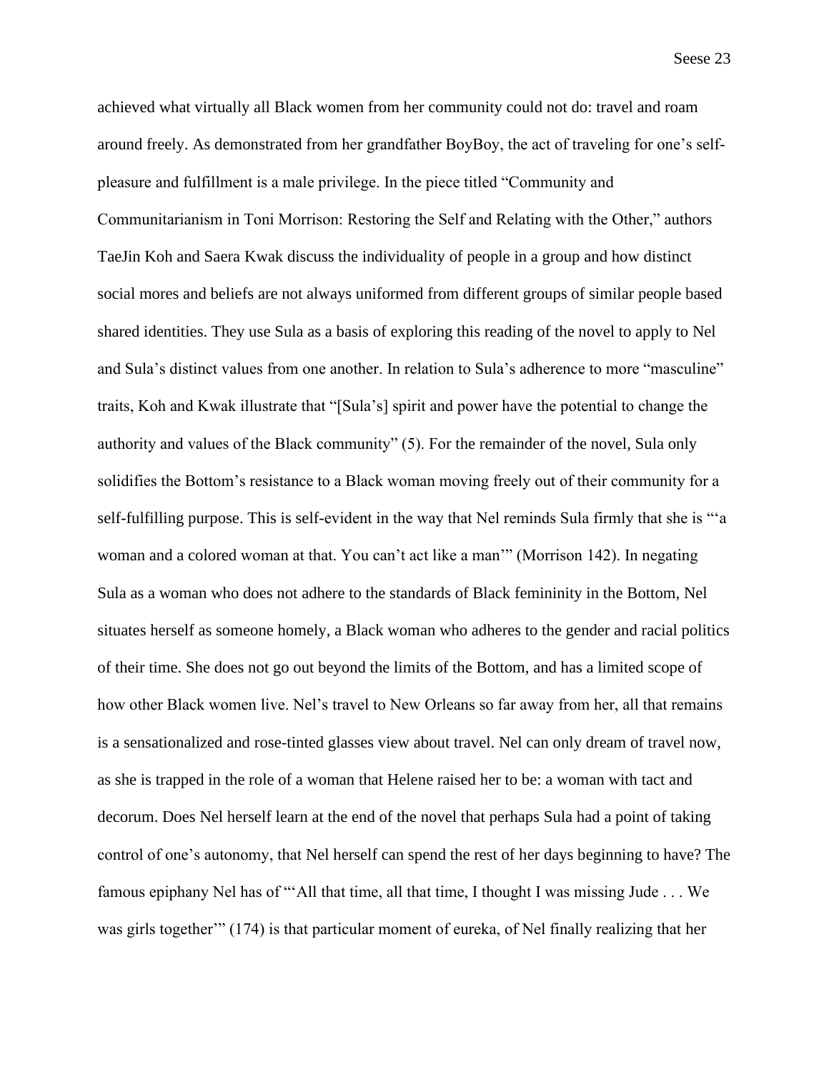achieved what virtually all Black women from her community could not do: travel and roam around freely. As demonstrated from her grandfather BoyBoy, the act of traveling for one's self-pleasure and fulfillment is a male privilege. In the piece titled "Community and Communitarianism in Toni Morrison: Restoring the Self and Relating with the Other," authors TaeJin Koh and Saera Kwak discuss the individuality of people in a group and how distinct social mores and beliefs are not always uniformed from different groups of similar people based shared identities. They use Sula as a basis of exploring this reading of the novel to apply to Nel and Sula's distinct values from one another. In relation to Sula's adherence to more "masculine" traits, Koh and Kwak illustrate that "[Sula's] spirit and power have the potential to change the authority and values of the Black community" (5). For the remainder of the novel, Sula only solidifies the Bottom's resistance to a Black woman moving freely out of their community for a self-fulfilling purpose. This is self-evident in the way that Nel reminds Sula firmly that she is "'a woman and a colored woman at that. You can't act like a man'" (Morrison 142). In negating Sula as a woman who does not adhere to the standards of Black femininity in the Bottom, Nel situates herself as someone homely, a Black woman who adheres to the gender and racial politics of their time. She does not go out beyond the limits of the Bottom, and has a limited scope of how other Black women live. Nel's travel to New Orleans so far away from her, all that remains is a sensationalized and rose-tinted glasses view about travel. Nel can only dream of travel now, as she is trapped in the role of a woman that Helene raised her to be: a woman with tact and decorum. Does Nel herself learn at the end of the novel that perhaps Sula had a point of taking control of one's autonomy, that Nel herself can spend the rest of her days beginning to have? The famous epiphany Nel has of "'All that time, all that time, I thought I was missing Jude . . . We was girls together'" (174) is that particular moment of eureka, of Nel finally realizing that her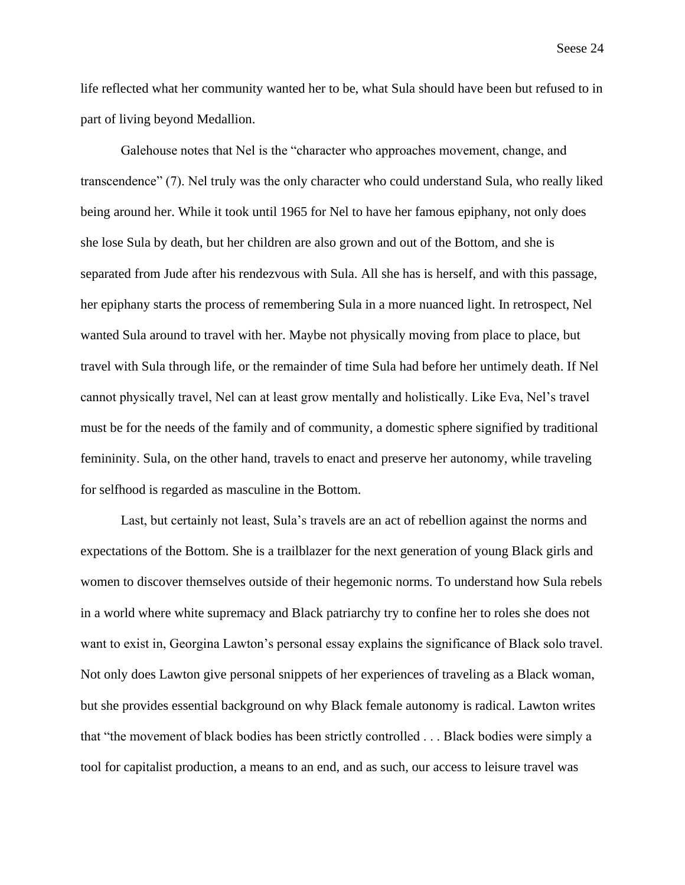life reflected what her community wanted her to be, what Sula should have been but refused to in part of living beyond Medallion.

Galehouse notes that Nel is the "character who approaches movement, change, and transcendence" (7). Nel truly was the only character who could understand Sula, who really liked being around her. While it took until 1965 for Nel to have her famous epiphany, not only does she lose Sula by death, but her children are also grown and out of the Bottom, and she is separated from Jude after his rendezvous with Sula. All she has is herself, and with this passage, her epiphany starts the process of remembering Sula in a more nuanced light. In retrospect, Nel wanted Sula around to travel with her. Maybe not physically moving from place to place, but travel with Sula through life, or the remainder of time Sula had before her untimely death. If Nel cannot physically travel, Nel can at least grow mentally and holistically. Like Eva, Nel's travel must be for the needs of the family and of community, a domestic sphere signified by traditional femininity. Sula, on the other hand, travels to enact and preserve her autonomy, while traveling for selfhood is regarded as masculine in the Bottom.

Last, but certainly not least, Sula's travels are an act of rebellion against the norms and expectations of the Bottom. She is a trailblazer for the next generation of young Black girls and women to discover themselves outside of their hegemonic norms. To understand how Sula rebels in a world where white supremacy and Black patriarchy try to confine her to roles she does not want to exist in, Georgina Lawton's personal essay explains the significance of Black solo travel. Not only does Lawton give personal snippets of her experiences of traveling as a Black woman, but she provides essential background on why Black female autonomy is radical. Lawton writes that "the movement of black bodies has been strictly controlled . . . Black bodies were simply a tool for capitalist production, a means to an end, and as such, our access to leisure travel was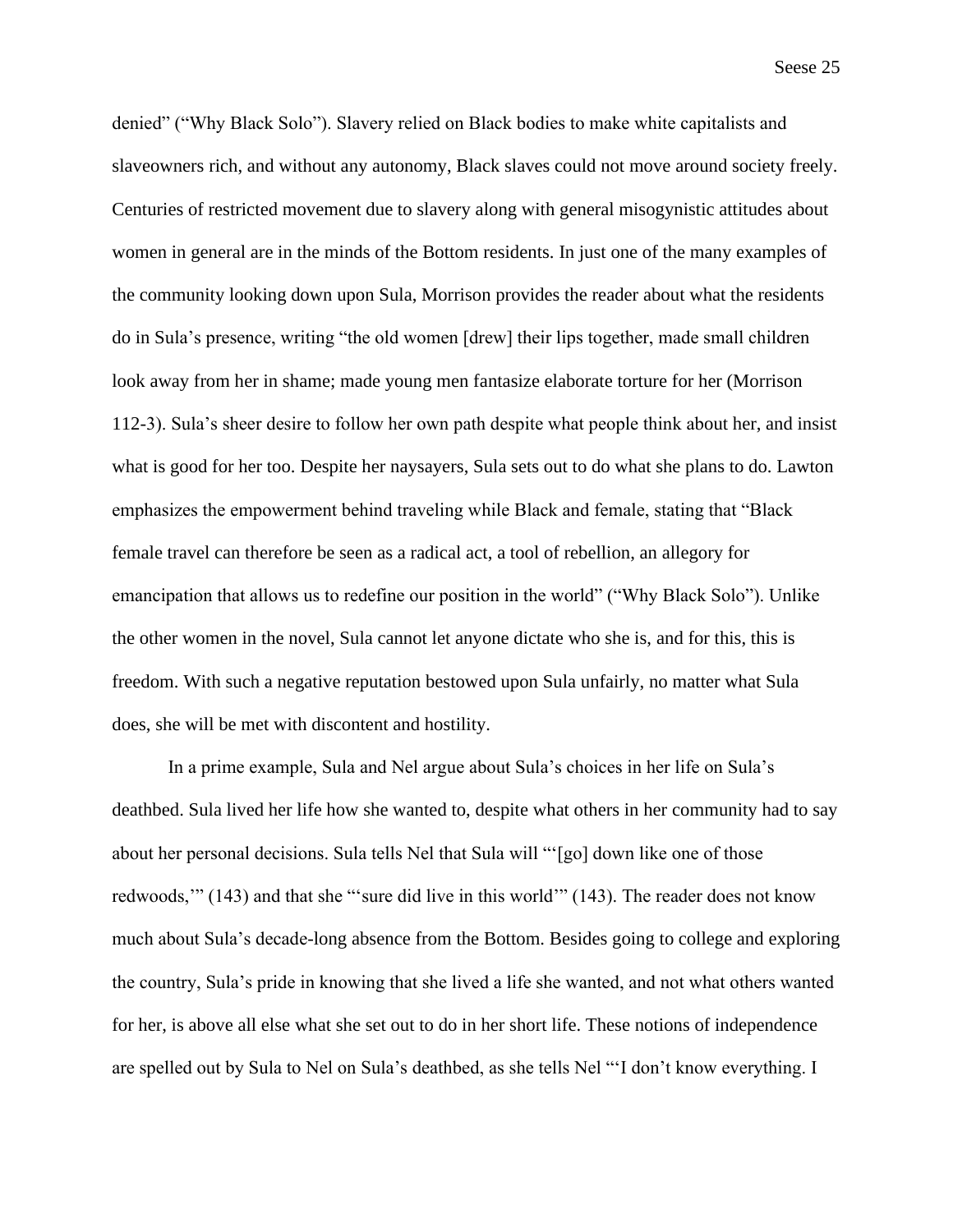denied" ("Why Black Solo"). Slavery relied on Black bodies to make white capitalists and slaveowners rich, and without any autonomy, Black slaves could not move around society freely. Centuries of restricted movement due to slavery along with general misogynistic attitudes about women in general are in the minds of the Bottom residents. In just one of the many examples of the community looking down upon Sula, Morrison provides the reader about what the residents do in Sula's presence, writing "the old women [drew] their lips together, made small children look away from her in shame; made young men fantasize elaborate torture for her (Morrison 112-3). Sula's sheer desire to follow her own path despite what people think about her, and insist what is good for her too. Despite her naysayers, Sula sets out to do what she plans to do. Lawton emphasizes the empowerment behind traveling while Black and female, stating that "Black female travel can therefore be seen as a radical act, a tool of rebellion, an allegory for emancipation that allows us to redefine our position in the world" ("Why Black Solo"). Unlike the other women in the novel, Sula cannot let anyone dictate who she is, and for this, this is freedom. With such a negative reputation bestowed upon Sula unfairly, no matter what Sula does, she will be met with discontent and hostility.

In a prime example, Sula and Nel argue about Sula's choices in her life on Sula's deathbed. Sula lived her life how she wanted to, despite what others in her community had to say about her personal decisions. Sula tells Nel that Sula will "'[go] down like one of those redwoods,'" (143) and that she "'sure did live in this world'" (143). The reader does not know much about Sula's decade-long absence from the Bottom. Besides going to college and exploring the country, Sula's pride in knowing that she lived a life she wanted, and not what others wanted for her, is above all else what she set out to do in her short life. These notions of independence are spelled out by Sula to Nel on Sula's deathbed, as she tells Nel "'I don't know everything. I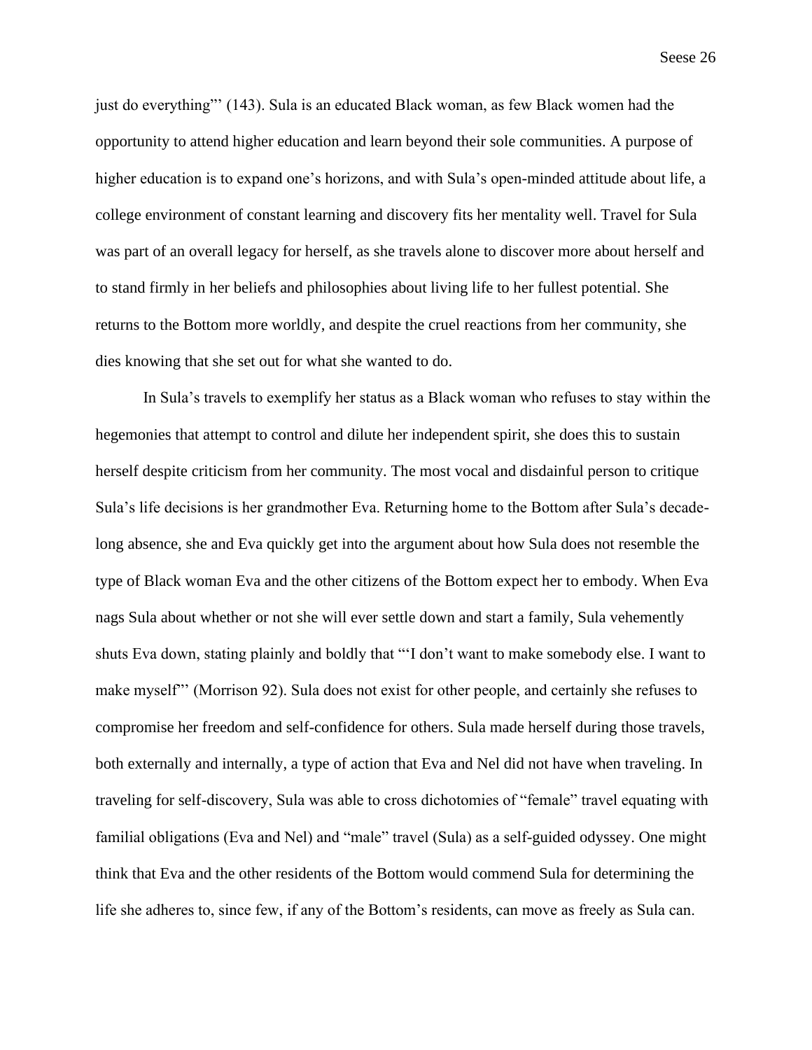just do everything"' (143). Sula is an educated Black woman, as few Black women had the opportunity to attend higher education and learn beyond their sole communities. A purpose of higher education is to expand one's horizons, and with Sula's open-minded attitude about life, a college environment of constant learning and discovery fits her mentality well. Travel for Sula was part of an overall legacy for herself, as she travels alone to discover more about herself and to stand firmly in her beliefs and philosophies about living life to her fullest potential. She returns to the Bottom more worldly, and despite the cruel reactions from her community, she dies knowing that she set out for what she wanted to do.

In Sula's travels to exemplify her status as a Black woman who refuses to stay within the hegemonies that attempt to control and dilute her independent spirit, she does this to sustain herself despite criticism from her community. The most vocal and disdainful person to critique Sula's life decisions is her grandmother Eva. Returning home to the Bottom after Sula's decade-long absence, she and Eva quickly get into the argument about how Sula does not resemble the type of Black woman Eva and the other citizens of the Bottom expect her to embody. When Eva nags Sula about whether or not she will ever settle down and start a family, Sula vehemently shuts Eva down, stating plainly and boldly that "'I don't want to make somebody else. I want to make myself"' (Morrison 92). Sula does not exist for other people, and certainly she refuses to compromise her freedom and self-confidence for others. Sula made herself during those travels, both externally and internally, a type of action that Eva and Nel did not have when traveling. In traveling for self-discovery, Sula was able to cross dichotomies of "female" travel equating with familial obligations (Eva and Nel) and "male" travel (Sula) as a self-guided odyssey. One might think that Eva and the other residents of the Bottom would commend Sula for determining the life she adheres to, since few, if any of the Bottom's residents, can move as freely as Sula can.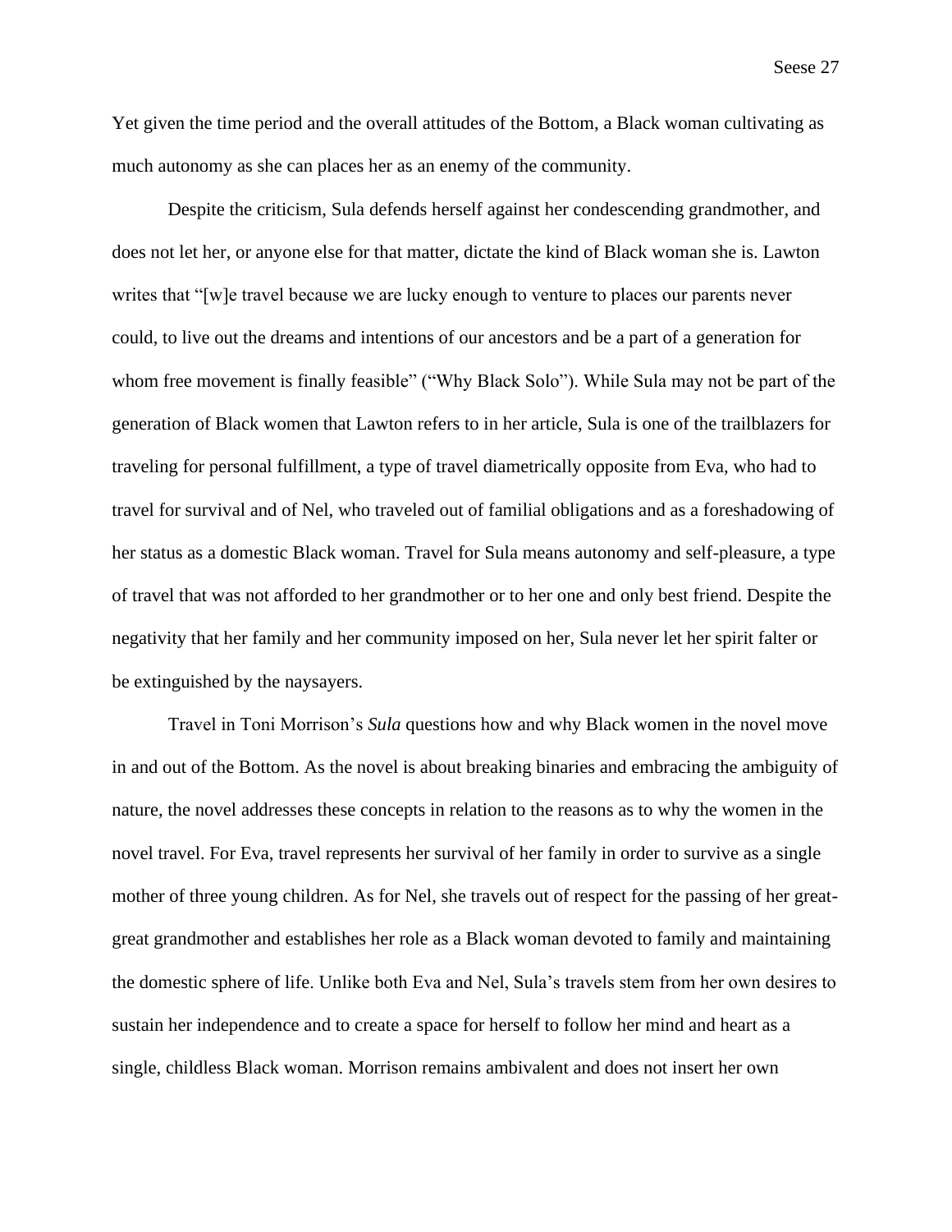Yet given the time period and the overall attitudes of the Bottom, a Black woman cultivating as much autonomy as she can places her as an enemy of the community.

Despite the criticism, Sula defends herself against her condescending grandmother, and does not let her, or anyone else for that matter, dictate the kind of Black woman she is. Lawton writes that "[w]e travel because we are lucky enough to venture to places our parents never could, to live out the dreams and intentions of our ancestors and be a part of a generation for whom free movement is finally feasible" ("Why Black Solo"). While Sula may not be part of the generation of Black women that Lawton refers to in her article, Sula is one of the trailblazers for traveling for personal fulfillment, a type of travel diametrically opposite from Eva, who had to travel for survival and of Nel, who traveled out of familial obligations and as a foreshadowing of her status as a domestic Black woman. Travel for Sula means autonomy and self-pleasure, a type of travel that was not afforded to her grandmother or to her one and only best friend. Despite the negativity that her family and her community imposed on her, Sula never let her spirit falter or be extinguished by the naysayers.

Travel in Toni Morrison's *Sula* questions how and why Black women in the novel move in and out of the Bottom. As the novel is about breaking binaries and embracing the ambiguity of nature, the novel addresses these concepts in relation to the reasons as to why the women in the novel travel. For Eva, travel represents her survival of her family in order to survive as a single mother of three young children. As for Nel, she travels out of respect for the passing of her great-great grandmother and establishes her role as a Black woman devoted to family and maintaining the domestic sphere of life. Unlike both Eva and Nel, Sula's travels stem from her own desires to sustain her independence and to create a space for herself to follow her mind and heart as a single, childless Black woman. Morrison remains ambivalent and does not insert her own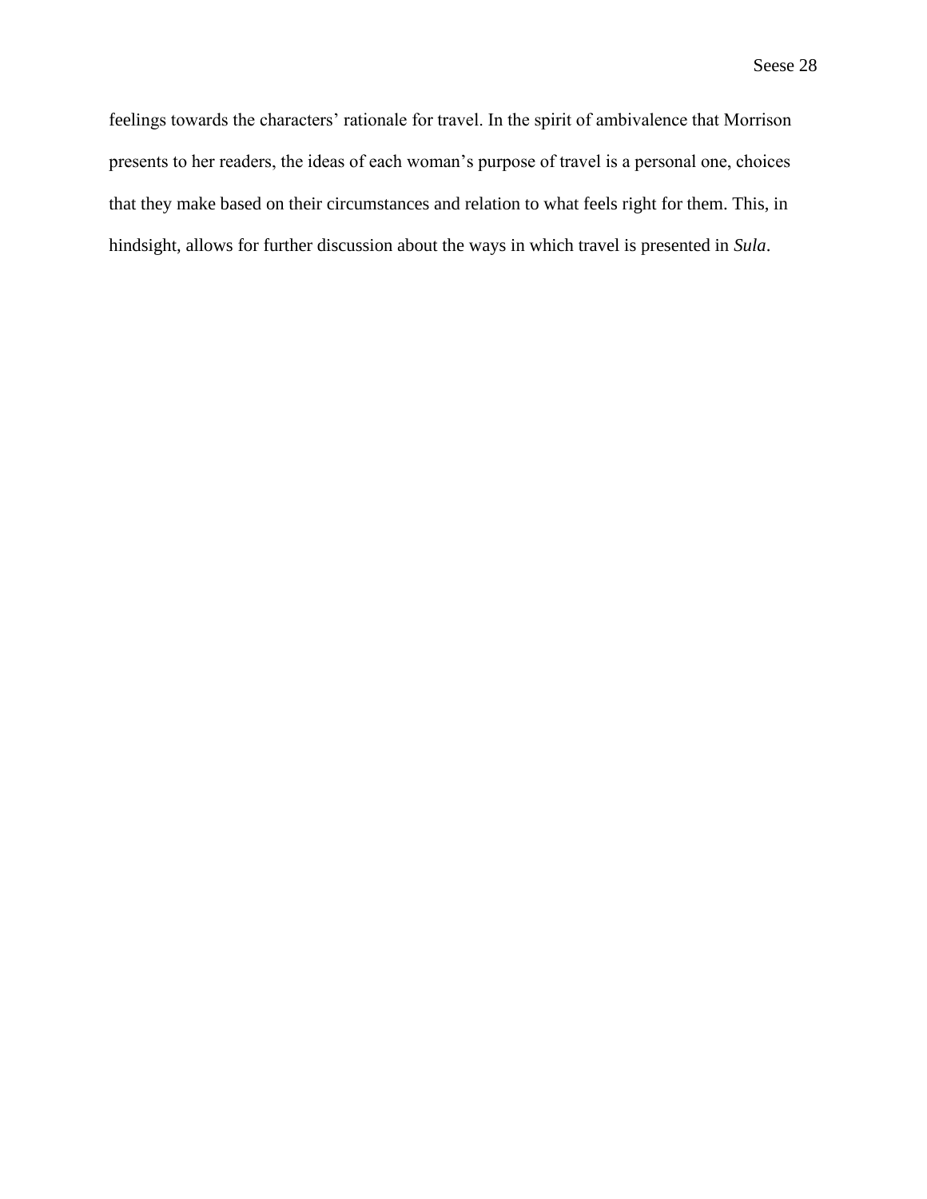feelings towards the characters' rationale for travel. In the spirit of ambivalence that Morrison presents to her readers, the ideas of each woman's purpose of travel is a personal one, choices that they make based on their circumstances and relation to what feels right for them. This, in hindsight, allows for further discussion about the ways in which travel is presented in *Sula*.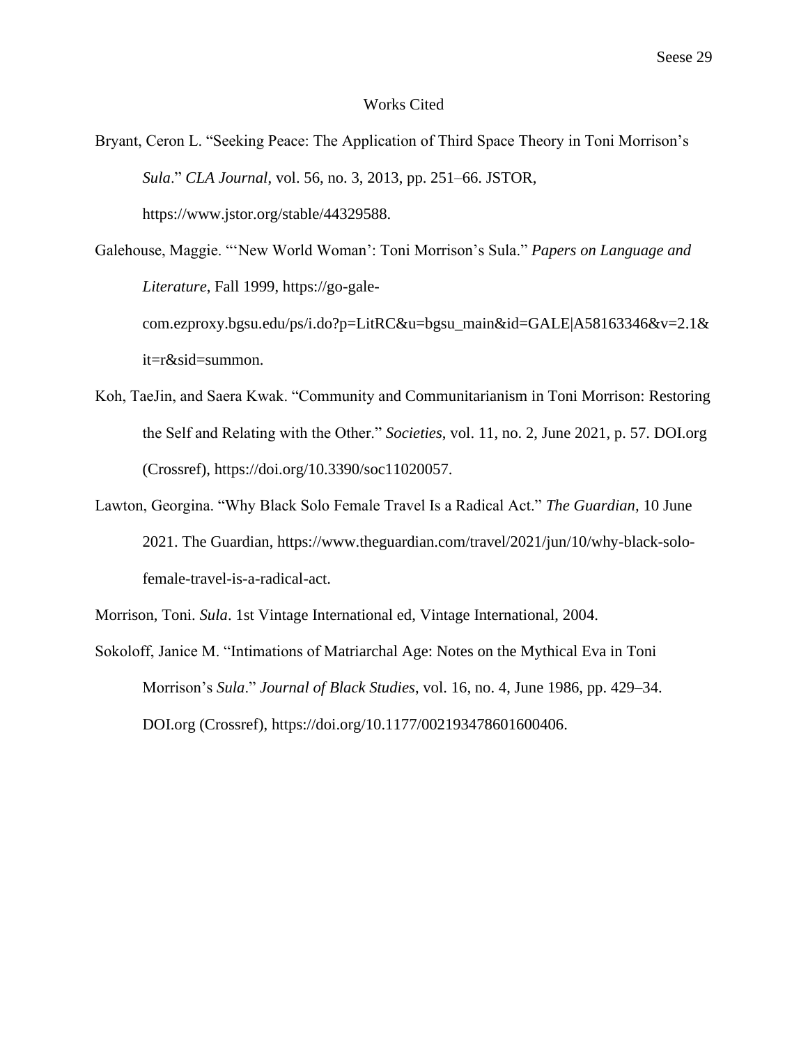# Works Cited

Bryant, Ceron L. "Seeking Peace: The Application of Third Space Theory in Toni Morrison's *Sula*." *CLA Journal*, vol. 56, no. 3, 2013, pp. 251–66. JSTOR, https://www.jstor.org/stable/44329588.

Galehouse, Maggie. "'New World Woman': Toni Morrison's Sula." *Papers on Language and Literature*, Fall 1999, https://go-gale-com.ezproxy.bgsu.edu/ps/i.do?p=LitRC&u=bgsu_main&id=GALE|A58163346&v=2.1&it=r&sid=summon.

Koh, TaeJin, and Saera Kwak. "Community and Communitarianism in Toni Morrison: Restoring the Self and Relating with the Other." *Societies*, vol. 11, no. 2, June 2021, p. 57. DOI.org (Crossref), https://doi.org/10.3390/soc11020057.

Lawton, Georgina. "Why Black Solo Female Travel Is a Radical Act." *The Guardian*, 10 June 2021. The Guardian, https://www.theguardian.com/travel/2021/jun/10/why-black-solo-female-travel-is-a-radical-act.

Morrison, Toni. *Sula*. 1st Vintage International ed, Vintage International, 2004.

Sokoloff, Janice M. "Intimations of Matriarchal Age: Notes on the Mythical Eva in Toni Morrison's *Sula*." *Journal of Black Studies*, vol. 16, no. 4, June 1986, pp. 429–34. DOI.org (Crossref), https://doi.org/10.1177/002193478601600406.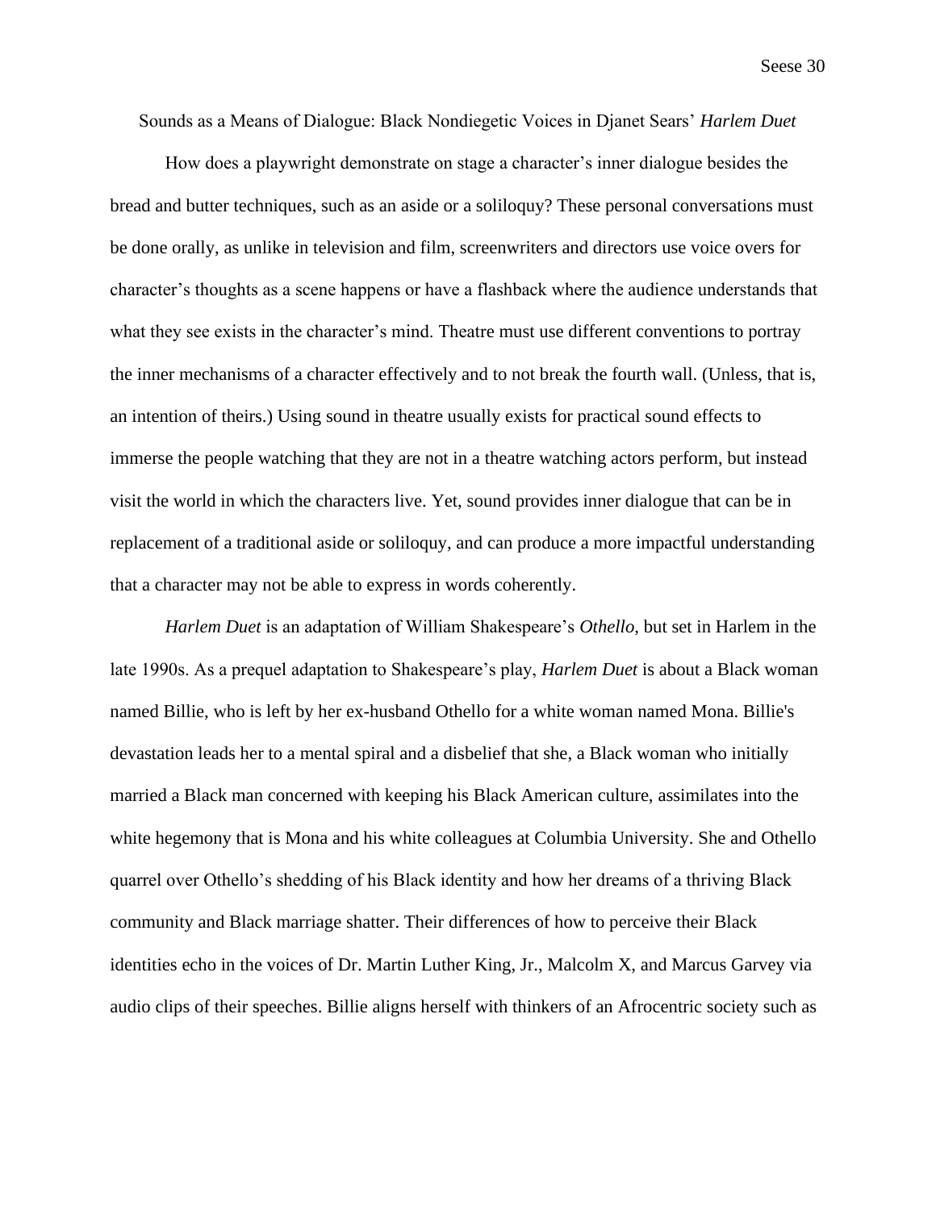## Sounds as a Means of Dialogue: Black Nondiegetic Voices in Djanet Sears' *Harlem Duet*

How does a playwright demonstrate on stage a character's inner dialogue besides the bread and butter techniques, such as an aside or a soliloquy? These personal conversations must be done orally, as unlike in television and film, screenwriters and directors use voice overs for character's thoughts as a scene happens or have a flashback where the audience understands that what they see exists in the character's mind. Theatre must use different conventions to portray the inner mechanisms of a character effectively and to not break the fourth wall. (Unless, that is, an intention of theirs.) Using sound in theatre usually exists for practical sound effects to immerse the people watching that they are not in a theatre watching actors perform, but instead visit the world in which the characters live. Yet, sound provides inner dialogue that can be in replacement of a traditional aside or soliloquy, and can produce a more impactful understanding that a character may not be able to express in words coherently.

*Harlem Duet* is an adaptation of William Shakespeare's *Othello*, but set in Harlem in the late 1990s. As a prequel adaptation to Shakespeare's play, *Harlem Duet* is about a Black woman named Billie, who is left by her ex-husband Othello for a white woman named Mona. Billie's devastation leads her to a mental spiral and a disbelief that she, a Black woman who initially married a Black man concerned with keeping his Black American culture, assimilates into the white hegemony that is Mona and his white colleagues at Columbia University. She and Othello quarrel over Othello's shedding of his Black identity and how her dreams of a thriving Black community and Black marriage shatter. Their differences of how to perceive their Black identities echo in the voices of Dr. Martin Luther King, Jr., Malcolm X, and Marcus Garvey via audio clips of their speeches. Billie aligns herself with thinkers of an Afrocentric society such as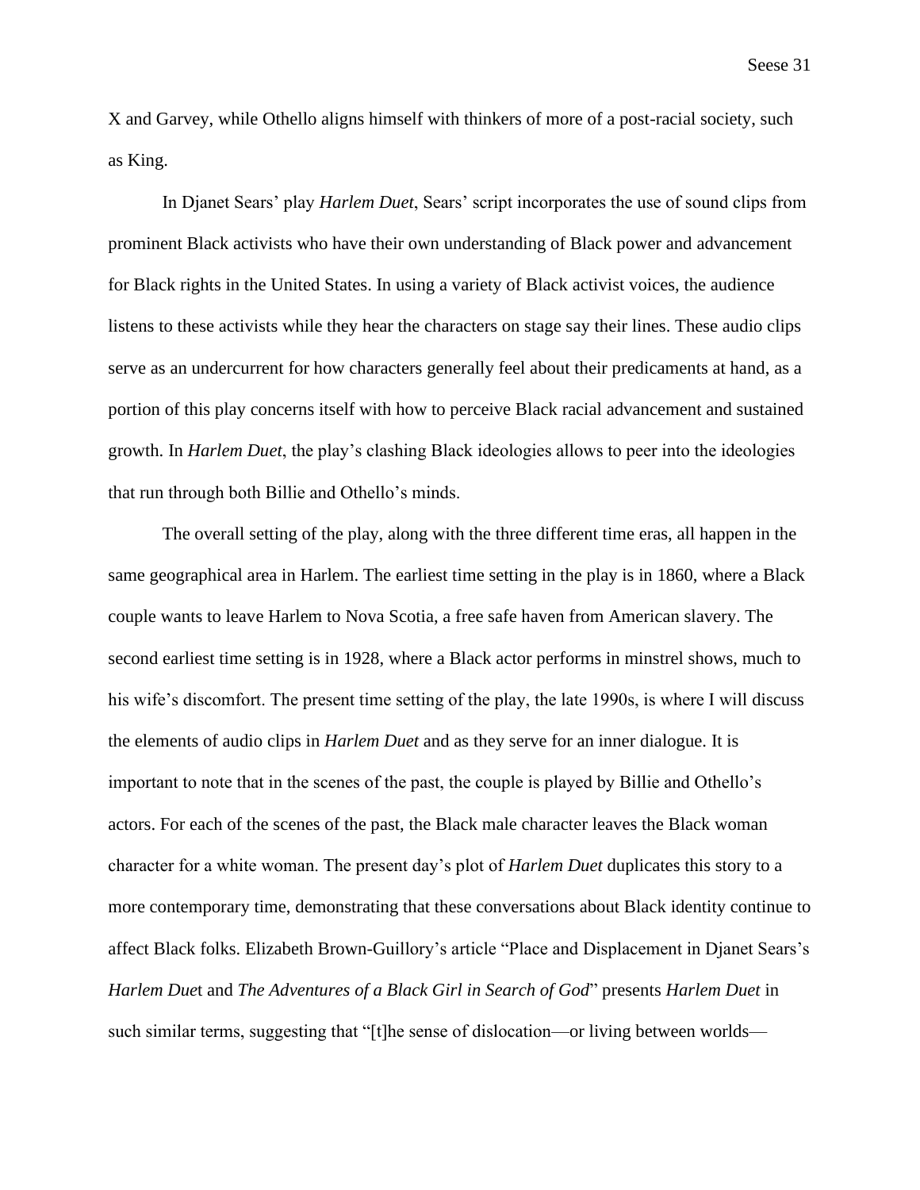X and Garvey, while Othello aligns himself with thinkers of more of a post-racial society, such as King.

In Djanet Sears' play *Harlem Duet*, Sears' script incorporates the use of sound clips from prominent Black activists who have their own understanding of Black power and advancement for Black rights in the United States. In using a variety of Black activist voices, the audience listens to these activists while they hear the characters on stage say their lines. These audio clips serve as an undercurrent for how characters generally feel about their predicaments at hand, as a portion of this play concerns itself with how to perceive Black racial advancement and sustained growth. In *Harlem Duet*, the play's clashing Black ideologies allows to peer into the ideologies that run through both Billie and Othello's minds.

The overall setting of the play, along with the three different time eras, all happen in the same geographical area in Harlem. The earliest time setting in the play is in 1860, where a Black couple wants to leave Harlem to Nova Scotia, a free safe haven from American slavery. The second earliest time setting is in 1928, where a Black actor performs in minstrel shows, much to his wife's discomfort. The present time setting of the play, the late 1990s, is where I will discuss the elements of audio clips in *Harlem Duet* and as they serve for an inner dialogue. It is important to note that in the scenes of the past, the couple is played by Billie and Othello's actors. For each of the scenes of the past, the Black male character leaves the Black woman character for a white woman. The present day's plot of *Harlem Duet* duplicates this story to a more contemporary time, demonstrating that these conversations about Black identity continue to affect Black folks. Elizabeth Brown-Guillory's article "Place and Displacement in Djanet Sears's *Harlem Duet* and *The Adventures of a Black Girl in Search of God*" presents *Harlem Duet* in such similar terms, suggesting that "[t]he sense of dislocation—or living between worlds—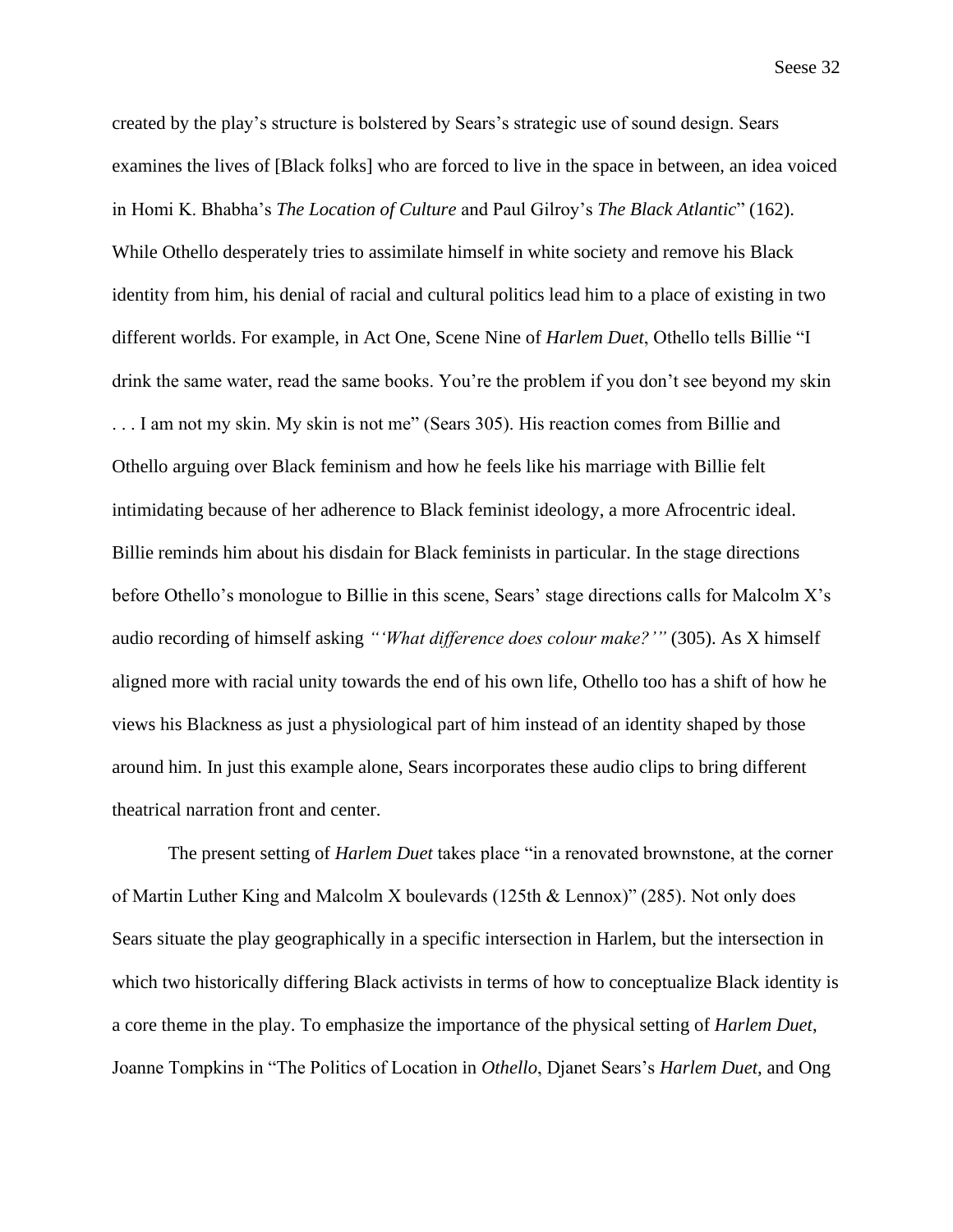created by the play's structure is bolstered by Sears's strategic use of sound design. Sears examines the lives of [Black folks] who are forced to live in the space in between, an idea voiced in Homi K. Bhabha's *The Location of Culture* and Paul Gilroy's *The Black Atlantic*" (162). While Othello desperately tries to assimilate himself in white society and remove his Black identity from him, his denial of racial and cultural politics lead him to a place of existing in two different worlds. For example, in Act One, Scene Nine of *Harlem Duet*, Othello tells Billie "I drink the same water, read the same books. You're the problem if you don't see beyond my skin . . . I am not my skin. My skin is not me" (Sears 305). His reaction comes from Billie and Othello arguing over Black feminism and how he feels like his marriage with Billie felt intimidating because of her adherence to Black feminist ideology, a more Afrocentric ideal. Billie reminds him about his disdain for Black feminists in particular. In the stage directions before Othello's monologue to Billie in this scene, Sears' stage directions calls for Malcolm X's audio recording of himself asking *"'What difference does colour make?'"* (305). As X himself aligned more with racial unity towards the end of his own life, Othello too has a shift of how he views his Blackness as just a physiological part of him instead of an identity shaped by those around him. In just this example alone, Sears incorporates these audio clips to bring different theatrical narration front and center.

The present setting of *Harlem Duet* takes place "in a renovated brownstone, at the corner of Martin Luther King and Malcolm X boulevards (125th & Lennox)" (285). Not only does Sears situate the play geographically in a specific intersection in Harlem, but the intersection in which two historically differing Black activists in terms of how to conceptualize Black identity is a core theme in the play. To emphasize the importance of the physical setting of *Harlem Duet*, Joanne Tompkins in "The Politics of Location in *Othello*, Djanet Sears's *Harlem Duet*, and Ong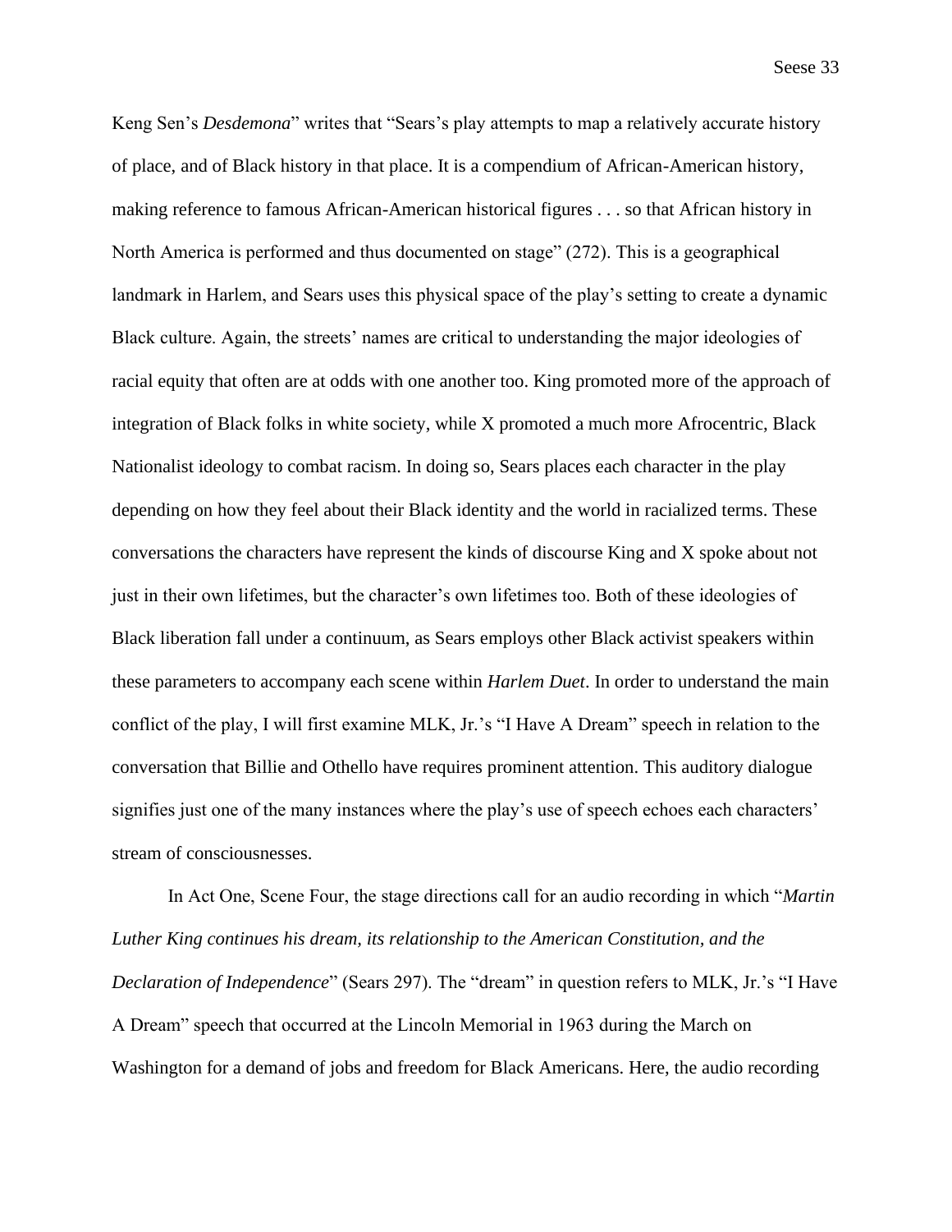Keng Sen's *Desdemona*" writes that "Sears's play attempts to map a relatively accurate history of place, and of Black history in that place. It is a compendium of African-American history, making reference to famous African-American historical figures . . . so that African history in North America is performed and thus documented on stage" (272). This is a geographical landmark in Harlem, and Sears uses this physical space of the play's setting to create a dynamic Black culture. Again, the streets' names are critical to understanding the major ideologies of racial equity that often are at odds with one another too. King promoted more of the approach of integration of Black folks in white society, while X promoted a much more Afrocentric, Black Nationalist ideology to combat racism. In doing so, Sears places each character in the play depending on how they feel about their Black identity and the world in racialized terms. These conversations the characters have represent the kinds of discourse King and X spoke about not just in their own lifetimes, but the character's own lifetimes too. Both of these ideologies of Black liberation fall under a continuum, as Sears employs other Black activist speakers within these parameters to accompany each scene within *Harlem Duet*. In order to understand the main conflict of the play, I will first examine MLK, Jr.'s "I Have A Dream" speech in relation to the conversation that Billie and Othello have requires prominent attention. This auditory dialogue signifies just one of the many instances where the play's use of speech echoes each characters' stream of consciousnesses.

In Act One, Scene Four, the stage directions call for an audio recording in which "*Martin Luther King continues his dream, its relationship to the American Constitution, and the Declaration of Independence*" (Sears 297). The "dream" in question refers to MLK, Jr.'s "I Have A Dream" speech that occurred at the Lincoln Memorial in 1963 during the March on Washington for a demand of jobs and freedom for Black Americans. Here, the audio recording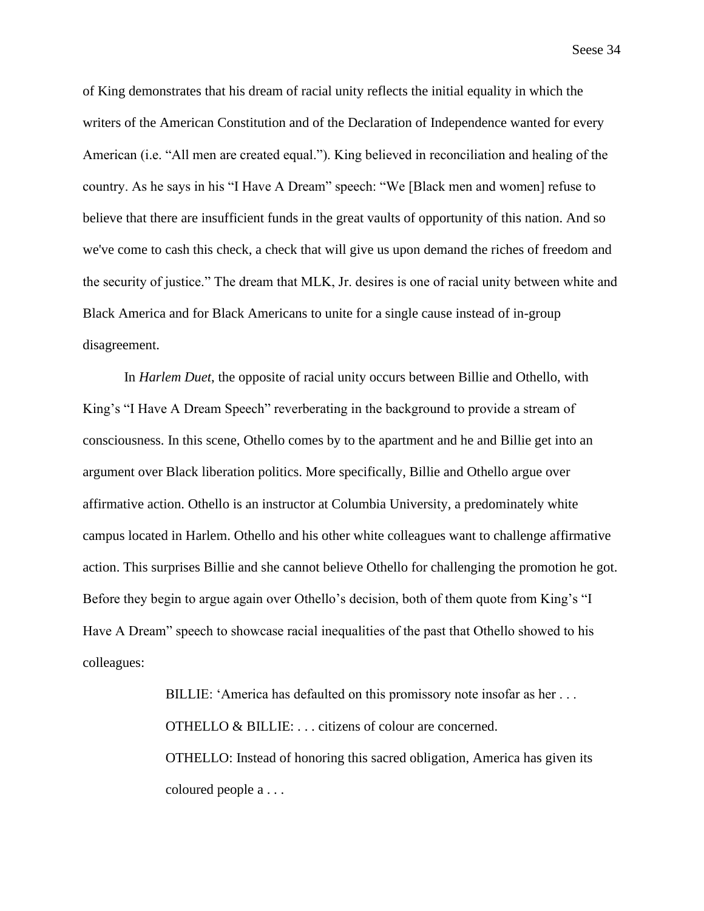of King demonstrates that his dream of racial unity reflects the initial equality in which the writers of the American Constitution and of the Declaration of Independence wanted for every American (i.e. "All men are created equal."). King believed in reconciliation and healing of the country. As he says in his "I Have A Dream" speech: "We [Black men and women] refuse to believe that there are insufficient funds in the great vaults of opportunity of this nation. And so we've come to cash this check, a check that will give us upon demand the riches of freedom and the security of justice." The dream that MLK, Jr. desires is one of racial unity between white and Black America and for Black Americans to unite for a single cause instead of in-group disagreement.

In *Harlem Duet*, the opposite of racial unity occurs between Billie and Othello, with King's "I Have A Dream Speech" reverberating in the background to provide a stream of consciousness. In this scene, Othello comes by to the apartment and he and Billie get into an argument over Black liberation politics. More specifically, Billie and Othello argue over affirmative action. Othello is an instructor at Columbia University, a predominately white campus located in Harlem. Othello and his other white colleagues want to challenge affirmative action. This surprises Billie and she cannot believe Othello for challenging the promotion he got. Before they begin to argue again over Othello's decision, both of them quote from King's "I Have A Dream" speech to showcase racial inequalities of the past that Othello showed to his colleagues:

> BILLIE: 'America has defaulted on this promissory note insofar as her . . .
> OTHELLO & BILLIE: . . . citizens of colour are concerned.
> OTHELLO: Instead of honoring this sacred obligation, America has given its coloured people a . . .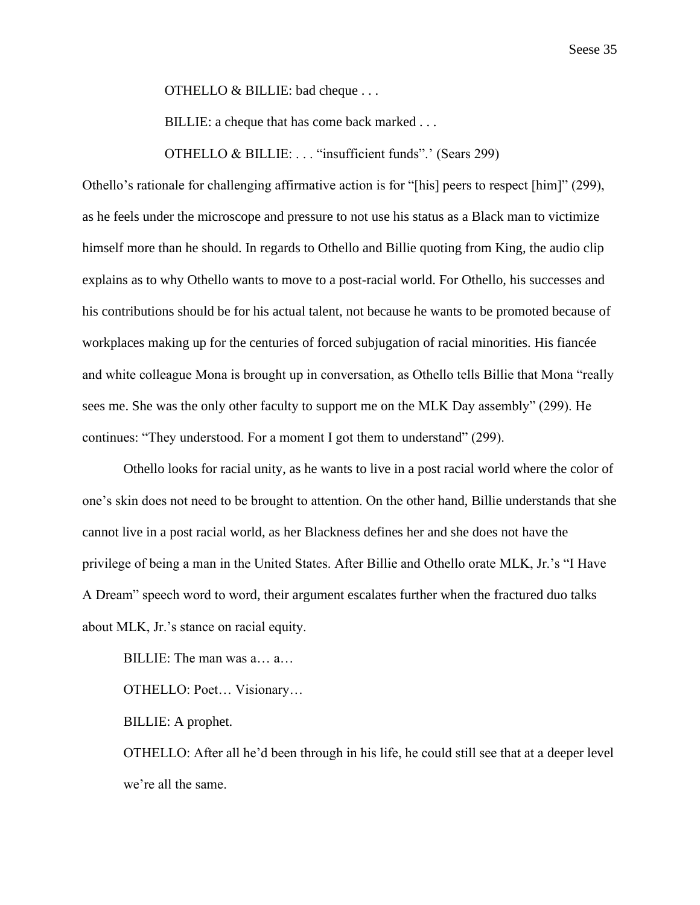OTHELLO & BILLIE: bad cheque . . .

BILLIE: a cheque that has come back marked . . .

OTHELLO & BILLIE: . . . "insufficient funds".' (Sears 299)

Othello's rationale for challenging affirmative action is for "[his] peers to respect [him]" (299), as he feels under the microscope and pressure to not use his status as a Black man to victimize himself more than he should. In regards to Othello and Billie quoting from King, the audio clip explains as to why Othello wants to move to a post-racial world. For Othello, his successes and his contributions should be for his actual talent, not because he wants to be promoted because of workplaces making up for the centuries of forced subjugation of racial minorities. His fiancée and white colleague Mona is brought up in conversation, as Othello tells Billie that Mona "really sees me. She was the only other faculty to support me on the MLK Day assembly" (299). He continues: "They understood. For a moment I got them to understand" (299).

Othello looks for racial unity, as he wants to live in a post racial world where the color of one's skin does not need to be brought to attention. On the other hand, Billie understands that she cannot live in a post racial world, as her Blackness defines her and she does not have the privilege of being a man in the United States. After Billie and Othello orate MLK, Jr.'s "I Have A Dream" speech word to word, their argument escalates further when the fractured duo talks about MLK, Jr.'s stance on racial equity.

BILLIE: The man was a… a…

OTHELLO: Poet… Visionary…

BILLIE: A prophet.

OTHELLO: After all he'd been through in his life, he could still see that at a deeper level we're all the same.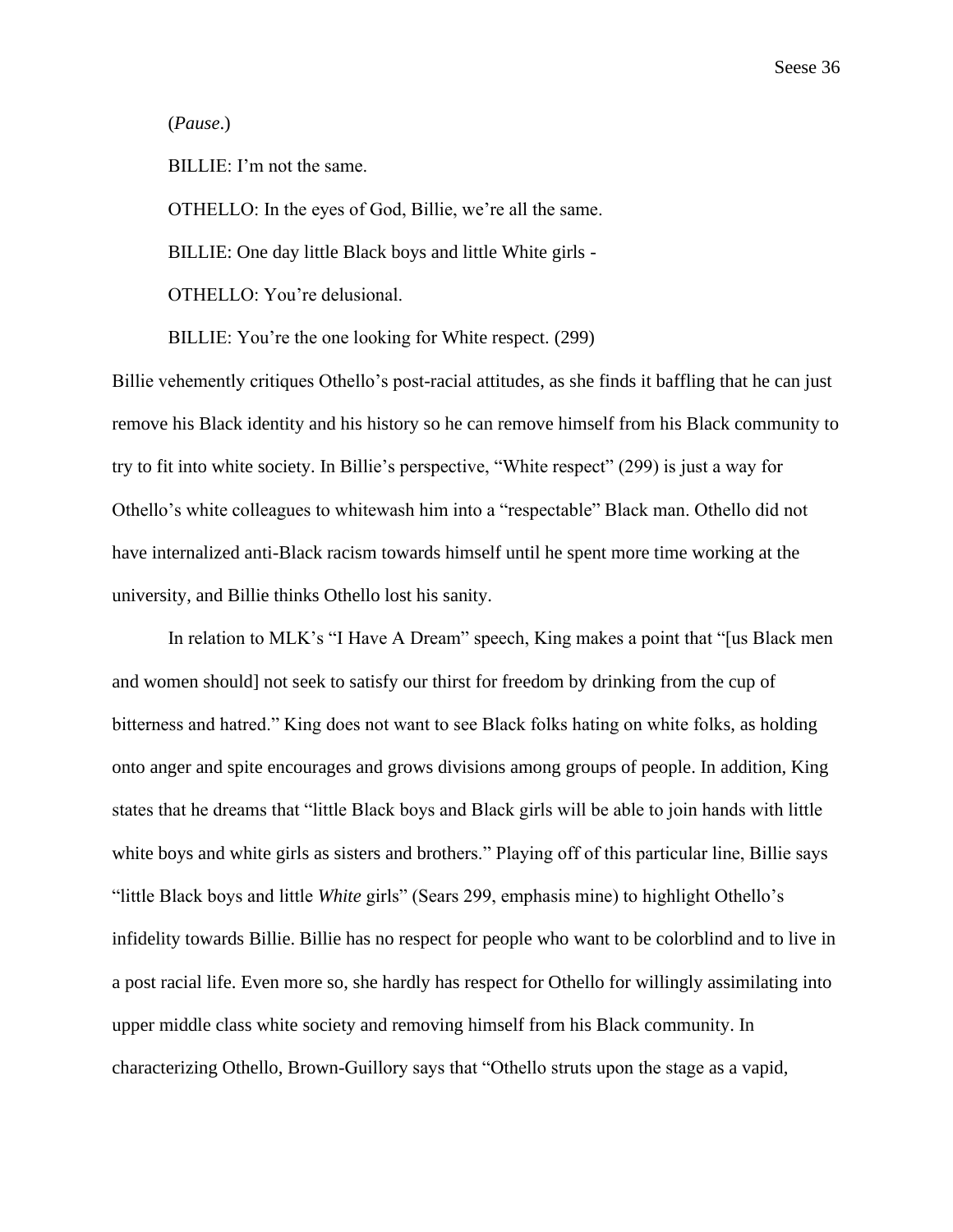(*Pause*.)

BILLIE: I'm not the same.

OTHELLO: In the eyes of God, Billie, we're all the same.

BILLIE: One day little Black boys and little White girls -

OTHELLO: You're delusional.

BILLIE: You're the one looking for White respect. (299)

Billie vehemently critiques Othello's post-racial attitudes, as she finds it baffling that he can just remove his Black identity and his history so he can remove himself from his Black community to try to fit into white society. In Billie's perspective, "White respect" (299) is just a way for Othello's white colleagues to whitewash him into a "respectable" Black man. Othello did not have internalized anti-Black racism towards himself until he spent more time working at the university, and Billie thinks Othello lost his sanity.

In relation to MLK's "I Have A Dream" speech, King makes a point that "[us Black men and women should] not seek to satisfy our thirst for freedom by drinking from the cup of bitterness and hatred." King does not want to see Black folks hating on white folks, as holding onto anger and spite encourages and grows divisions among groups of people. In addition, King states that he dreams that "little Black boys and Black girls will be able to join hands with little white boys and white girls as sisters and brothers." Playing off of this particular line, Billie says "little Black boys and little *White* girls" (Sears 299, emphasis mine) to highlight Othello's infidelity towards Billie. Billie has no respect for people who want to be colorblind and to live in a post racial life. Even more so, she hardly has respect for Othello for willingly assimilating into upper middle class white society and removing himself from his Black community. In characterizing Othello, Brown-Guillory says that "Othello struts upon the stage as a vapid,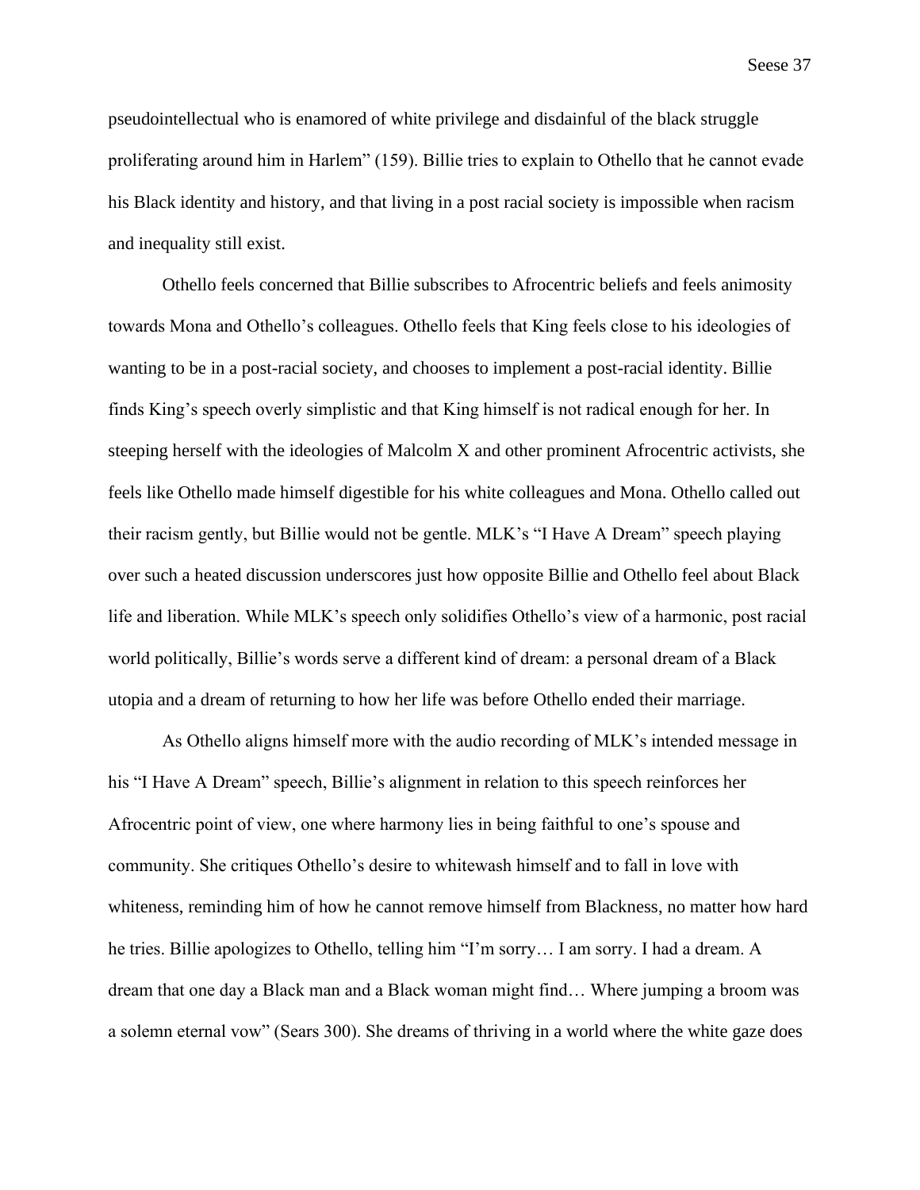pseudointellectual who is enamored of white privilege and disdainful of the black struggle proliferating around him in Harlem" (159). Billie tries to explain to Othello that he cannot evade his Black identity and history, and that living in a post racial society is impossible when racism and inequality still exist.

Othello feels concerned that Billie subscribes to Afrocentric beliefs and feels animosity towards Mona and Othello's colleagues. Othello feels that King feels close to his ideologies of wanting to be in a post-racial society, and chooses to implement a post-racial identity. Billie finds King's speech overly simplistic and that King himself is not radical enough for her. In steeping herself with the ideologies of Malcolm X and other prominent Afrocentric activists, she feels like Othello made himself digestible for his white colleagues and Mona. Othello called out their racism gently, but Billie would not be gentle. MLK's "I Have A Dream" speech playing over such a heated discussion underscores just how opposite Billie and Othello feel about Black life and liberation. While MLK's speech only solidifies Othello's view of a harmonic, post racial world politically, Billie's words serve a different kind of dream: a personal dream of a Black utopia and a dream of returning to how her life was before Othello ended their marriage.

As Othello aligns himself more with the audio recording of MLK's intended message in his "I Have A Dream" speech, Billie's alignment in relation to this speech reinforces her Afrocentric point of view, one where harmony lies in being faithful to one's spouse and community. She critiques Othello's desire to whitewash himself and to fall in love with whiteness, reminding him of how he cannot remove himself from Blackness, no matter how hard he tries. Billie apologizes to Othello, telling him "I'm sorry… I am sorry. I had a dream. A dream that one day a Black man and a Black woman might find… Where jumping a broom was a solemn eternal vow" (Sears 300). She dreams of thriving in a world where the white gaze does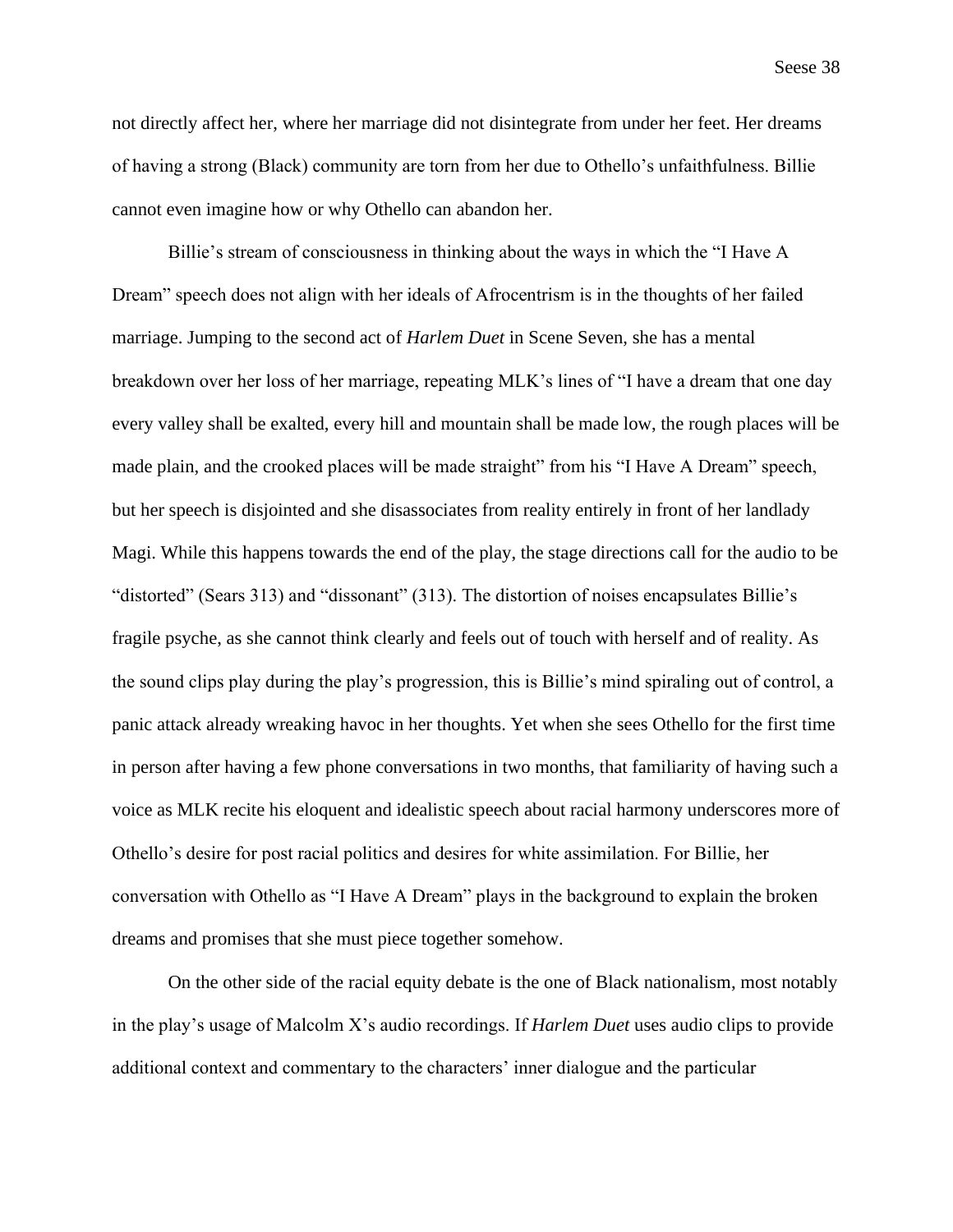not directly affect her, where her marriage did not disintegrate from under her feet. Her dreams of having a strong (Black) community are torn from her due to Othello's unfaithfulness. Billie cannot even imagine how or why Othello can abandon her.

Billie's stream of consciousness in thinking about the ways in which the "I Have A Dream" speech does not align with her ideals of Afrocentrism is in the thoughts of her failed marriage. Jumping to the second act of *Harlem Duet* in Scene Seven, she has a mental breakdown over her loss of her marriage, repeating MLK's lines of "I have a dream that one day every valley shall be exalted, every hill and mountain shall be made low, the rough places will be made plain, and the crooked places will be made straight" from his "I Have A Dream" speech, but her speech is disjointed and she disassociates from reality entirely in front of her landlady Magi. While this happens towards the end of the play, the stage directions call for the audio to be "distorted" (Sears 313) and "dissonant" (313). The distortion of noises encapsulates Billie's fragile psyche, as she cannot think clearly and feels out of touch with herself and of reality. As the sound clips play during the play's progression, this is Billie's mind spiraling out of control, a panic attack already wreaking havoc in her thoughts. Yet when she sees Othello for the first time in person after having a few phone conversations in two months, that familiarity of having such a voice as MLK recite his eloquent and idealistic speech about racial harmony underscores more of Othello's desire for post racial politics and desires for white assimilation. For Billie, her conversation with Othello as "I Have A Dream" plays in the background to explain the broken dreams and promises that she must piece together somehow.

On the other side of the racial equity debate is the one of Black nationalism, most notably in the play's usage of Malcolm X's audio recordings. If *Harlem Duet* uses audio clips to provide additional context and commentary to the characters' inner dialogue and the particular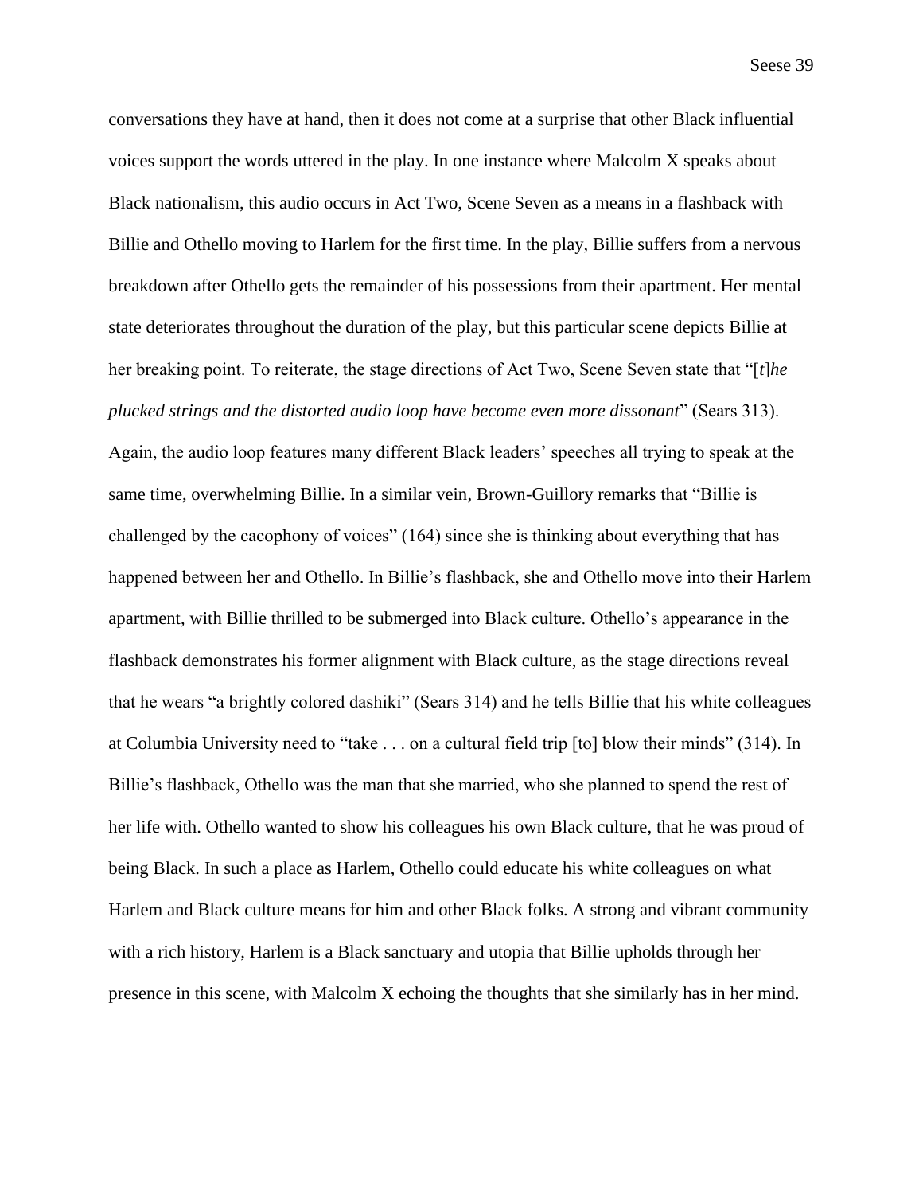conversations they have at hand, then it does not come at a surprise that other Black influential voices support the words uttered in the play. In one instance where Malcolm X speaks about Black nationalism, this audio occurs in Act Two, Scene Seven as a means in a flashback with Billie and Othello moving to Harlem for the first time. In the play, Billie suffers from a nervous breakdown after Othello gets the remainder of his possessions from their apartment. Her mental state deteriorates throughout the duration of the play, but this particular scene depicts Billie at her breaking point. To reiterate, the stage directions of Act Two, Scene Seven state that "[*t*]*he plucked strings and the distorted audio loop have become even more dissonant*" (Sears 313). Again, the audio loop features many different Black leaders' speeches all trying to speak at the same time, overwhelming Billie. In a similar vein, Brown-Guillory remarks that "Billie is challenged by the cacophony of voices" (164) since she is thinking about everything that has happened between her and Othello. In Billie's flashback, she and Othello move into their Harlem apartment, with Billie thrilled to be submerged into Black culture. Othello's appearance in the flashback demonstrates his former alignment with Black culture, as the stage directions reveal that he wears "a brightly colored dashiki" (Sears 314) and he tells Billie that his white colleagues at Columbia University need to "take . . . on a cultural field trip [to] blow their minds" (314). In Billie's flashback, Othello was the man that she married, who she planned to spend the rest of her life with. Othello wanted to show his colleagues his own Black culture, that he was proud of being Black. In such a place as Harlem, Othello could educate his white colleagues on what Harlem and Black culture means for him and other Black folks. A strong and vibrant community with a rich history, Harlem is a Black sanctuary and utopia that Billie upholds through her presence in this scene, with Malcolm X echoing the thoughts that she similarly has in her mind.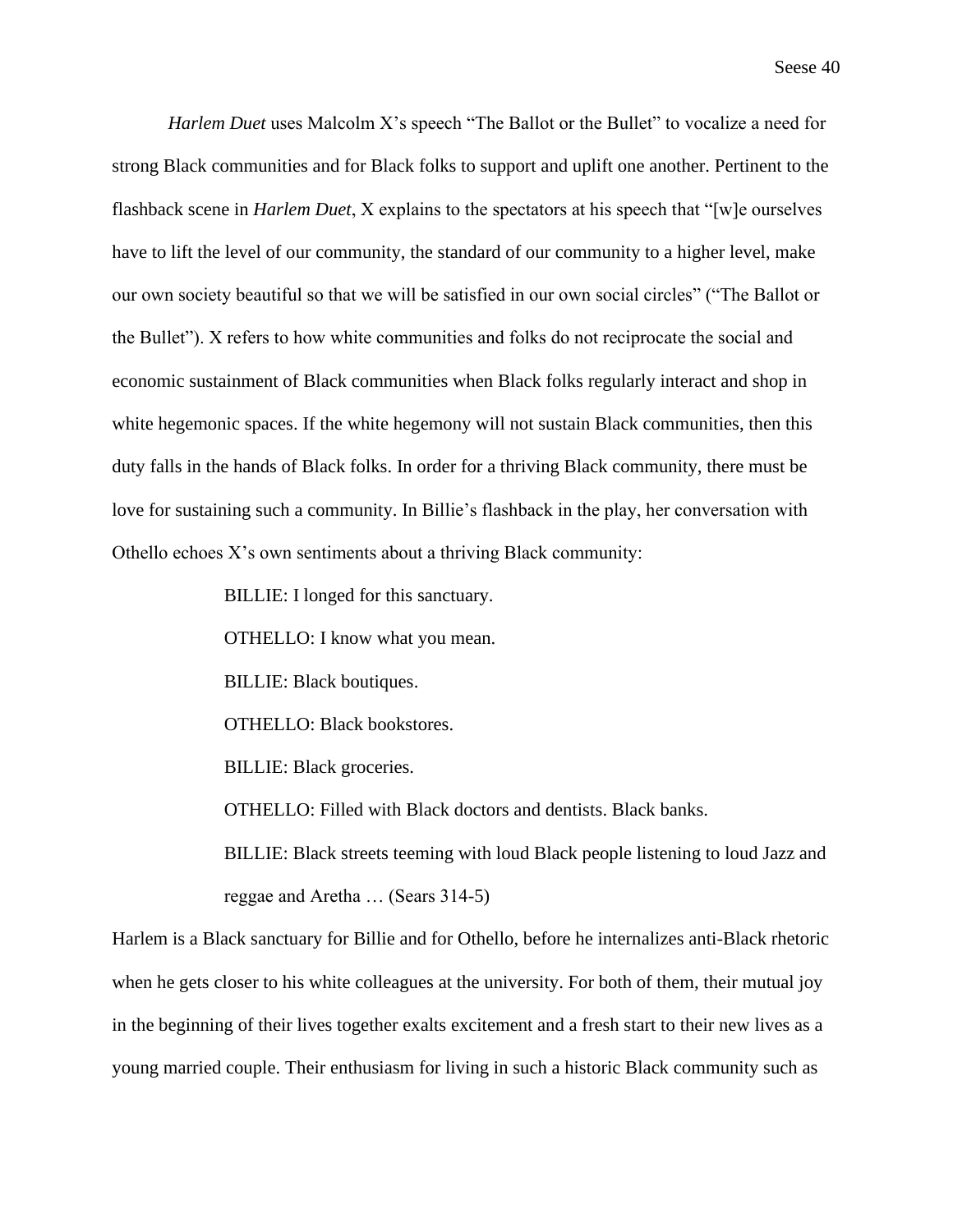*Harlem Duet* uses Malcolm X's speech "The Ballot or the Bullet" to vocalize a need for strong Black communities and for Black folks to support and uplift one another. Pertinent to the flashback scene in *Harlem Duet*, X explains to the spectators at his speech that "[w]e ourselves have to lift the level of our community, the standard of our community to a higher level, make our own society beautiful so that we will be satisfied in our own social circles" ("The Ballot or the Bullet"). X refers to how white communities and folks do not reciprocate the social and economic sustainment of Black communities when Black folks regularly interact and shop in white hegemonic spaces. If the white hegemony will not sustain Black communities, then this duty falls in the hands of Black folks. In order for a thriving Black community, there must be love for sustaining such a community. In Billie's flashback in the play, her conversation with Othello echoes X's own sentiments about a thriving Black community:

> BILLIE: I longed for this sanctuary.
>
> OTHELLO: I know what you mean.
>
> BILLIE: Black boutiques.
>
> OTHELLO: Black bookstores.
>
> BILLIE: Black groceries.
>
> OTHELLO: Filled with Black doctors and dentists. Black banks.
>
> BILLIE: Black streets teeming with loud Black people listening to loud Jazz and reggae and Aretha … (Sears 314-5)

Harlem is a Black sanctuary for Billie and for Othello, before he internalizes anti-Black rhetoric when he gets closer to his white colleagues at the university. For both of them, their mutual joy in the beginning of their lives together exalts excitement and a fresh start to their new lives as a young married couple. Their enthusiasm for living in such a historic Black community such as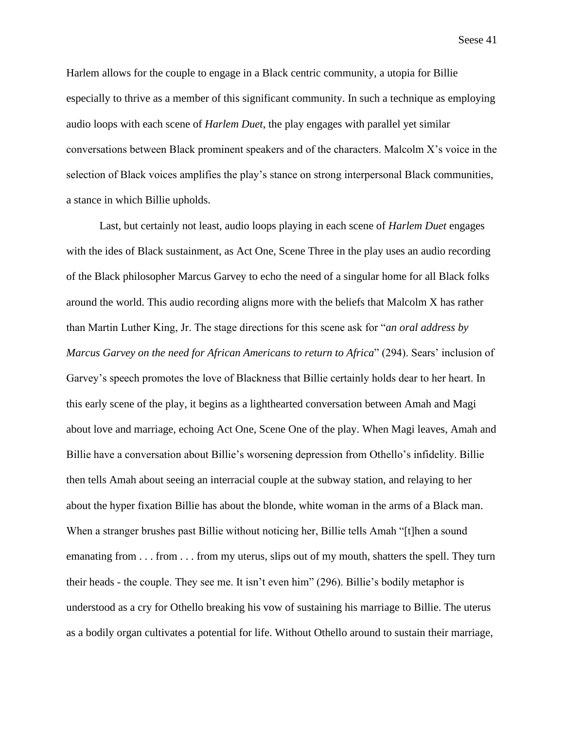Harlem allows for the couple to engage in a Black centric community, a utopia for Billie especially to thrive as a member of this significant community. In such a technique as employing audio loops with each scene of *Harlem Duet*, the play engages with parallel yet similar conversations between Black prominent speakers and of the characters. Malcolm X's voice in the selection of Black voices amplifies the play's stance on strong interpersonal Black communities, a stance in which Billie upholds.

Last, but certainly not least, audio loops playing in each scene of *Harlem Duet* engages with the ides of Black sustainment, as Act One, Scene Three in the play uses an audio recording of the Black philosopher Marcus Garvey to echo the need of a singular home for all Black folks around the world. This audio recording aligns more with the beliefs that Malcolm X has rather than Martin Luther King, Jr. The stage directions for this scene ask for "*an oral address by Marcus Garvey on the need for African Americans to return to Africa*" (294). Sears' inclusion of Garvey's speech promotes the love of Blackness that Billie certainly holds dear to her heart. In this early scene of the play, it begins as a lighthearted conversation between Amah and Magi about love and marriage, echoing Act One, Scene One of the play. When Magi leaves, Amah and Billie have a conversation about Billie's worsening depression from Othello's infidelity. Billie then tells Amah about seeing an interracial couple at the subway station, and relaying to her about the hyper fixation Billie has about the blonde, white woman in the arms of a Black man. When a stranger brushes past Billie without noticing her, Billie tells Amah "[t]hen a sound emanating from . . . from . . . from my uterus, slips out of my mouth, shatters the spell. They turn their heads - the couple. They see me. It isn't even him" (296). Billie's bodily metaphor is understood as a cry for Othello breaking his vow of sustaining his marriage to Billie. The uterus as a bodily organ cultivates a potential for life. Without Othello around to sustain their marriage,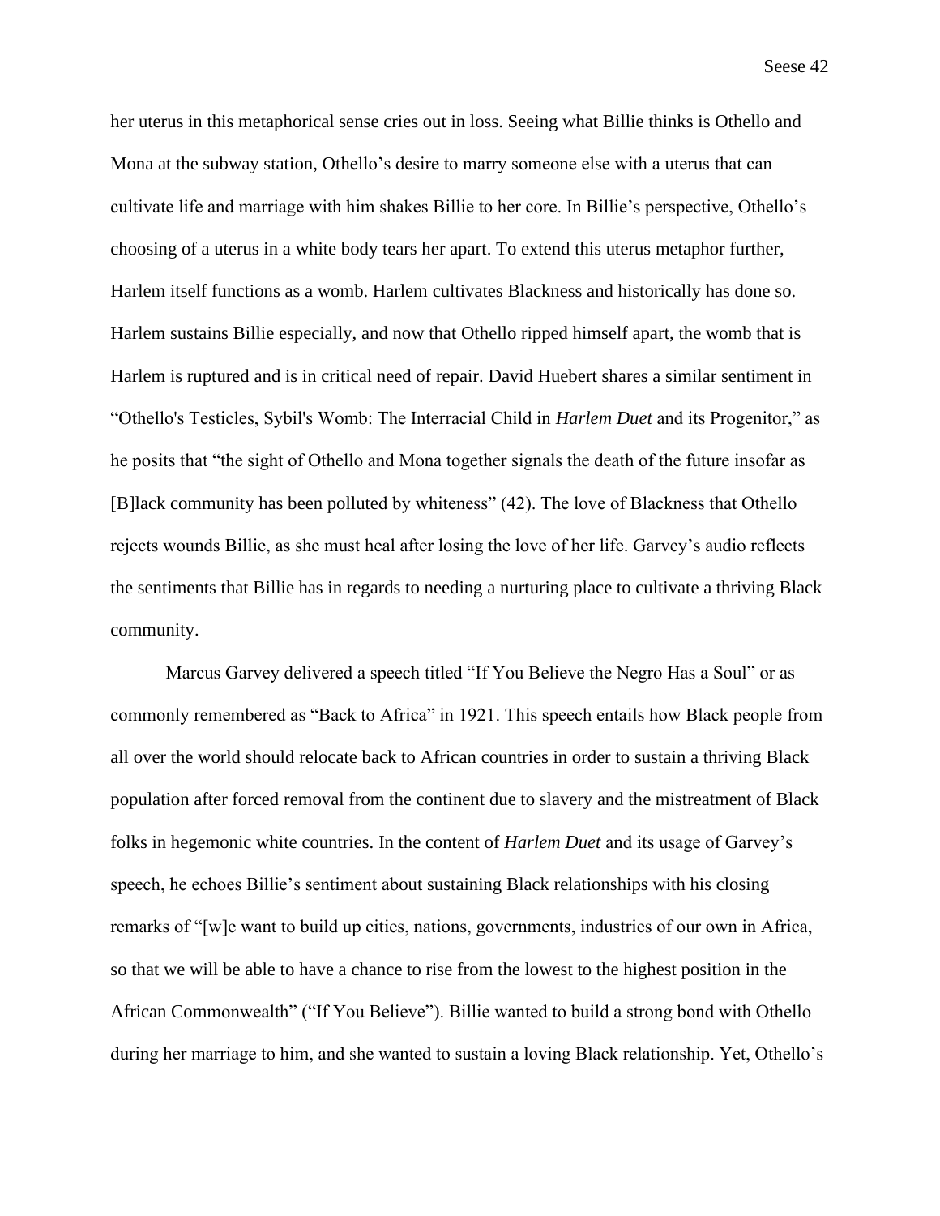her uterus in this metaphorical sense cries out in loss. Seeing what Billie thinks is Othello and Mona at the subway station, Othello's desire to marry someone else with a uterus that can cultivate life and marriage with him shakes Billie to her core. In Billie's perspective, Othello's choosing of a uterus in a white body tears her apart. To extend this uterus metaphor further, Harlem itself functions as a womb. Harlem cultivates Blackness and historically has done so. Harlem sustains Billie especially, and now that Othello ripped himself apart, the womb that is Harlem is ruptured and is in critical need of repair. David Huebert shares a similar sentiment in "Othello's Testicles, Sybil's Womb: The Interracial Child in *Harlem Duet* and its Progenitor," as he posits that "the sight of Othello and Mona together signals the death of the future insofar as [B]lack community has been polluted by whiteness" (42). The love of Blackness that Othello rejects wounds Billie, as she must heal after losing the love of her life. Garvey's audio reflects the sentiments that Billie has in regards to needing a nurturing place to cultivate a thriving Black community.

Marcus Garvey delivered a speech titled "If You Believe the Negro Has a Soul" or as commonly remembered as "Back to Africa" in 1921. This speech entails how Black people from all over the world should relocate back to African countries in order to sustain a thriving Black population after forced removal from the continent due to slavery and the mistreatment of Black folks in hegemonic white countries. In the content of *Harlem Duet* and its usage of Garvey's speech, he echoes Billie's sentiment about sustaining Black relationships with his closing remarks of "[w]e want to build up cities, nations, governments, industries of our own in Africa, so that we will be able to have a chance to rise from the lowest to the highest position in the African Commonwealth" ("If You Believe"). Billie wanted to build a strong bond with Othello during her marriage to him, and she wanted to sustain a loving Black relationship. Yet, Othello's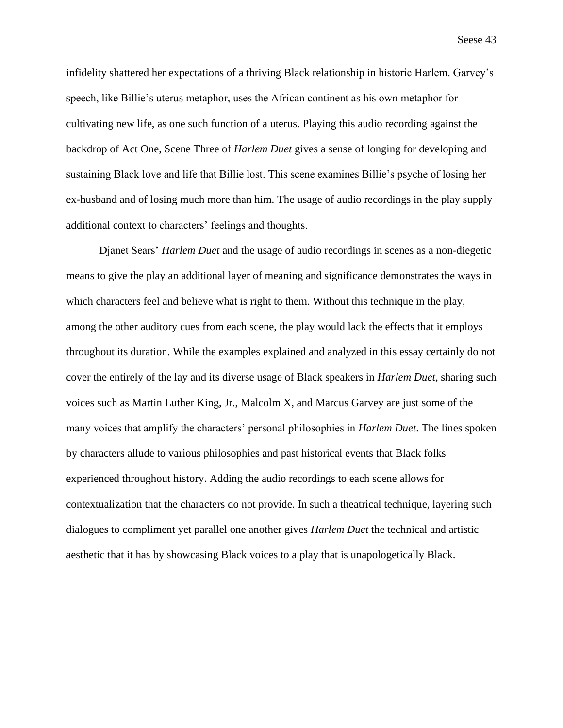infidelity shattered her expectations of a thriving Black relationship in historic Harlem. Garvey's speech, like Billie's uterus metaphor, uses the African continent as his own metaphor for cultivating new life, as one such function of a uterus. Playing this audio recording against the backdrop of Act One, Scene Three of *Harlem Duet* gives a sense of longing for developing and sustaining Black love and life that Billie lost. This scene examines Billie's psyche of losing her ex-husband and of losing much more than him. The usage of audio recordings in the play supply additional context to characters' feelings and thoughts.

Djanet Sears' *Harlem Duet* and the usage of audio recordings in scenes as a non-diegetic means to give the play an additional layer of meaning and significance demonstrates the ways in which characters feel and believe what is right to them. Without this technique in the play, among the other auditory cues from each scene, the play would lack the effects that it employs throughout its duration. While the examples explained and analyzed in this essay certainly do not cover the entirely of the lay and its diverse usage of Black speakers in *Harlem Duet*, sharing such voices such as Martin Luther King, Jr., Malcolm X, and Marcus Garvey are just some of the many voices that amplify the characters' personal philosophies in *Harlem Duet*. The lines spoken by characters allude to various philosophies and past historical events that Black folks experienced throughout history. Adding the audio recordings to each scene allows for contextualization that the characters do not provide. In such a theatrical technique, layering such dialogues to compliment yet parallel one another gives *Harlem Duet* the technical and artistic aesthetic that it has by showcasing Black voices to a play that is unapologetically Black.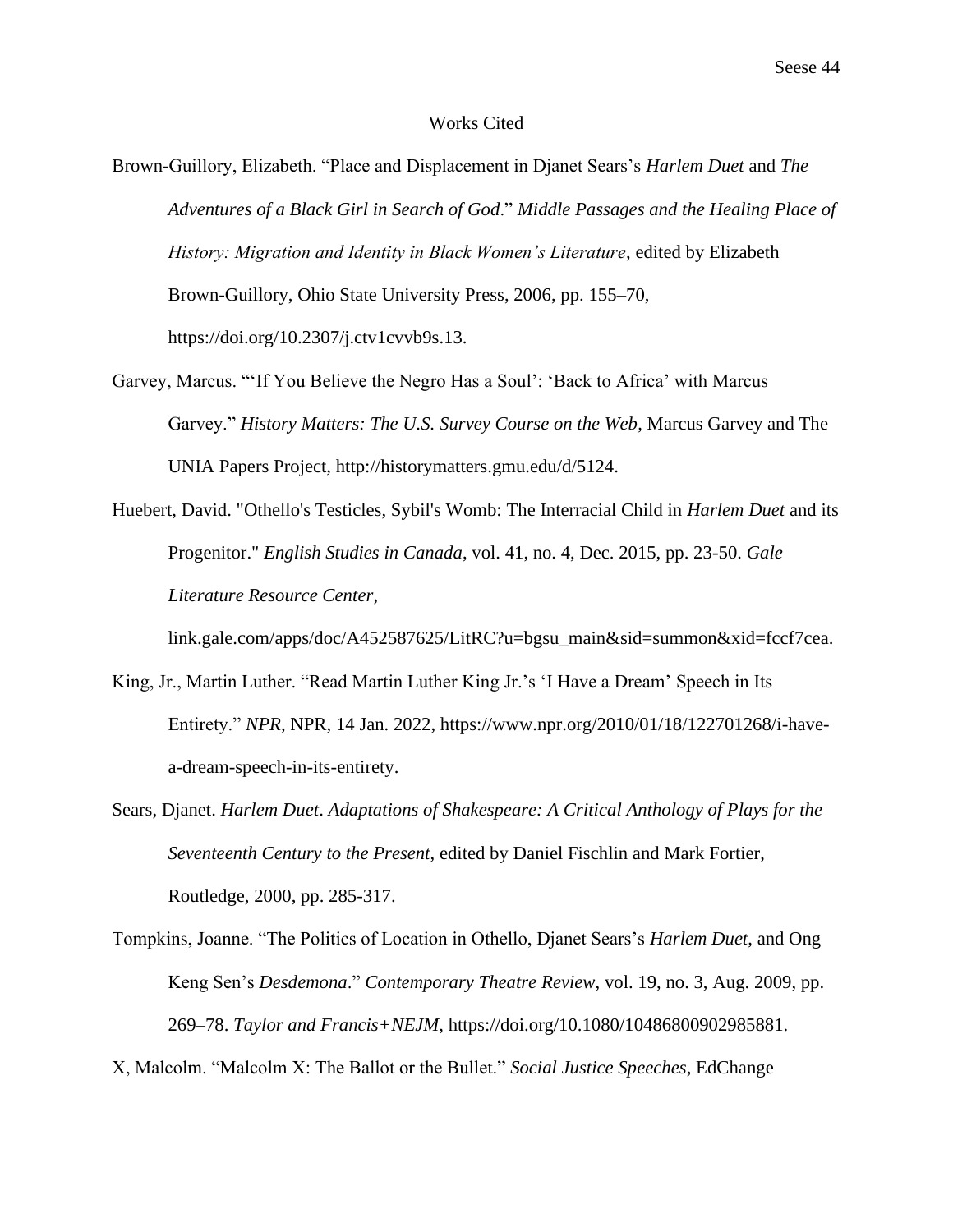# Works Cited

Brown-Guillory, Elizabeth. "Place and Displacement in Djanet Sears's *Harlem Duet* and *The Adventures of a Black Girl in Search of God*." *Middle Passages and the Healing Place of History: Migration and Identity in Black Women's Literature*, edited by Elizabeth Brown-Guillory, Ohio State University Press, 2006, pp. 155–70, https://doi.org/10.2307/j.ctv1cvvb9s.13.

Garvey, Marcus. "'If You Believe the Negro Has a Soul': 'Back to Africa' with Marcus Garvey." *History Matters: The U.S. Survey Course on the Web*, Marcus Garvey and The UNIA Papers Project, http://historymatters.gmu.edu/d/5124.

Huebert, David. "Othello's Testicles, Sybil's Womb: The Interracial Child in *Harlem Duet* and its Progenitor." *English Studies in Canada*, vol. 41, no. 4, Dec. 2015, pp. 23-50. *Gale Literature Resource Center*, link.gale.com/apps/doc/A452587625/LitRC?u=bgsu_main&sid=summon&xid=fccf7cea.

King, Jr., Martin Luther. "Read Martin Luther King Jr.'s 'I Have a Dream' Speech in Its Entirety." *NPR*, NPR, 14 Jan. 2022, https://www.npr.org/2010/01/18/122701268/i-have-a-dream-speech-in-its-entirety.

Sears, Djanet. *Harlem Duet*. *Adaptations of Shakespeare: A Critical Anthology of Plays for the Seventeenth Century to the Present*, edited by Daniel Fischlin and Mark Fortier, Routledge, 2000, pp. 285-317.

Tompkins, Joanne. "The Politics of Location in Othello, Djanet Sears's *Harlem Duet*, and Ong Keng Sen's *Desdemona*." *Contemporary Theatre Review*, vol. 19, no. 3, Aug. 2009, pp. 269–78. *Taylor and Francis+NEJM*, https://doi.org/10.1080/10486800902985881.

X, Malcolm. "Malcolm X: The Ballot or the Bullet." *Social Justice Speeches*, EdChange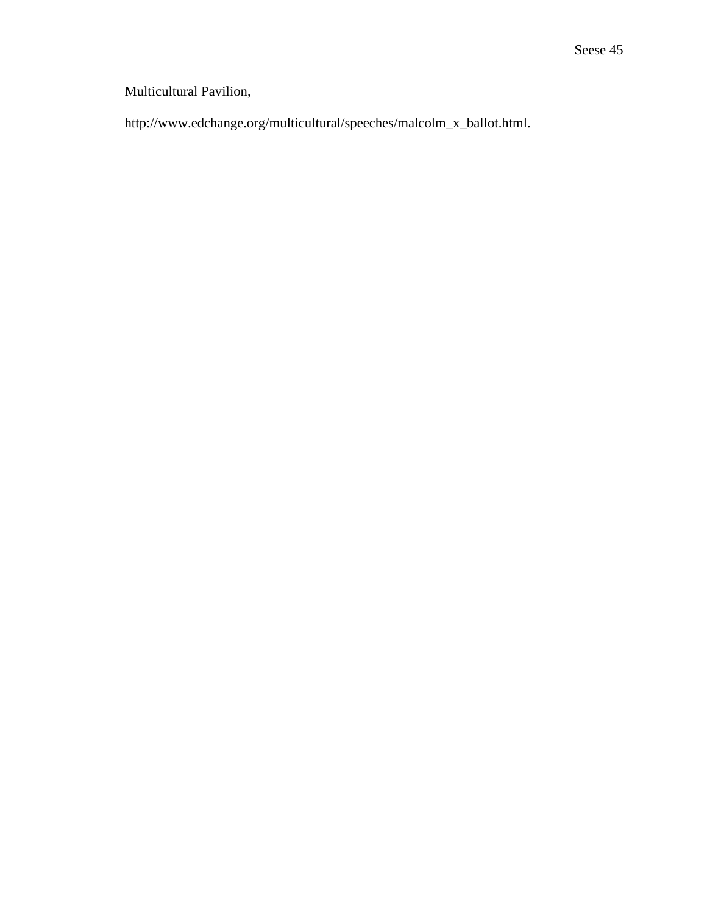Multicultural Pavilion,

http://www.edchange.org/multicultural/speeches/malcolm_x_ballot.html.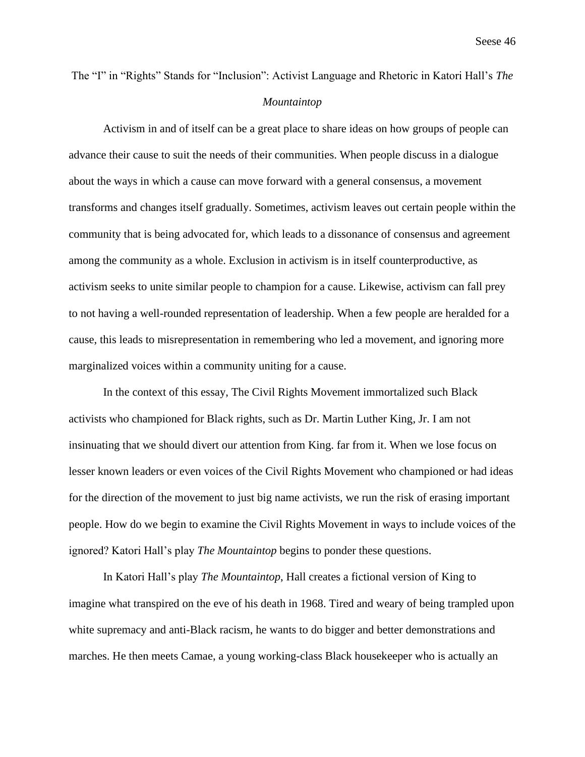# The "I" in "Rights" Stands for "Inclusion": Activist Language and Rhetoric in Katori Hall's *The Mountaintop*

Activism in and of itself can be a great place to share ideas on how groups of people can advance their cause to suit the needs of their communities. When people discuss in a dialogue about the ways in which a cause can move forward with a general consensus, a movement transforms and changes itself gradually. Sometimes, activism leaves out certain people within the community that is being advocated for, which leads to a dissonance of consensus and agreement among the community as a whole. Exclusion in activism is in itself counterproductive, as activism seeks to unite similar people to champion for a cause. Likewise, activism can fall prey to not having a well-rounded representation of leadership. When a few people are heralded for a cause, this leads to misrepresentation in remembering who led a movement, and ignoring more marginalized voices within a community uniting for a cause.

In the context of this essay, The Civil Rights Movement immortalized such Black activists who championed for Black rights, such as Dr. Martin Luther King, Jr. I am not insinuating that we should divert our attention from King. far from it. When we lose focus on lesser known leaders or even voices of the Civil Rights Movement who championed or had ideas for the direction of the movement to just big name activists, we run the risk of erasing important people. How do we begin to examine the Civil Rights Movement in ways to include voices of the ignored? Katori Hall's play *The Mountaintop* begins to ponder these questions.

In Katori Hall's play *The Mountaintop*, Hall creates a fictional version of King to imagine what transpired on the eve of his death in 1968. Tired and weary of being trampled upon white supremacy and anti-Black racism, he wants to do bigger and better demonstrations and marches. He then meets Camae, a young working-class Black housekeeper who is actually an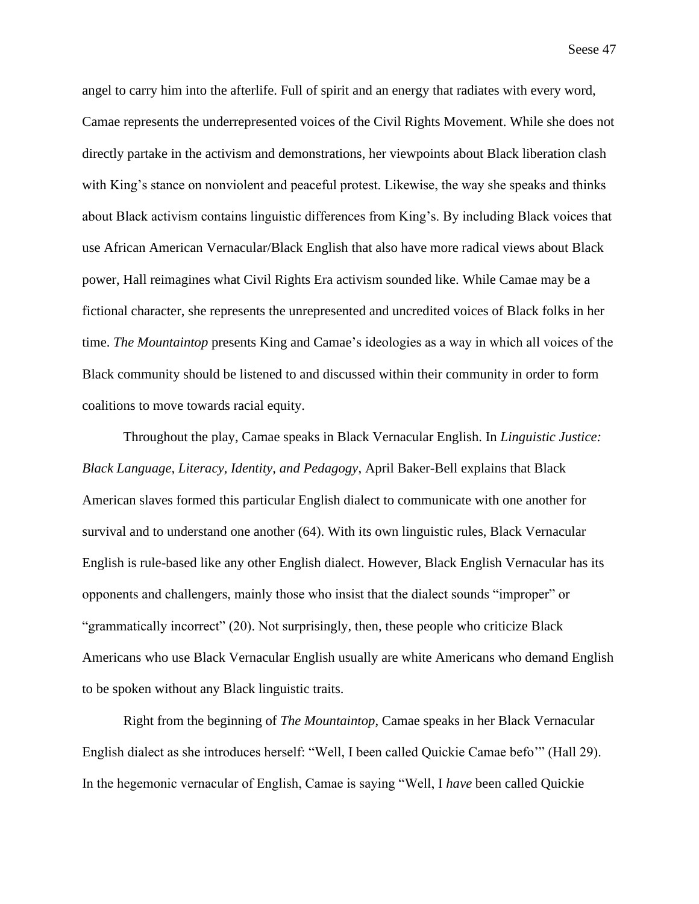angel to carry him into the afterlife. Full of spirit and an energy that radiates with every word, Camae represents the underrepresented voices of the Civil Rights Movement. While she does not directly partake in the activism and demonstrations, her viewpoints about Black liberation clash with King's stance on nonviolent and peaceful protest. Likewise, the way she speaks and thinks about Black activism contains linguistic differences from King's. By including Black voices that use African American Vernacular/Black English that also have more radical views about Black power, Hall reimagines what Civil Rights Era activism sounded like. While Camae may be a fictional character, she represents the unrepresented and uncredited voices of Black folks in her time. *The Mountaintop* presents King and Camae's ideologies as a way in which all voices of the Black community should be listened to and discussed within their community in order to form coalitions to move towards racial equity.

Throughout the play, Camae speaks in Black Vernacular English. In *Linguistic Justice: Black Language, Literacy, Identity, and Pedagogy,* April Baker-Bell explains that Black American slaves formed this particular English dialect to communicate with one another for survival and to understand one another (64). With its own linguistic rules, Black Vernacular English is rule-based like any other English dialect. However, Black English Vernacular has its opponents and challengers, mainly those who insist that the dialect sounds "improper" or "grammatically incorrect" (20). Not surprisingly, then, these people who criticize Black Americans who use Black Vernacular English usually are white Americans who demand English to be spoken without any Black linguistic traits.

Right from the beginning of *The Mountaintop,* Camae speaks in her Black Vernacular English dialect as she introduces herself: "Well, I been called Quickie Camae befo'" (Hall 29). In the hegemonic vernacular of English, Camae is saying "Well, I *have* been called Quickie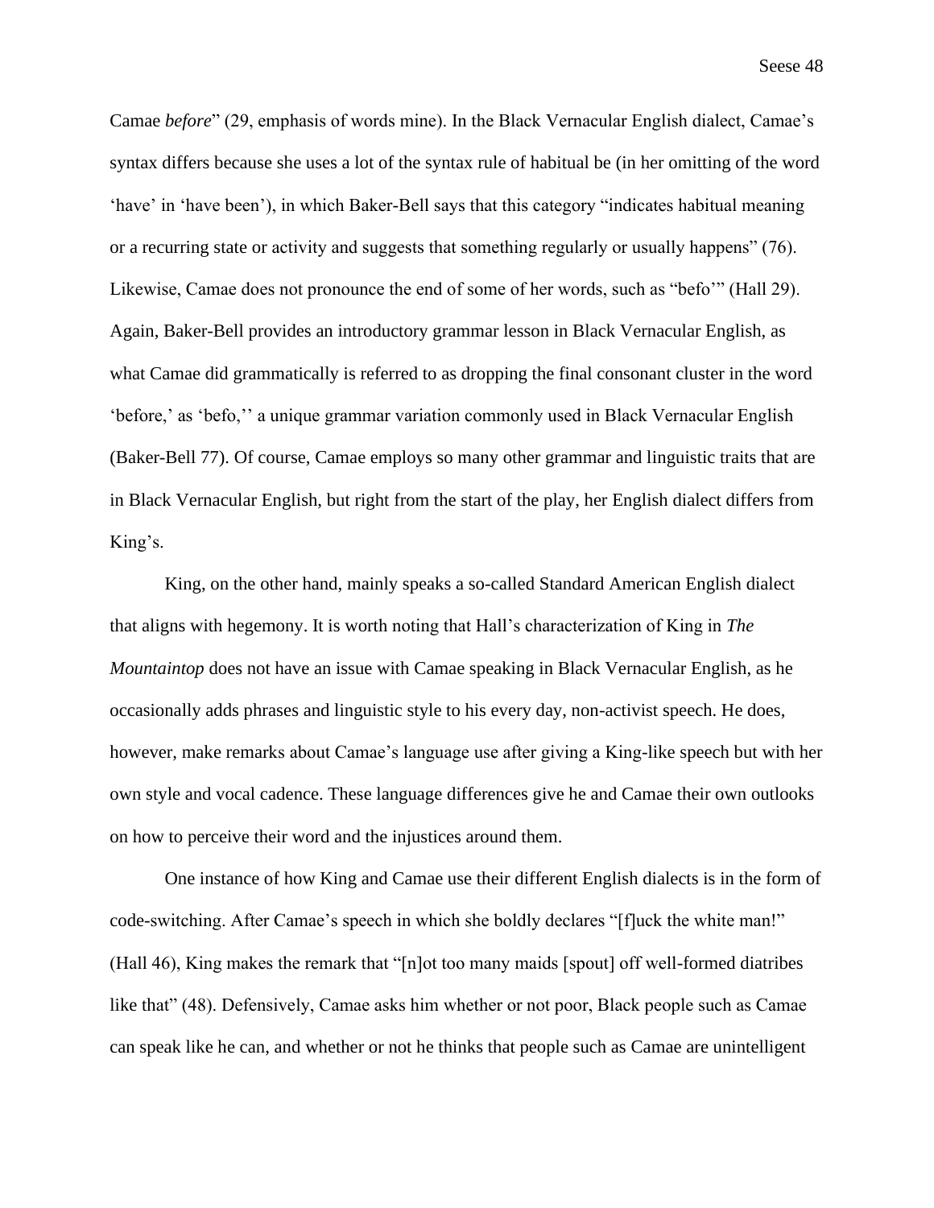Camae *before*" (29, emphasis of words mine). In the Black Vernacular English dialect, Camae's syntax differs because she uses a lot of the syntax rule of habitual be (in her omitting of the word 'have' in 'have been'), in which Baker-Bell says that this category "indicates habitual meaning or a recurring state or activity and suggests that something regularly or usually happens" (76). Likewise, Camae does not pronounce the end of some of her words, such as "befo'" (Hall 29). Again, Baker-Bell provides an introductory grammar lesson in Black Vernacular English, as what Camae did grammatically is referred to as dropping the final consonant cluster in the word 'before,' as 'befo,'' a unique grammar variation commonly used in Black Vernacular English (Baker-Bell 77). Of course, Camae employs so many other grammar and linguistic traits that are in Black Vernacular English, but right from the start of the play, her English dialect differs from King's.

King, on the other hand, mainly speaks a so-called Standard American English dialect that aligns with hegemony. It is worth noting that Hall's characterization of King in *The Mountaintop* does not have an issue with Camae speaking in Black Vernacular English, as he occasionally adds phrases and linguistic style to his every day, non-activist speech. He does, however, make remarks about Camae's language use after giving a King-like speech but with her own style and vocal cadence. These language differences give he and Camae their own outlooks on how to perceive their word and the injustices around them.

One instance of how King and Camae use their different English dialects is in the form of code-switching. After Camae's speech in which she boldly declares "[f]uck the white man!" (Hall 46), King makes the remark that "[n]ot too many maids [spout] off well-formed diatribes like that" (48). Defensively, Camae asks him whether or not poor, Black people such as Camae can speak like he can, and whether or not he thinks that people such as Camae are unintelligent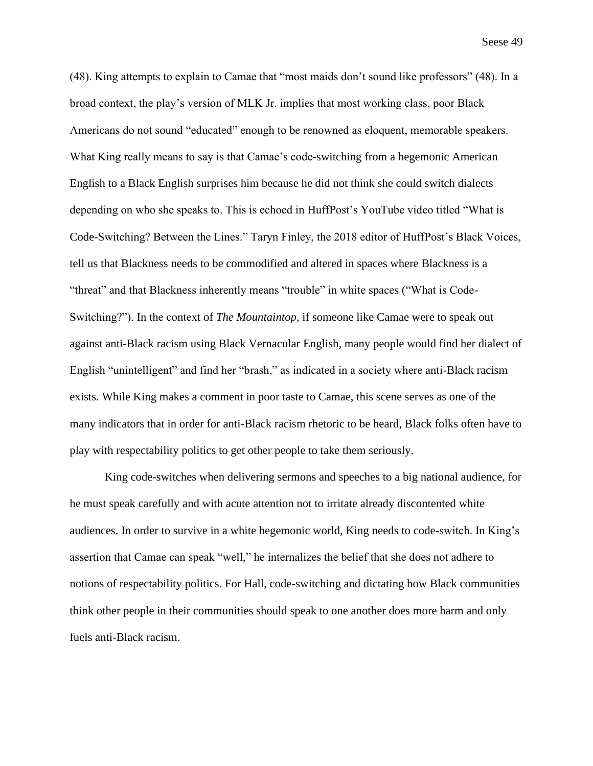(48). King attempts to explain to Camae that "most maids don't sound like professors" (48). In a broad context, the play's version of MLK Jr. implies that most working class, poor Black Americans do not sound "educated" enough to be renowned as eloquent, memorable speakers. What King really means to say is that Camae's code-switching from a hegemonic American English to a Black English surprises him because he did not think she could switch dialects depending on who she speaks to. This is echoed in HuffPost's YouTube video titled "What is Code-Switching? Between the Lines." Taryn Finley, the 2018 editor of HuffPost's Black Voices, tell us that Blackness needs to be commodified and altered in spaces where Blackness is a "threat" and that Blackness inherently means "trouble" in white spaces ("What is Code-Switching?"). In the context of *The Mountaintop*, if someone like Camae were to speak out against anti-Black racism using Black Vernacular English, many people would find her dialect of English "unintelligent" and find her "brash," as indicated in a society where anti-Black racism exists. While King makes a comment in poor taste to Camae, this scene serves as one of the many indicators that in order for anti-Black racism rhetoric to be heard, Black folks often have to play with respectability politics to get other people to take them seriously.

King code-switches when delivering sermons and speeches to a big national audience, for he must speak carefully and with acute attention not to irritate already discontented white audiences. In order to survive in a white hegemonic world, King needs to code-switch. In King's assertion that Camae can speak "well," he internalizes the belief that she does not adhere to notions of respectability politics. For Hall, code-switching and dictating how Black communities think other people in their communities should speak to one another does more harm and only fuels anti-Black racism.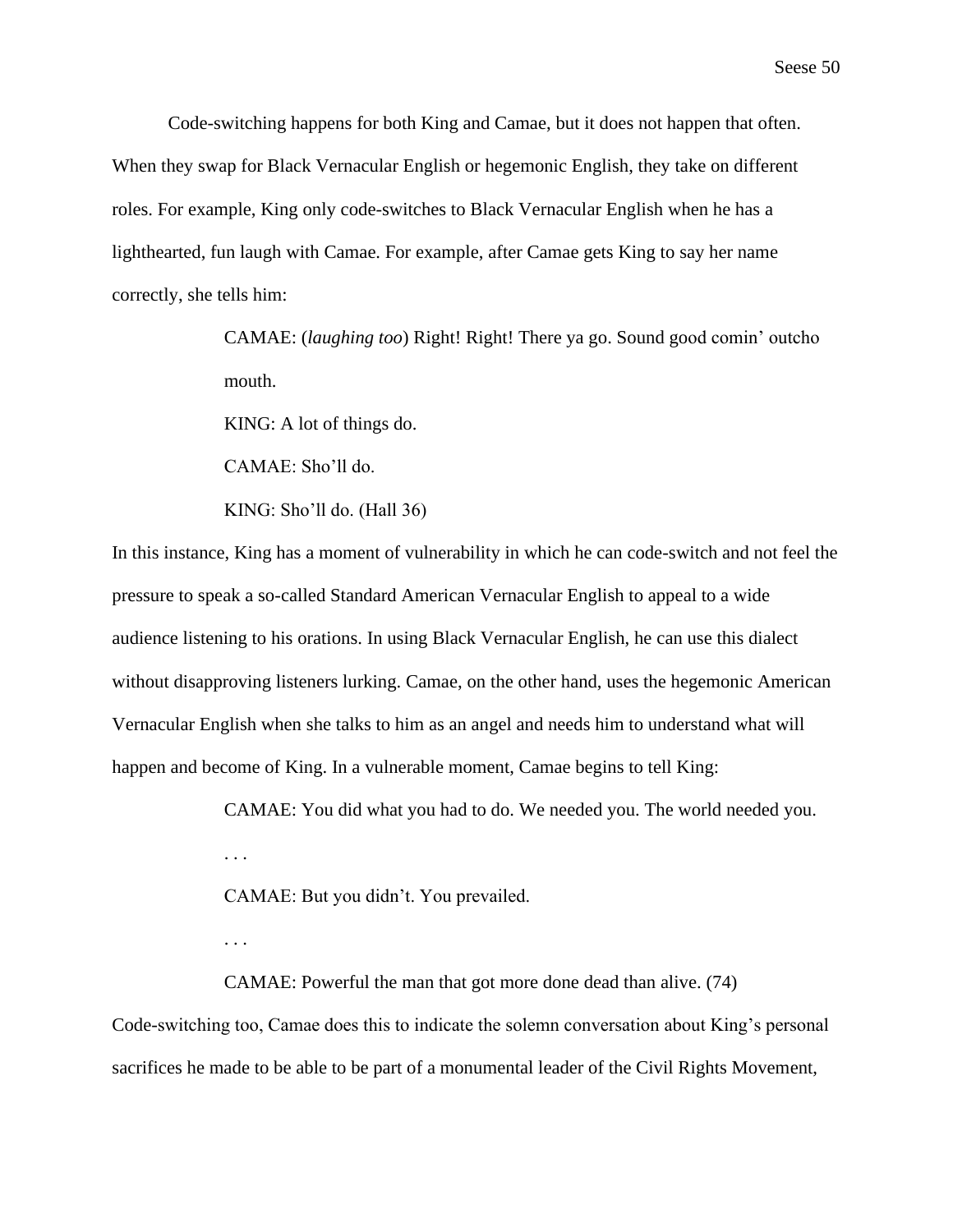Code-switching happens for both King and Camae, but it does not happen that often. When they swap for Black Vernacular English or hegemonic English, they take on different roles. For example, King only code-switches to Black Vernacular English when he has a lighthearted, fun laugh with Camae. For example, after Camae gets King to say her name correctly, she tells him:

> CAMAE: (*laughing too*) Right! Right! There ya go. Sound good comin' outcho mouth.
>
> KING: A lot of things do.
>
> CAMAE: Sho'll do.
>
> KING: Sho'll do. (Hall 36)

In this instance, King has a moment of vulnerability in which he can code-switch and not feel the pressure to speak a so-called Standard American Vernacular English to appeal to a wide audience listening to his orations. In using Black Vernacular English, he can use this dialect without disapproving listeners lurking. Camae, on the other hand, uses the hegemonic American Vernacular English when she talks to him as an angel and needs him to understand what will happen and become of King. In a vulnerable moment, Camae begins to tell King:

> CAMAE: You did what you had to do. We needed you. The world needed you.
>
> . . .
>
> CAMAE: But you didn't. You prevailed.
>
> . . .
>
> CAMAE: Powerful the man that got more done dead than alive. (74)

Code-switching too, Camae does this to indicate the solemn conversation about King's personal sacrifices he made to be able to be part of a monumental leader of the Civil Rights Movement,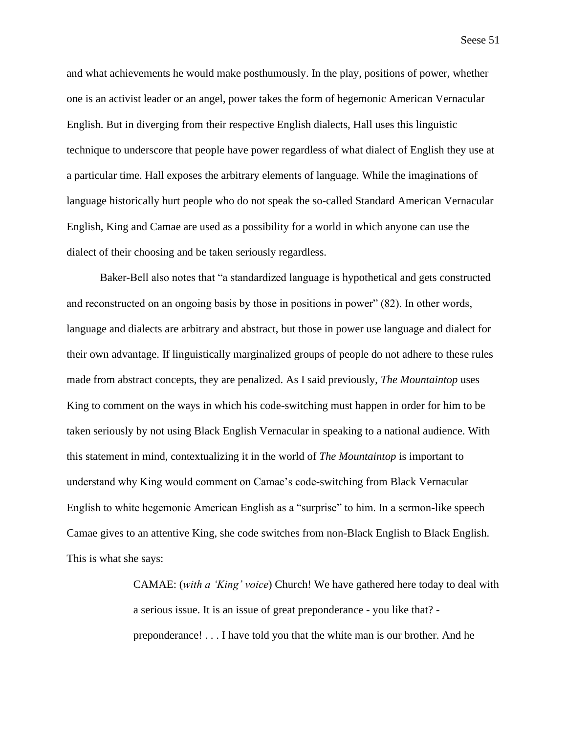and what achievements he would make posthumously. In the play, positions of power, whether one is an activist leader or an angel, power takes the form of hegemonic American Vernacular English. But in diverging from their respective English dialects, Hall uses this linguistic technique to underscore that people have power regardless of what dialect of English they use at a particular time. Hall exposes the arbitrary elements of language. While the imaginations of language historically hurt people who do not speak the so-called Standard American Vernacular English, King and Camae are used as a possibility for a world in which anyone can use the dialect of their choosing and be taken seriously regardless.

Baker-Bell also notes that "a standardized language is hypothetical and gets constructed and reconstructed on an ongoing basis by those in positions in power" (82). In other words, language and dialects are arbitrary and abstract, but those in power use language and dialect for their own advantage. If linguistically marginalized groups of people do not adhere to these rules made from abstract concepts, they are penalized. As I said previously, *The Mountaintop* uses King to comment on the ways in which his code-switching must happen in order for him to be taken seriously by not using Black English Vernacular in speaking to a national audience. With this statement in mind, contextualizing it in the world of *The Mountaintop* is important to understand why King would comment on Camae's code-switching from Black Vernacular English to white hegemonic American English as a "surprise" to him. In a sermon-like speech Camae gives to an attentive King, she code switches from non-Black English to Black English. This is what she says:

> CAMAE: (*with a 'King' voice*) Church! We have gathered here today to deal with a serious issue. It is an issue of great preponderance - you like that? - preponderance! . . . I have told you that the white man is our brother. And he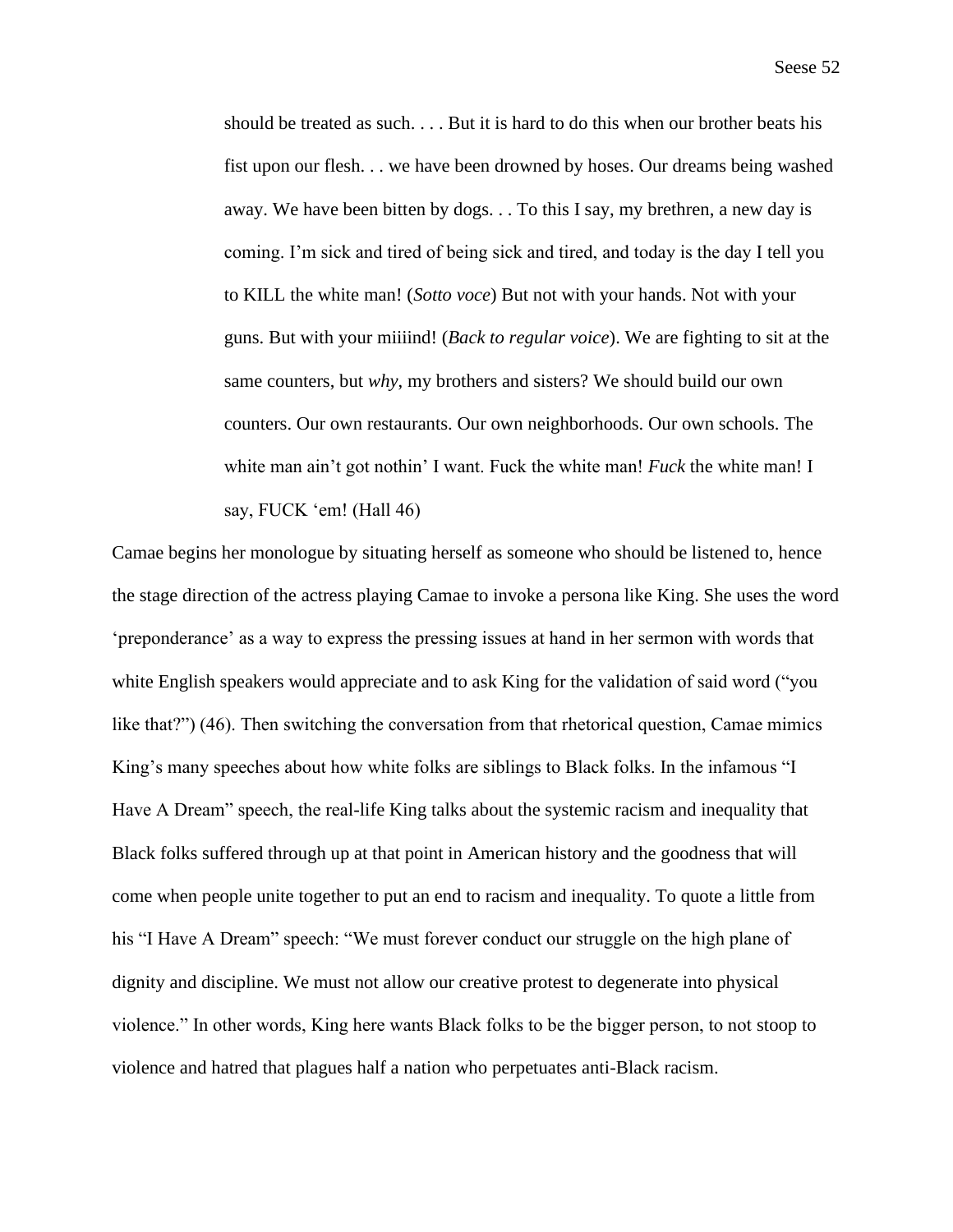> should be treated as such. . . . But it is hard to do this when our brother beats his fist upon our flesh. . . we have been drowned by hoses. Our dreams being washed away. We have been bitten by dogs. . . To this I say, my brethren, a new day is coming. I'm sick and tired of being sick and tired, and today is the day I tell you to KILL the white man! (*Sotto voce*) But not with your hands. Not with your guns. But with your miiiind! (*Back to regular voice*). We are fighting to sit at the same counters, but *why*, my brothers and sisters? We should build our own counters. Our own restaurants. Our own neighborhoods. Our own schools. The white man ain't got nothin' I want. Fuck the white man! *Fuck* the white man! I say, FUCK 'em! (Hall 46)

Camae begins her monologue by situating herself as someone who should be listened to, hence the stage direction of the actress playing Camae to invoke a persona like King. She uses the word 'preponderance' as a way to express the pressing issues at hand in her sermon with words that white English speakers would appreciate and to ask King for the validation of said word ("you like that?") (46). Then switching the conversation from that rhetorical question, Camae mimics King's many speeches about how white folks are siblings to Black folks. In the infamous "I Have A Dream" speech, the real-life King talks about the systemic racism and inequality that Black folks suffered through up at that point in American history and the goodness that will come when people unite together to put an end to racism and inequality. To quote a little from his "I Have A Dream" speech: "We must forever conduct our struggle on the high plane of dignity and discipline. We must not allow our creative protest to degenerate into physical violence." In other words, King here wants Black folks to be the bigger person, to not stoop to violence and hatred that plagues half a nation who perpetuates anti-Black racism.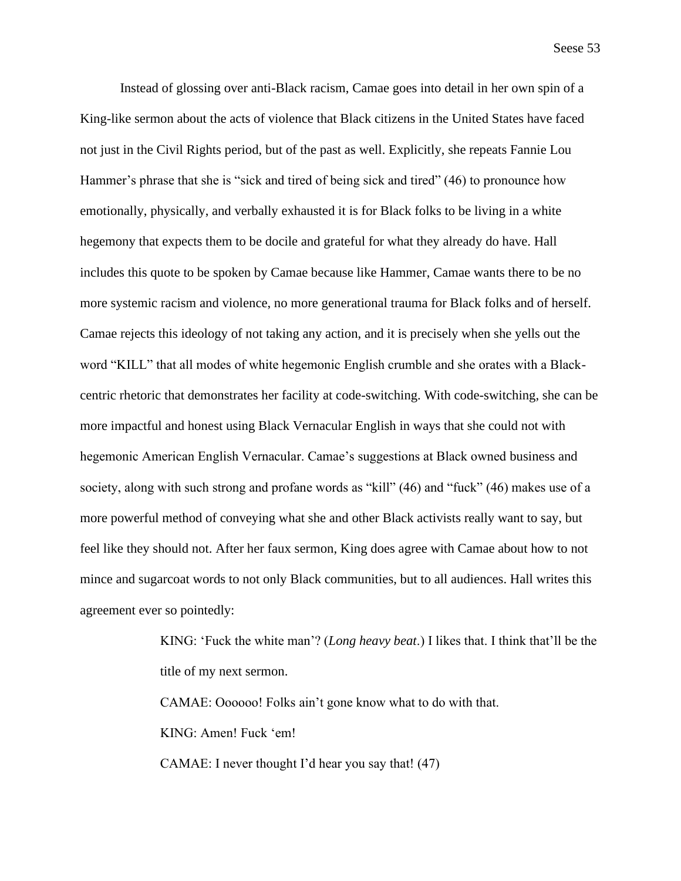Instead of glossing over anti-Black racism, Camae goes into detail in her own spin of a King-like sermon about the acts of violence that Black citizens in the United States have faced not just in the Civil Rights period, but of the past as well. Explicitly, she repeats Fannie Lou Hammer's phrase that she is "sick and tired of being sick and tired" (46) to pronounce how emotionally, physically, and verbally exhausted it is for Black folks to be living in a white hegemony that expects them to be docile and grateful for what they already do have. Hall includes this quote to be spoken by Camae because like Hammer, Camae wants there to be no more systemic racism and violence, no more generational trauma for Black folks and of herself. Camae rejects this ideology of not taking any action, and it is precisely when she yells out the word "KILL" that all modes of white hegemonic English crumble and she orates with a Black-centric rhetoric that demonstrates her facility at code-switching. With code-switching, she can be more impactful and honest using Black Vernacular English in ways that she could not with hegemonic American English Vernacular. Camae's suggestions at Black owned business and society, along with such strong and profane words as "kill" (46) and "fuck" (46) makes use of a more powerful method of conveying what she and other Black activists really want to say, but feel like they should not. After her faux sermon, King does agree with Camae about how to not mince and sugarcoat words to not only Black communities, but to all audiences. Hall writes this agreement ever so pointedly:

> KING: 'Fuck the white man'? (*Long heavy beat*.) I likes that. I think that'll be the title of my next sermon.
>
> CAMAE: Oooooo! Folks ain't gone know what to do with that.
>
> KING: Amen! Fuck 'em!
>
> CAMAE: I never thought I'd hear you say that! (47)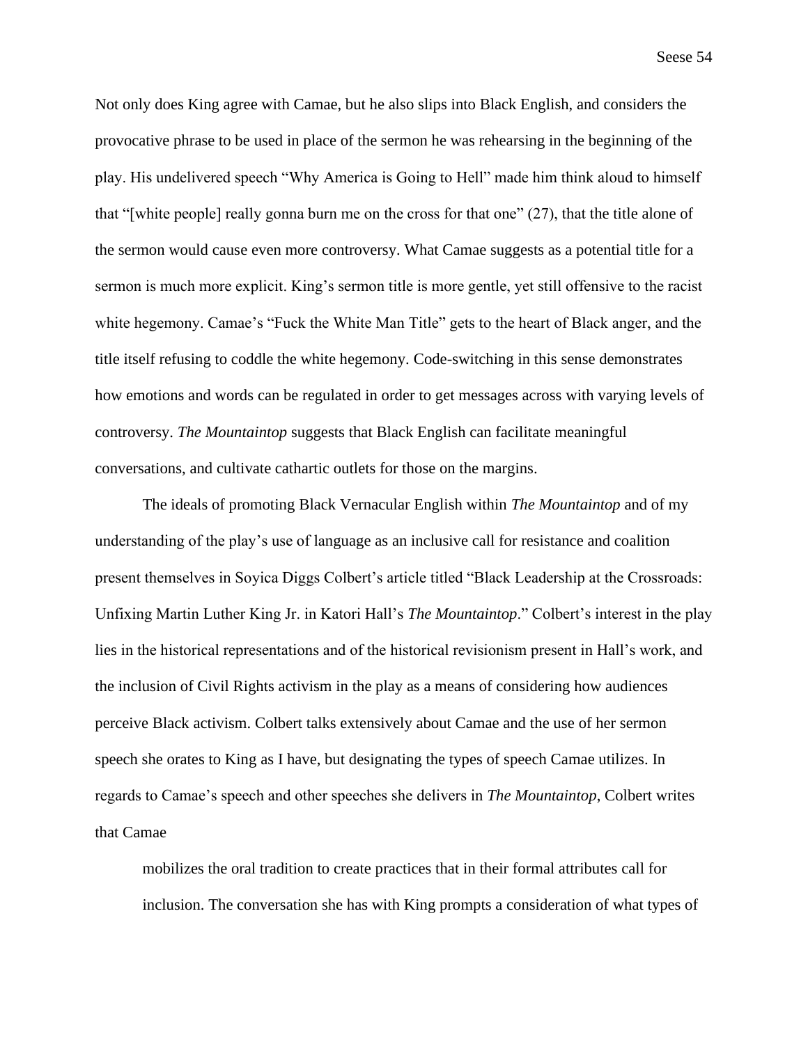Not only does King agree with Camae, but he also slips into Black English, and considers the provocative phrase to be used in place of the sermon he was rehearsing in the beginning of the play. His undelivered speech "Why America is Going to Hell" made him think aloud to himself that "[white people] really gonna burn me on the cross for that one" (27), that the title alone of the sermon would cause even more controversy. What Camae suggests as a potential title for a sermon is much more explicit. King's sermon title is more gentle, yet still offensive to the racist white hegemony. Camae's "Fuck the White Man Title" gets to the heart of Black anger, and the title itself refusing to coddle the white hegemony. Code-switching in this sense demonstrates how emotions and words can be regulated in order to get messages across with varying levels of controversy. *The Mountaintop* suggests that Black English can facilitate meaningful conversations, and cultivate cathartic outlets for those on the margins.

The ideals of promoting Black Vernacular English within *The Mountaintop* and of my understanding of the play's use of language as an inclusive call for resistance and coalition present themselves in Soyica Diggs Colbert's article titled "Black Leadership at the Crossroads: Unfixing Martin Luther King Jr. in Katori Hall's *The Mountaintop*." Colbert's interest in the play lies in the historical representations and of the historical revisionism present in Hall's work, and the inclusion of Civil Rights activism in the play as a means of considering how audiences perceive Black activism. Colbert talks extensively about Camae and the use of her sermon speech she orates to King as I have, but designating the types of speech Camae utilizes. In regards to Camae's speech and other speeches she delivers in *The Mountaintop*, Colbert writes that Camae

> mobilizes the oral tradition to create practices that in their formal attributes call for inclusion. The conversation she has with King prompts a consideration of what types of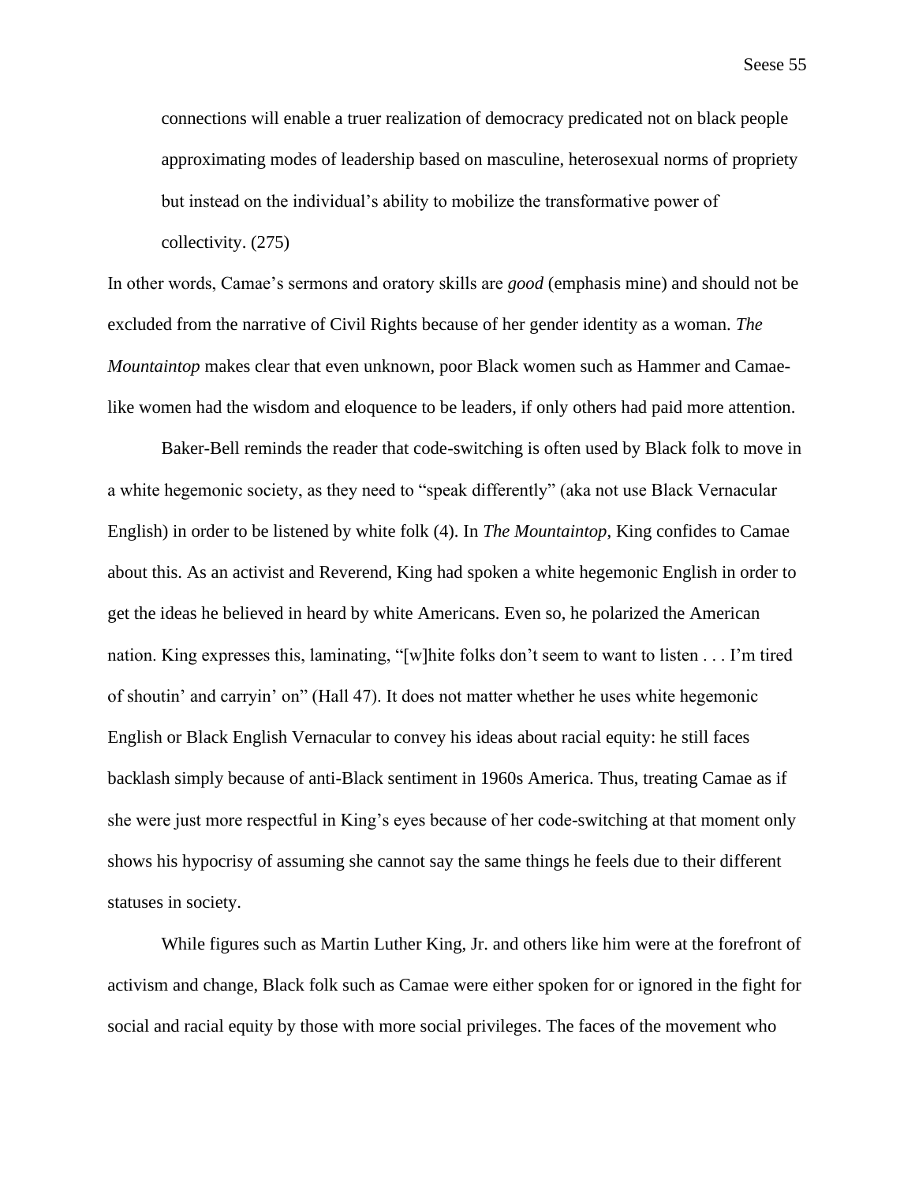> connections will enable a truer realization of democracy predicated not on black people approximating modes of leadership based on masculine, heterosexual norms of propriety but instead on the individual's ability to mobilize the transformative power of collectivity. (275)

In other words, Camae's sermons and oratory skills are *good* (emphasis mine) and should not be excluded from the narrative of Civil Rights because of her gender identity as a woman. *The Mountaintop* makes clear that even unknown, poor Black women such as Hammer and Camae-like women had the wisdom and eloquence to be leaders, if only others had paid more attention.

Baker-Bell reminds the reader that code-switching is often used by Black folk to move in a white hegemonic society, as they need to "speak differently" (aka not use Black Vernacular English) in order to be listened by white folk (4). In *The Mountaintop*, King confides to Camae about this. As an activist and Reverend, King had spoken a white hegemonic English in order to get the ideas he believed in heard by white Americans. Even so, he polarized the American nation. King expresses this, laminating, "[w]hite folks don't seem to want to listen . . . I'm tired of shoutin' and carryin' on" (Hall 47). It does not matter whether he uses white hegemonic English or Black English Vernacular to convey his ideas about racial equity: he still faces backlash simply because of anti-Black sentiment in 1960s America. Thus, treating Camae as if she were just more respectful in King's eyes because of her code-switching at that moment only shows his hypocrisy of assuming she cannot say the same things he feels due to their different statuses in society.

While figures such as Martin Luther King, Jr. and others like him were at the forefront of activism and change, Black folk such as Camae were either spoken for or ignored in the fight for social and racial equity by those with more social privileges. The faces of the movement who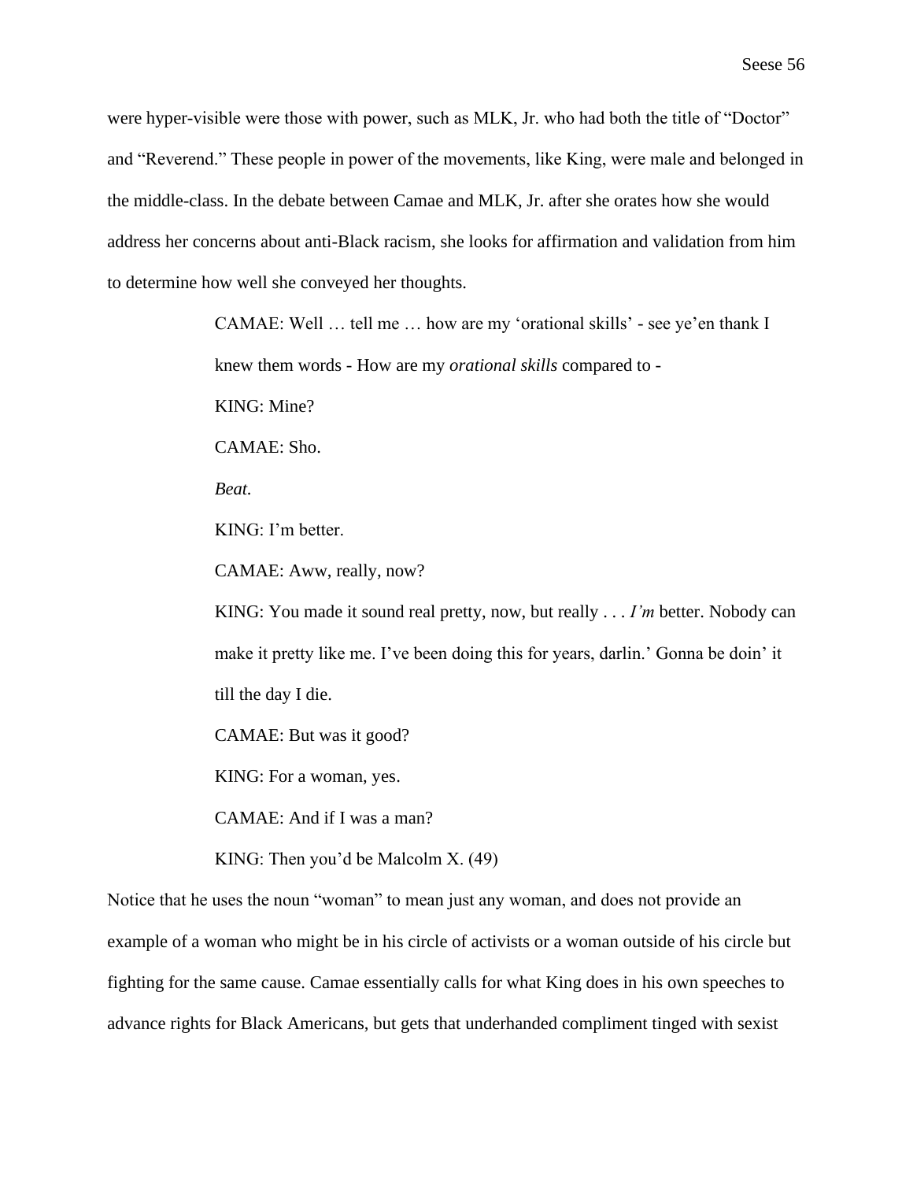were hyper-visible were those with power, such as MLK, Jr. who had both the title of "Doctor" and "Reverend." These people in power of the movements, like King, were male and belonged in the middle-class. In the debate between Camae and MLK, Jr. after she orates how she would address her concerns about anti-Black racism, she looks for affirmation and validation from him to determine how well she conveyed her thoughts.

> CAMAE: Well … tell me … how are my 'orational skills' - see ye'en thank I knew them words - How are my *orational skills* compared to -
>
> KING: Mine?
>
> CAMAE: Sho.
>
> *Beat.*
>
> KING: I'm better.
>
> CAMAE: Aww, really, now?
>
> KING: You made it sound real pretty, now, but really . . . *I'm* better. Nobody can make it pretty like me. I've been doing this for years, darlin.' Gonna be doin' it till the day I die.
>
> CAMAE: But was it good?
>
> KING: For a woman, yes.
>
> CAMAE: And if I was a man?
>
> KING: Then you'd be Malcolm X. (49)

Notice that he uses the noun "woman" to mean just any woman, and does not provide an example of a woman who might be in his circle of activists or a woman outside of his circle but fighting for the same cause. Camae essentially calls for what King does in his own speeches to advance rights for Black Americans, but gets that underhanded compliment tinged with sexist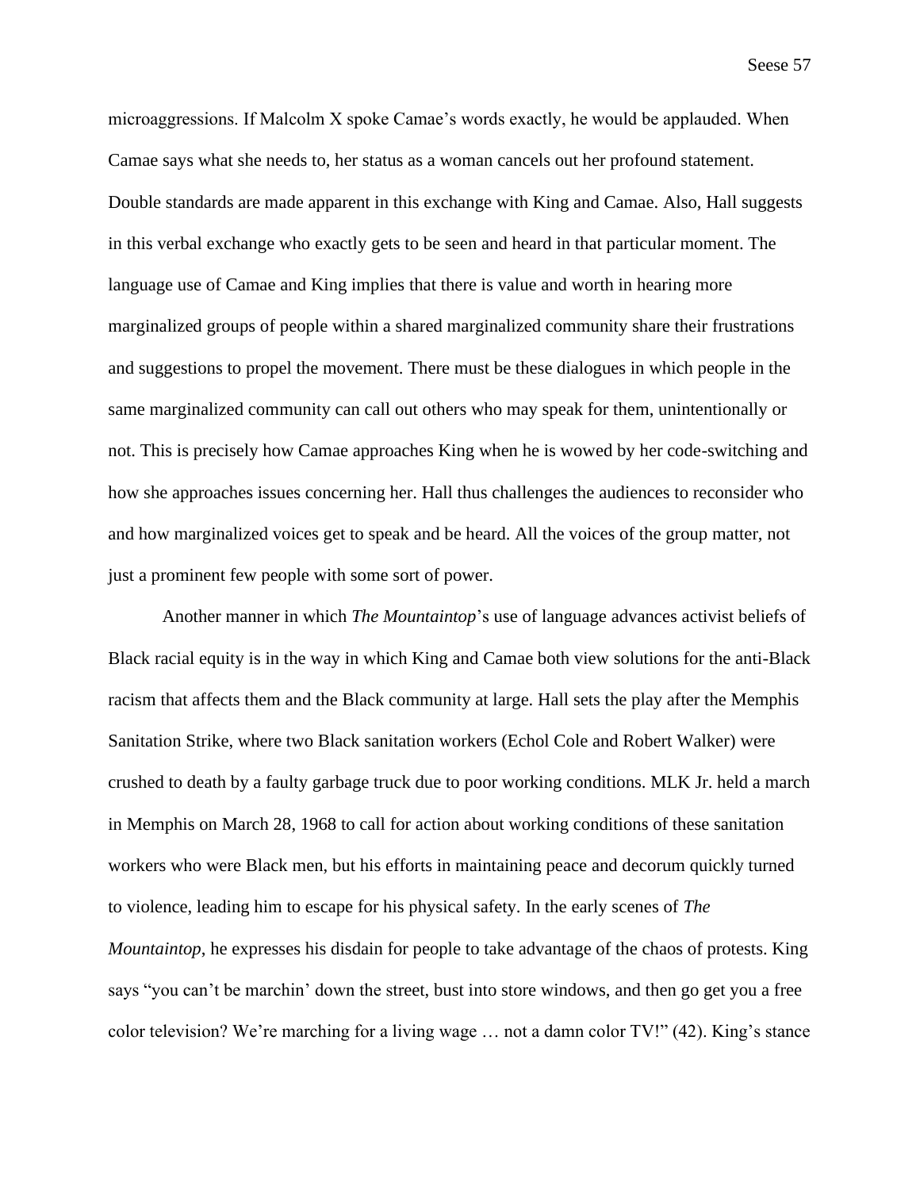microaggressions. If Malcolm X spoke Camae's words exactly, he would be applauded. When Camae says what she needs to, her status as a woman cancels out her profound statement. Double standards are made apparent in this exchange with King and Camae. Also, Hall suggests in this verbal exchange who exactly gets to be seen and heard in that particular moment. The language use of Camae and King implies that there is value and worth in hearing more marginalized groups of people within a shared marginalized community share their frustrations and suggestions to propel the movement. There must be these dialogues in which people in the same marginalized community can call out others who may speak for them, unintentionally or not. This is precisely how Camae approaches King when he is wowed by her code-switching and how she approaches issues concerning her. Hall thus challenges the audiences to reconsider who and how marginalized voices get to speak and be heard. All the voices of the group matter, not just a prominent few people with some sort of power.

Another manner in which *The Mountaintop*'s use of language advances activist beliefs of Black racial equity is in the way in which King and Camae both view solutions for the anti-Black racism that affects them and the Black community at large. Hall sets the play after the Memphis Sanitation Strike, where two Black sanitation workers (Echol Cole and Robert Walker) were crushed to death by a faulty garbage truck due to poor working conditions. MLK Jr. held a march in Memphis on March 28, 1968 to call for action about working conditions of these sanitation workers who were Black men, but his efforts in maintaining peace and decorum quickly turned to violence, leading him to escape for his physical safety. In the early scenes of *The Mountaintop*, he expresses his disdain for people to take advantage of the chaos of protests. King says "you can't be marchin' down the street, bust into store windows, and then go get you a free color television? We're marching for a living wage … not a damn color TV!" (42). King's stance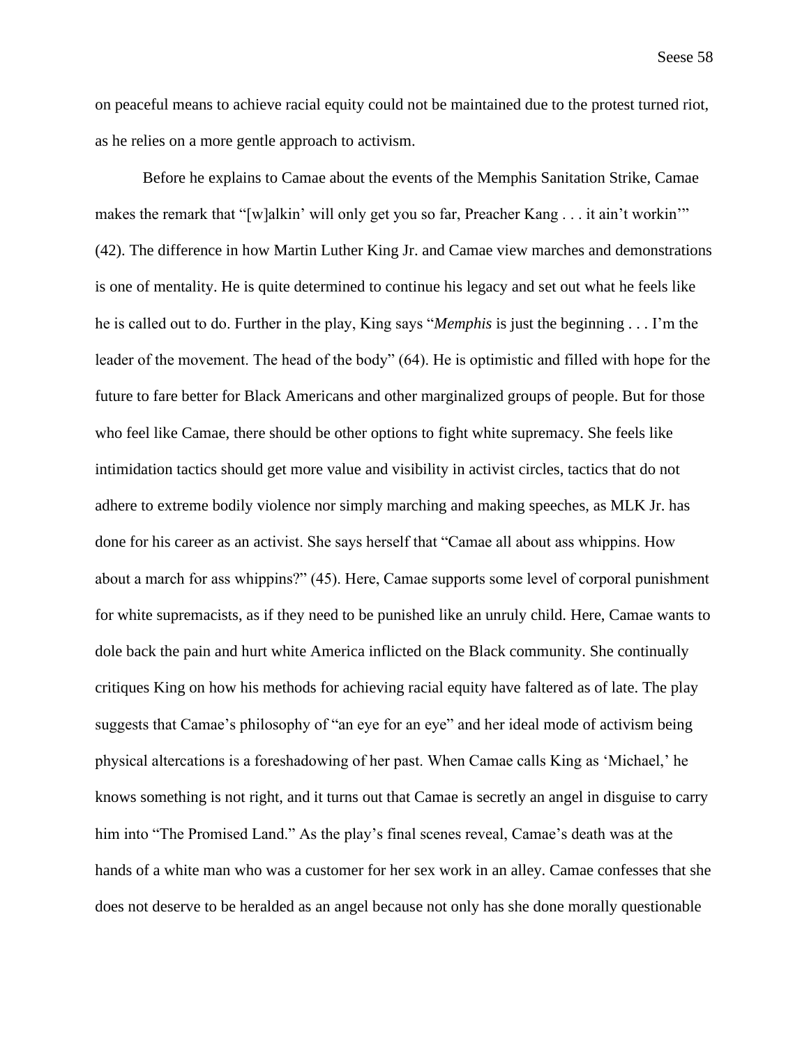on peaceful means to achieve racial equity could not be maintained due to the protest turned riot, as he relies on a more gentle approach to activism.

Before he explains to Camae about the events of the Memphis Sanitation Strike, Camae makes the remark that "[w]alkin' will only get you so far, Preacher Kang . . . it ain't workin'" (42). The difference in how Martin Luther King Jr. and Camae view marches and demonstrations is one of mentality. He is quite determined to continue his legacy and set out what he feels like he is called out to do. Further in the play, King says "*Memphis* is just the beginning . . . I'm the leader of the movement. The head of the body" (64). He is optimistic and filled with hope for the future to fare better for Black Americans and other marginalized groups of people. But for those who feel like Camae, there should be other options to fight white supremacy. She feels like intimidation tactics should get more value and visibility in activist circles, tactics that do not adhere to extreme bodily violence nor simply marching and making speeches, as MLK Jr. has done for his career as an activist. She says herself that "Camae all about ass whippins. How about a march for ass whippins?" (45). Here, Camae supports some level of corporal punishment for white supremacists, as if they need to be punished like an unruly child. Here, Camae wants to dole back the pain and hurt white America inflicted on the Black community. She continually critiques King on how his methods for achieving racial equity have faltered as of late. The play suggests that Camae's philosophy of "an eye for an eye" and her ideal mode of activism being physical altercations is a foreshadowing of her past. When Camae calls King as 'Michael,' he knows something is not right, and it turns out that Camae is secretly an angel in disguise to carry him into "The Promised Land." As the play's final scenes reveal, Camae's death was at the hands of a white man who was a customer for her sex work in an alley. Camae confesses that she does not deserve to be heralded as an angel because not only has she done morally questionable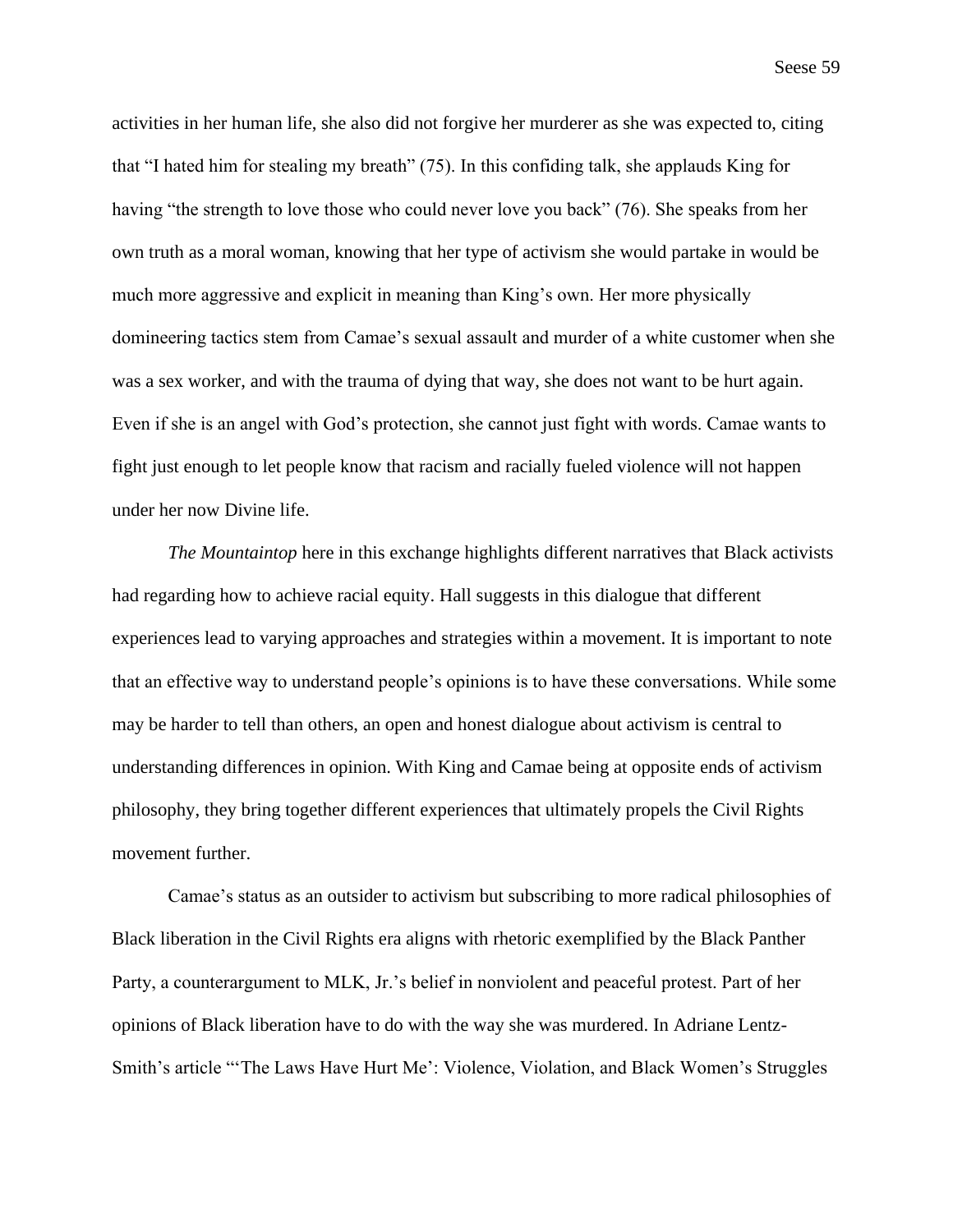activities in her human life, she also did not forgive her murderer as she was expected to, citing that "I hated him for stealing my breath" (75). In this confiding talk, she applauds King for having "the strength to love those who could never love you back" (76). She speaks from her own truth as a moral woman, knowing that her type of activism she would partake in would be much more aggressive and explicit in meaning than King's own. Her more physically domineering tactics stem from Camae's sexual assault and murder of a white customer when she was a sex worker, and with the trauma of dying that way, she does not want to be hurt again. Even if she is an angel with God's protection, she cannot just fight with words. Camae wants to fight just enough to let people know that racism and racially fueled violence will not happen under her now Divine life.

*The Mountaintop* here in this exchange highlights different narratives that Black activists had regarding how to achieve racial equity. Hall suggests in this dialogue that different experiences lead to varying approaches and strategies within a movement. It is important to note that an effective way to understand people's opinions is to have these conversations. While some may be harder to tell than others, an open and honest dialogue about activism is central to understanding differences in opinion. With King and Camae being at opposite ends of activism philosophy, they bring together different experiences that ultimately propels the Civil Rights movement further.

Camae's status as an outsider to activism but subscribing to more radical philosophies of Black liberation in the Civil Rights era aligns with rhetoric exemplified by the Black Panther Party, a counterargument to MLK, Jr.'s belief in nonviolent and peaceful protest. Part of her opinions of Black liberation have to do with the way she was murdered. In Adriane Lentz-Smith's article "'The Laws Have Hurt Me': Violence, Violation, and Black Women's Struggles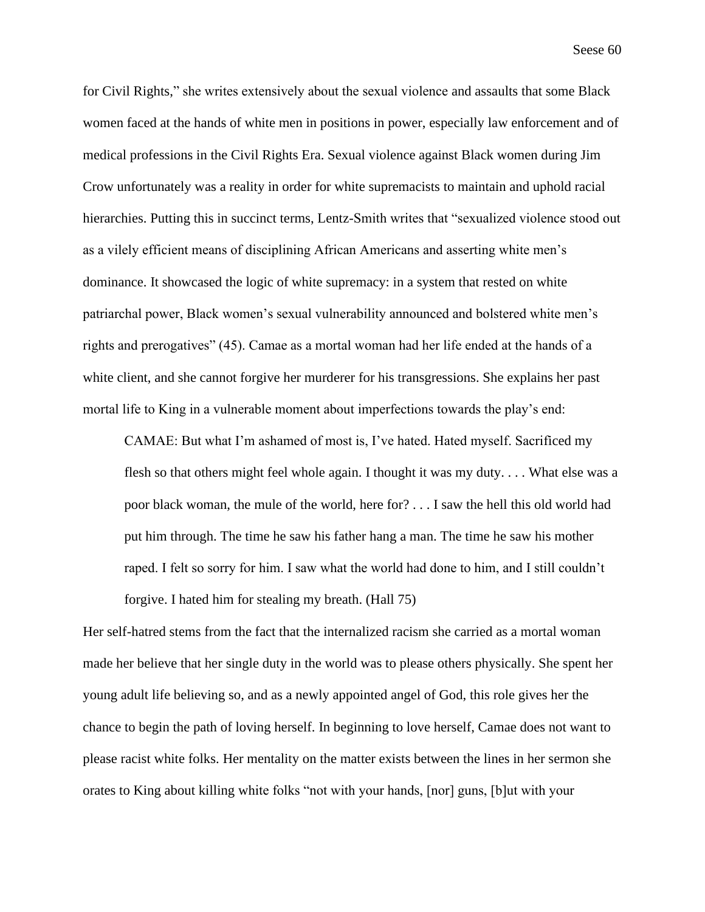for Civil Rights," she writes extensively about the sexual violence and assaults that some Black women faced at the hands of white men in positions in power, especially law enforcement and of medical professions in the Civil Rights Era. Sexual violence against Black women during Jim Crow unfortunately was a reality in order for white supremacists to maintain and uphold racial hierarchies. Putting this in succinct terms, Lentz-Smith writes that "sexualized violence stood out as a vilely efficient means of disciplining African Americans and asserting white men's dominance. It showcased the logic of white supremacy: in a system that rested on white patriarchal power, Black women's sexual vulnerability announced and bolstered white men's rights and prerogatives" (45). Camae as a mortal woman had her life ended at the hands of a white client, and she cannot forgive her murderer for his transgressions. She explains her past mortal life to King in a vulnerable moment about imperfections towards the play's end:

> CAMAE: But what I'm ashamed of most is, I've hated. Hated myself. Sacrificed my flesh so that others might feel whole again. I thought it was my duty. . . . What else was a poor black woman, the mule of the world, here for? . . . I saw the hell this old world had put him through. The time he saw his father hang a man. The time he saw his mother raped. I felt so sorry for him. I saw what the world had done to him, and I still couldn't forgive. I hated him for stealing my breath. (Hall 75)

Her self-hatred stems from the fact that the internalized racism she carried as a mortal woman made her believe that her single duty in the world was to please others physically. She spent her young adult life believing so, and as a newly appointed angel of God, this role gives her the chance to begin the path of loving herself. In beginning to love herself, Camae does not want to please racist white folks. Her mentality on the matter exists between the lines in her sermon she orates to King about killing white folks "not with your hands, [nor] guns, [b]ut with your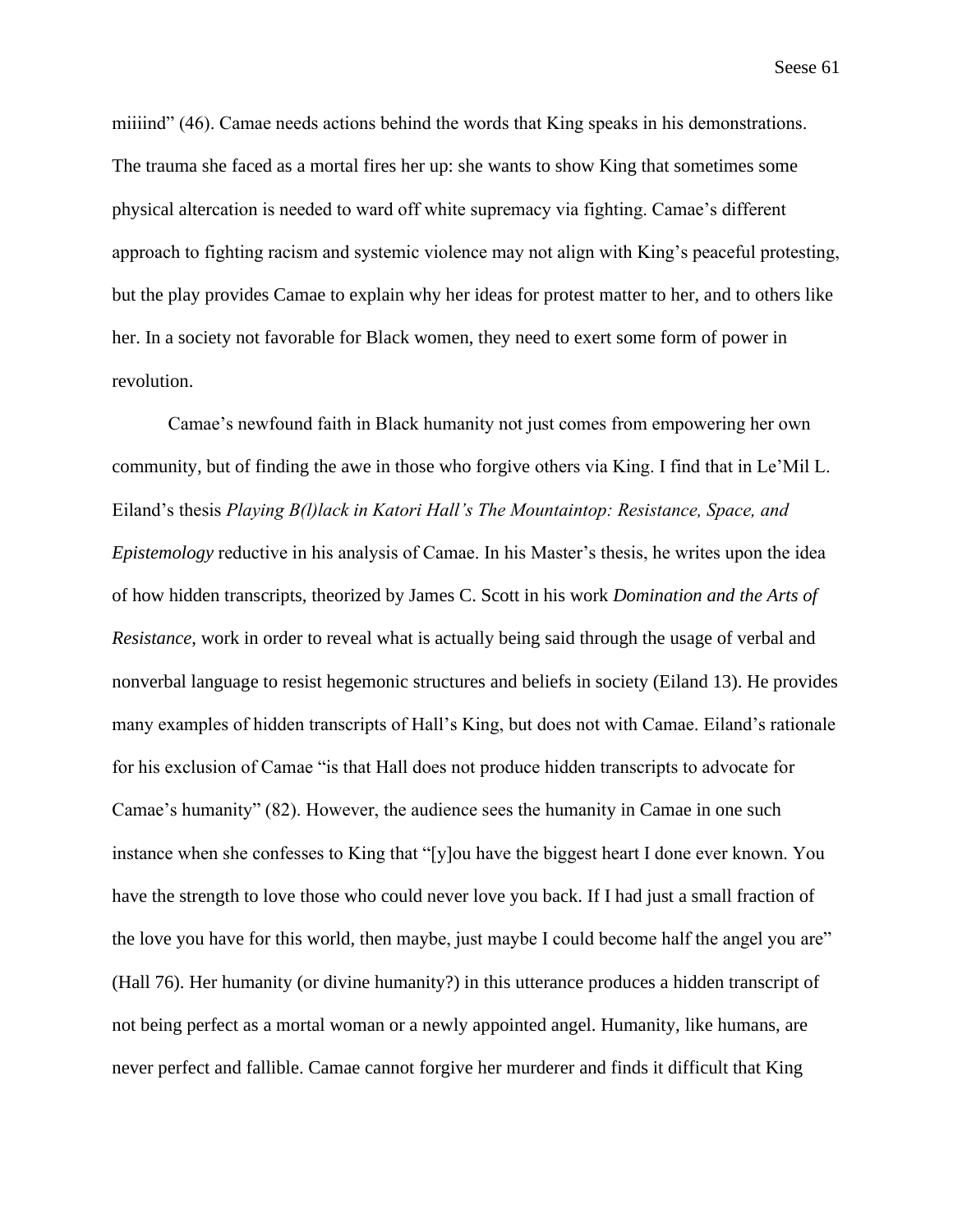miiiind" (46). Camae needs actions behind the words that King speaks in his demonstrations. The trauma she faced as a mortal fires her up: she wants to show King that sometimes some physical altercation is needed to ward off white supremacy via fighting. Camae's different approach to fighting racism and systemic violence may not align with King's peaceful protesting, but the play provides Camae to explain why her ideas for protest matter to her, and to others like her. In a society not favorable for Black women, they need to exert some form of power in revolution.

Camae's newfound faith in Black humanity not just comes from empowering her own community, but of finding the awe in those who forgive others via King. I find that in Le'Mil L. Eiland's thesis *Playing B(l)lack in Katori Hall's The Mountaintop: Resistance, Space, and Epistemology* reductive in his analysis of Camae. In his Master's thesis, he writes upon the idea of how hidden transcripts, theorized by James C. Scott in his work *Domination and the Arts of Resistance*, work in order to reveal what is actually being said through the usage of verbal and nonverbal language to resist hegemonic structures and beliefs in society (Eiland 13). He provides many examples of hidden transcripts of Hall's King, but does not with Camae. Eiland's rationale for his exclusion of Camae "is that Hall does not produce hidden transcripts to advocate for Camae's humanity" (82). However, the audience sees the humanity in Camae in one such instance when she confesses to King that "[y]ou have the biggest heart I done ever known. You have the strength to love those who could never love you back. If I had just a small fraction of the love you have for this world, then maybe, just maybe I could become half the angel you are" (Hall 76). Her humanity (or divine humanity?) in this utterance produces a hidden transcript of not being perfect as a mortal woman or a newly appointed angel. Humanity, like humans, are never perfect and fallible. Camae cannot forgive her murderer and finds it difficult that King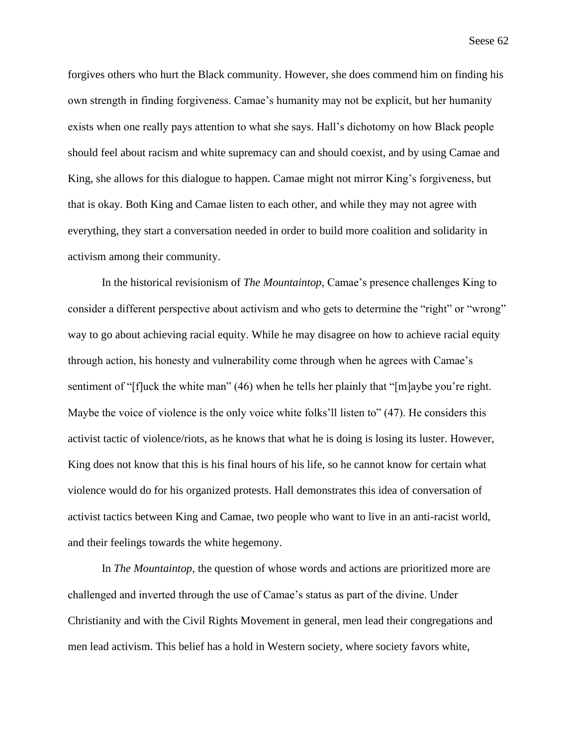forgives others who hurt the Black community. However, she does commend him on finding his own strength in finding forgiveness. Camae's humanity may not be explicit, but her humanity exists when one really pays attention to what she says. Hall's dichotomy on how Black people should feel about racism and white supremacy can and should coexist, and by using Camae and King, she allows for this dialogue to happen. Camae might not mirror King's forgiveness, but that is okay. Both King and Camae listen to each other, and while they may not agree with everything, they start a conversation needed in order to build more coalition and solidarity in activism among their community.

In the historical revisionism of *The Mountaintop*, Camae's presence challenges King to consider a different perspective about activism and who gets to determine the "right" or "wrong" way to go about achieving racial equity. While he may disagree on how to achieve racial equity through action, his honesty and vulnerability come through when he agrees with Camae's sentiment of "[f]uck the white man" (46) when he tells her plainly that "[m]aybe you're right. Maybe the voice of violence is the only voice white folks'll listen to" (47). He considers this activist tactic of violence/riots, as he knows that what he is doing is losing its luster. However, King does not know that this is his final hours of his life, so he cannot know for certain what violence would do for his organized protests. Hall demonstrates this idea of conversation of activist tactics between King and Camae, two people who want to live in an anti-racist world, and their feelings towards the white hegemony.

In *The Mountaintop*, the question of whose words and actions are prioritized more are challenged and inverted through the use of Camae's status as part of the divine. Under Christianity and with the Civil Rights Movement in general, men lead their congregations and men lead activism. This belief has a hold in Western society, where society favors white,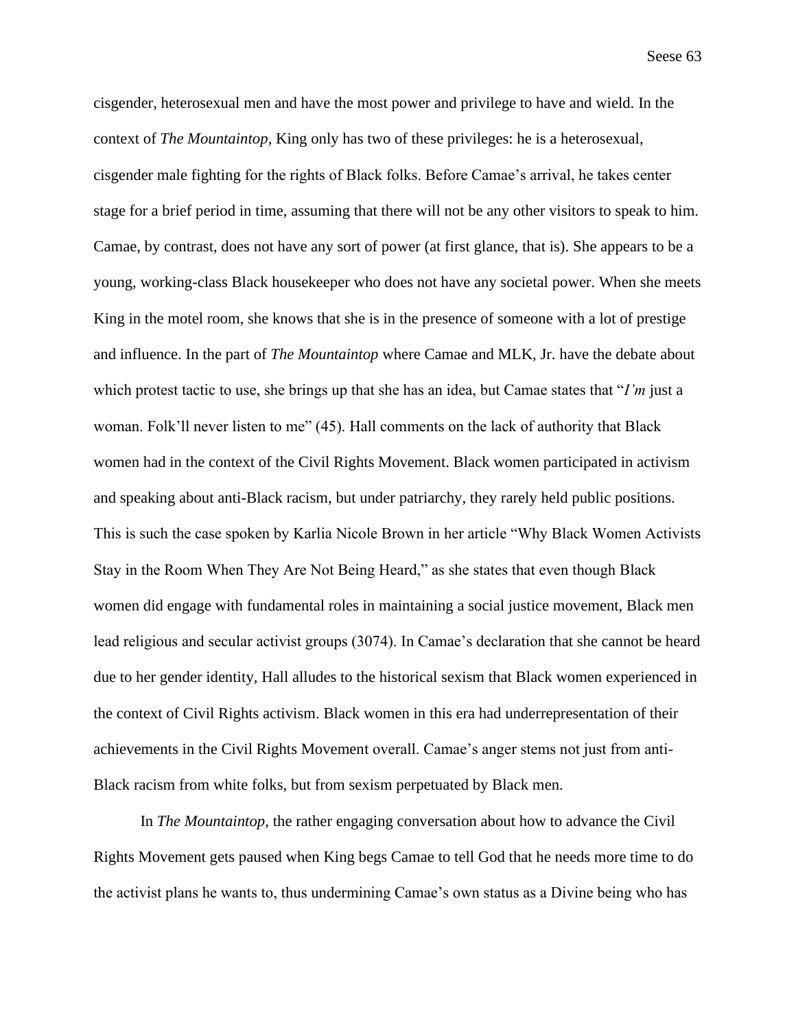cisgender, heterosexual men and have the most power and privilege to have and wield. In the context of *The Mountaintop*, King only has two of these privileges: he is a heterosexual, cisgender male fighting for the rights of Black folks. Before Camae's arrival, he takes center stage for a brief period in time, assuming that there will not be any other visitors to speak to him. Camae, by contrast, does not have any sort of power (at first glance, that is). She appears to be a young, working-class Black housekeeper who does not have any societal power. When she meets King in the motel room, she knows that she is in the presence of someone with a lot of prestige and influence. In the part of *The Mountaintop* where Camae and MLK, Jr. have the debate about which protest tactic to use, she brings up that she has an idea, but Camae states that "*I'm* just a woman. Folk'll never listen to me" (45). Hall comments on the lack of authority that Black women had in the context of the Civil Rights Movement. Black women participated in activism and speaking about anti-Black racism, but under patriarchy, they rarely held public positions. This is such the case spoken by Karlia Nicole Brown in her article "Why Black Women Activists Stay in the Room When They Are Not Being Heard," as she states that even though Black women did engage with fundamental roles in maintaining a social justice movement, Black men lead religious and secular activist groups (3074). In Camae's declaration that she cannot be heard due to her gender identity, Hall alludes to the historical sexism that Black women experienced in the context of Civil Rights activism. Black women in this era had underrepresentation of their achievements in the Civil Rights Movement overall. Camae's anger stems not just from anti-Black racism from white folks, but from sexism perpetuated by Black men.

In *The Mountaintop*, the rather engaging conversation about how to advance the Civil Rights Movement gets paused when King begs Camae to tell God that he needs more time to do the activist plans he wants to, thus undermining Camae's own status as a Divine being who has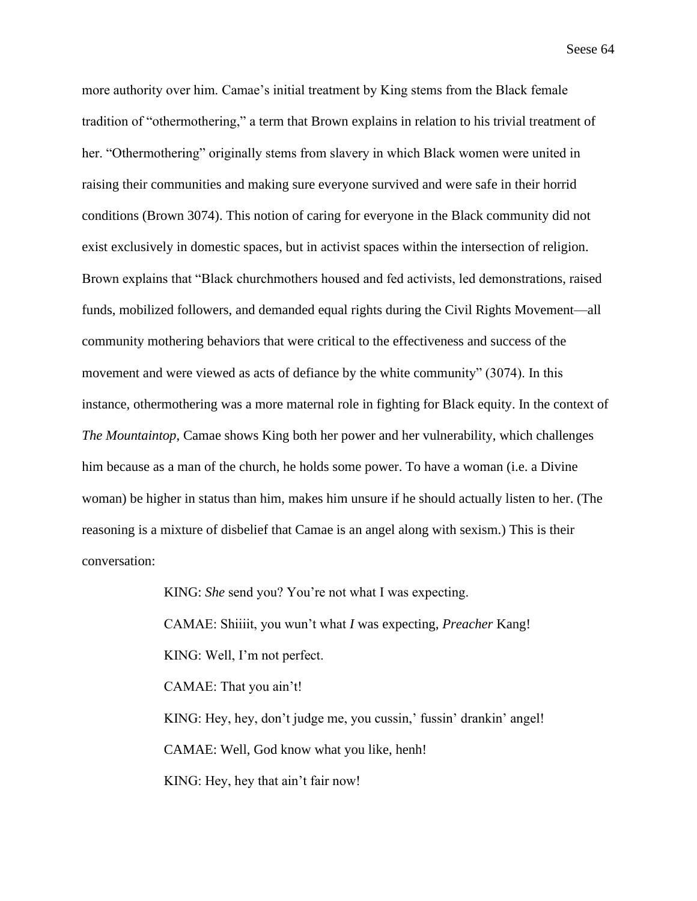more authority over him. Camae's initial treatment by King stems from the Black female tradition of "othermothering," a term that Brown explains in relation to his trivial treatment of her. "Othermothering" originally stems from slavery in which Black women were united in raising their communities and making sure everyone survived and were safe in their horrid conditions (Brown 3074). This notion of caring for everyone in the Black community did not exist exclusively in domestic spaces, but in activist spaces within the intersection of religion. Brown explains that "Black churchmothers housed and fed activists, led demonstrations, raised funds, mobilized followers, and demanded equal rights during the Civil Rights Movement—all community mothering behaviors that were critical to the effectiveness and success of the movement and were viewed as acts of defiance by the white community" (3074). In this instance, othermothering was a more maternal role in fighting for Black equity. In the context of *The Mountaintop*, Camae shows King both her power and her vulnerability, which challenges him because as a man of the church, he holds some power. To have a woman (i.e. a Divine woman) be higher in status than him, makes him unsure if he should actually listen to her. (The reasoning is a mixture of disbelief that Camae is an angel along with sexism.) This is their conversation:

> KING: *She* send you? You're not what I was expecting.
>
> CAMAE: Shiiiit, you wun't what *I* was expecting, *Preacher* Kang!
>
> KING: Well, I'm not perfect.
>
> CAMAE: That you ain't!
>
> KING: Hey, hey, don't judge me, you cussin,' fussin' drankin' angel!
>
> CAMAE: Well, God know what you like, henh!
>
> KING: Hey, hey that ain't fair now!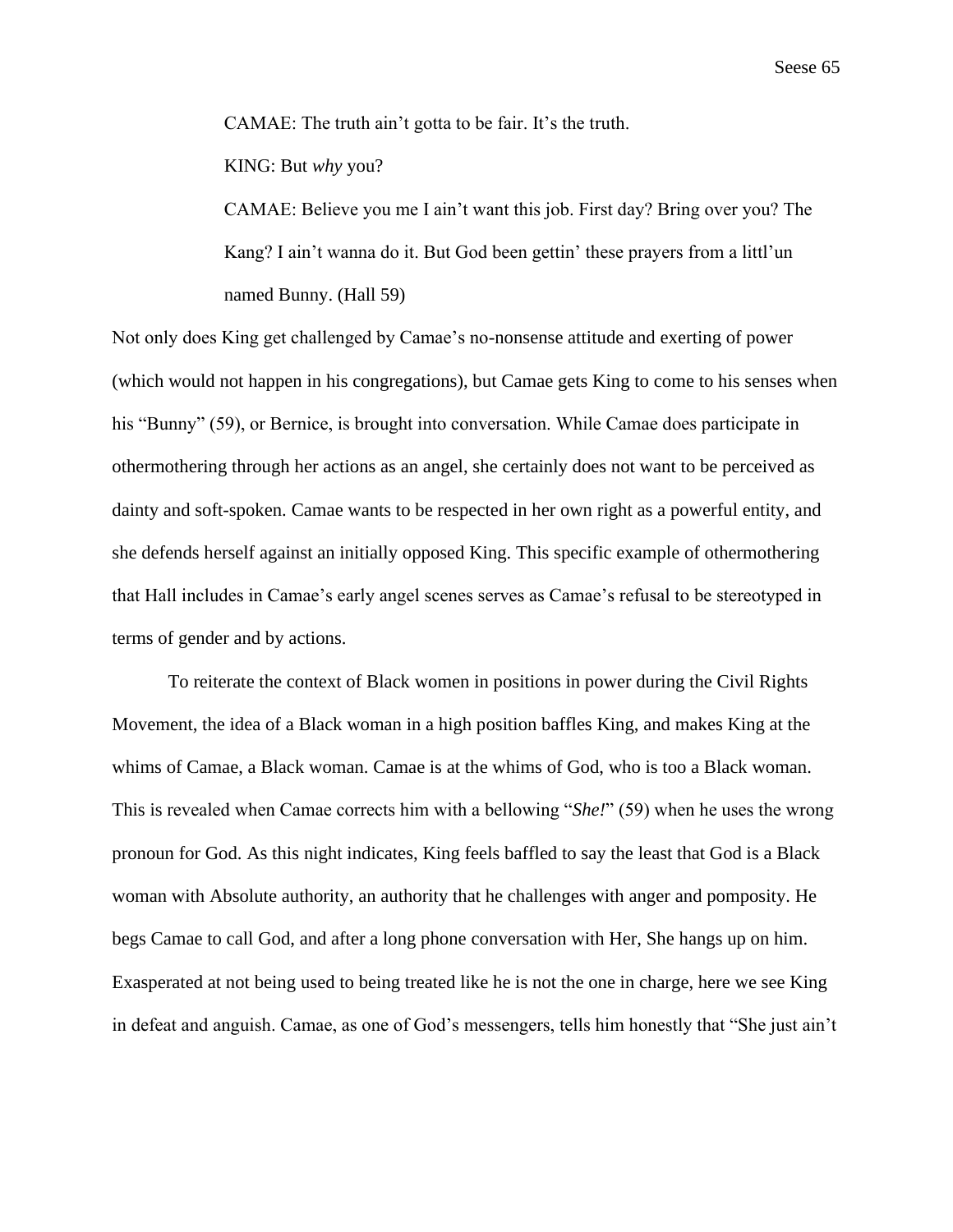> CAMAE: The truth ain't gotta to be fair. It's the truth.
>
> KING: But *why* you?
>
> CAMAE: Believe you me I ain't want this job. First day? Bring over you? The Kang? I ain't wanna do it. But God been gettin' these prayers from a littl'un named Bunny. (Hall 59)

Not only does King get challenged by Camae's no-nonsense attitude and exerting of power (which would not happen in his congregations), but Camae gets King to come to his senses when his "Bunny" (59), or Bernice, is brought into conversation. While Camae does participate in othermothering through her actions as an angel, she certainly does not want to be perceived as dainty and soft-spoken. Camae wants to be respected in her own right as a powerful entity, and she defends herself against an initially opposed King. This specific example of othermothering that Hall includes in Camae's early angel scenes serves as Camae's refusal to be stereotyped in terms of gender and by actions.

To reiterate the context of Black women in positions in power during the Civil Rights Movement, the idea of a Black woman in a high position baffles King, and makes King at the whims of Camae, a Black woman. Camae is at the whims of God, who is too a Black woman. This is revealed when Camae corrects him with a bellowing "*She!*" (59) when he uses the wrong pronoun for God. As this night indicates, King feels baffled to say the least that God is a Black woman with Absolute authority, an authority that he challenges with anger and pomposity. He begs Camae to call God, and after a long phone conversation with Her, She hangs up on him. Exasperated at not being used to being treated like he is not the one in charge, here we see King in defeat and anguish. Camae, as one of God's messengers, tells him honestly that "She just ain't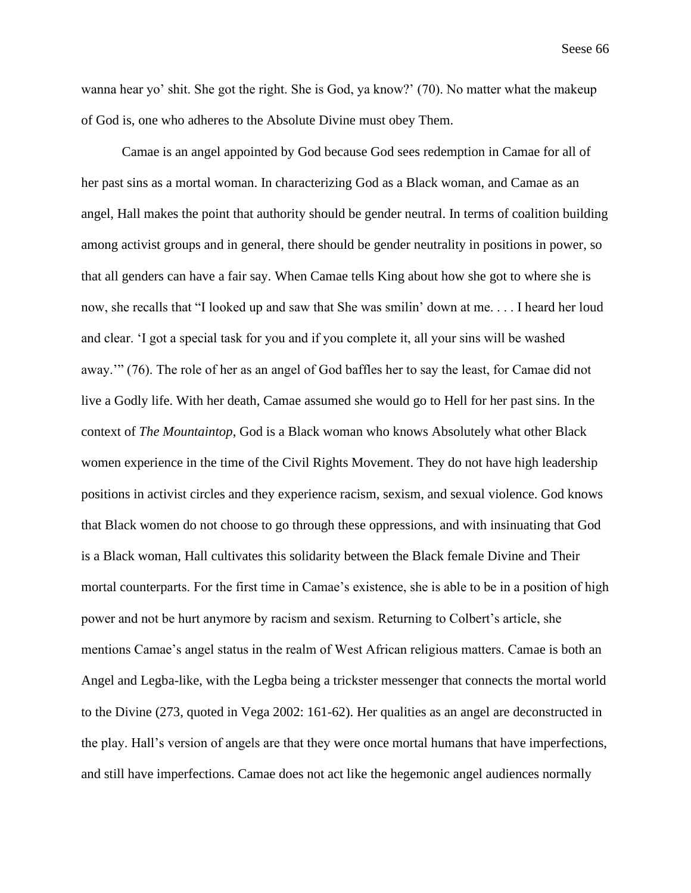wanna hear yo' shit. She got the right. She is God, ya know?' (70). No matter what the makeup of God is, one who adheres to the Absolute Divine must obey Them.

Camae is an angel appointed by God because God sees redemption in Camae for all of her past sins as a mortal woman. In characterizing God as a Black woman, and Camae as an angel, Hall makes the point that authority should be gender neutral. In terms of coalition building among activist groups and in general, there should be gender neutrality in positions in power, so that all genders can have a fair say. When Camae tells King about how she got to where she is now, she recalls that "I looked up and saw that She was smilin' down at me. . . . I heard her loud and clear. 'I got a special task for you and if you complete it, all your sins will be washed away.'" (76). The role of her as an angel of God baffles her to say the least, for Camae did not live a Godly life. With her death, Camae assumed she would go to Hell for her past sins. In the context of *The Mountaintop*, God is a Black woman who knows Absolutely what other Black women experience in the time of the Civil Rights Movement. They do not have high leadership positions in activist circles and they experience racism, sexism, and sexual violence. God knows that Black women do not choose to go through these oppressions, and with insinuating that God is a Black woman, Hall cultivates this solidarity between the Black female Divine and Their mortal counterparts. For the first time in Camae's existence, she is able to be in a position of high power and not be hurt anymore by racism and sexism. Returning to Colbert's article, she mentions Camae's angel status in the realm of West African religious matters. Camae is both an Angel and Legba-like, with the Legba being a trickster messenger that connects the mortal world to the Divine (273, quoted in Vega 2002: 161-62). Her qualities as an angel are deconstructed in the play. Hall's version of angels are that they were once mortal humans that have imperfections, and still have imperfections. Camae does not act like the hegemonic angel audiences normally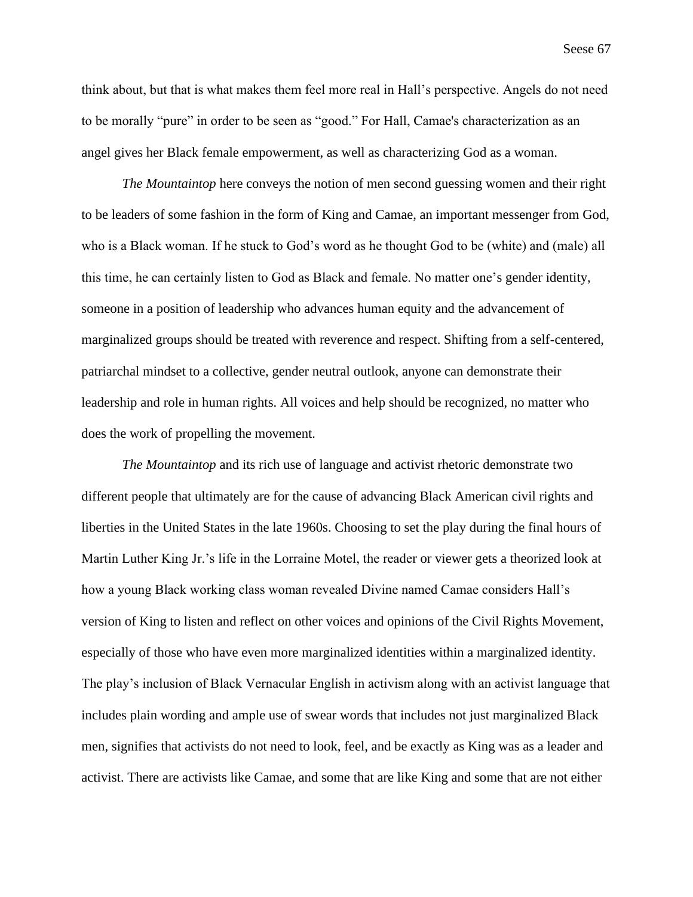think about, but that is what makes them feel more real in Hall's perspective. Angels do not need to be morally "pure" in order to be seen as "good." For Hall, Camae's characterization as an angel gives her Black female empowerment, as well as characterizing God as a woman.

*The Mountaintop* here conveys the notion of men second guessing women and their right to be leaders of some fashion in the form of King and Camae, an important messenger from God, who is a Black woman. If he stuck to God's word as he thought God to be (white) and (male) all this time, he can certainly listen to God as Black and female. No matter one's gender identity, someone in a position of leadership who advances human equity and the advancement of marginalized groups should be treated with reverence and respect. Shifting from a self-centered, patriarchal mindset to a collective, gender neutral outlook, anyone can demonstrate their leadership and role in human rights. All voices and help should be recognized, no matter who does the work of propelling the movement.

*The Mountaintop* and its rich use of language and activist rhetoric demonstrate two different people that ultimately are for the cause of advancing Black American civil rights and liberties in the United States in the late 1960s. Choosing to set the play during the final hours of Martin Luther King Jr.'s life in the Lorraine Motel, the reader or viewer gets a theorized look at how a young Black working class woman revealed Divine named Camae considers Hall's version of King to listen and reflect on other voices and opinions of the Civil Rights Movement, especially of those who have even more marginalized identities within a marginalized identity. The play's inclusion of Black Vernacular English in activism along with an activist language that includes plain wording and ample use of swear words that includes not just marginalized Black men, signifies that activists do not need to look, feel, and be exactly as King was as a leader and activist. There are activists like Camae, and some that are like King and some that are not either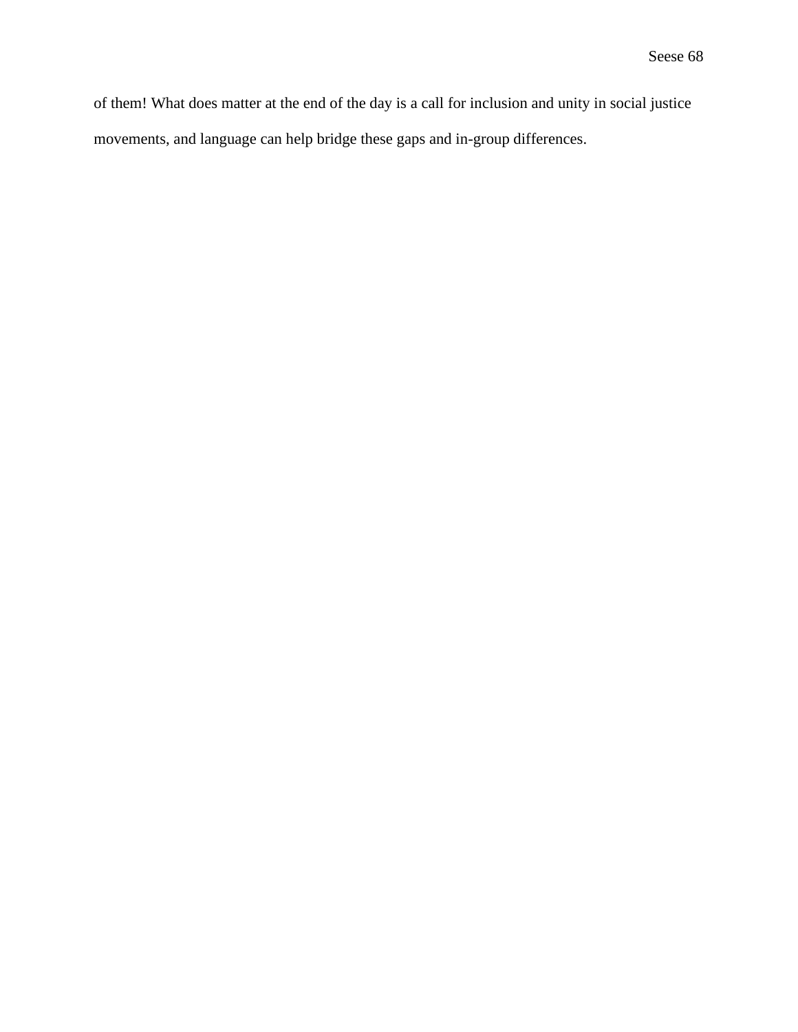of them! What does matter at the end of the day is a call for inclusion and unity in social justice movements, and language can help bridge these gaps and in-group differences.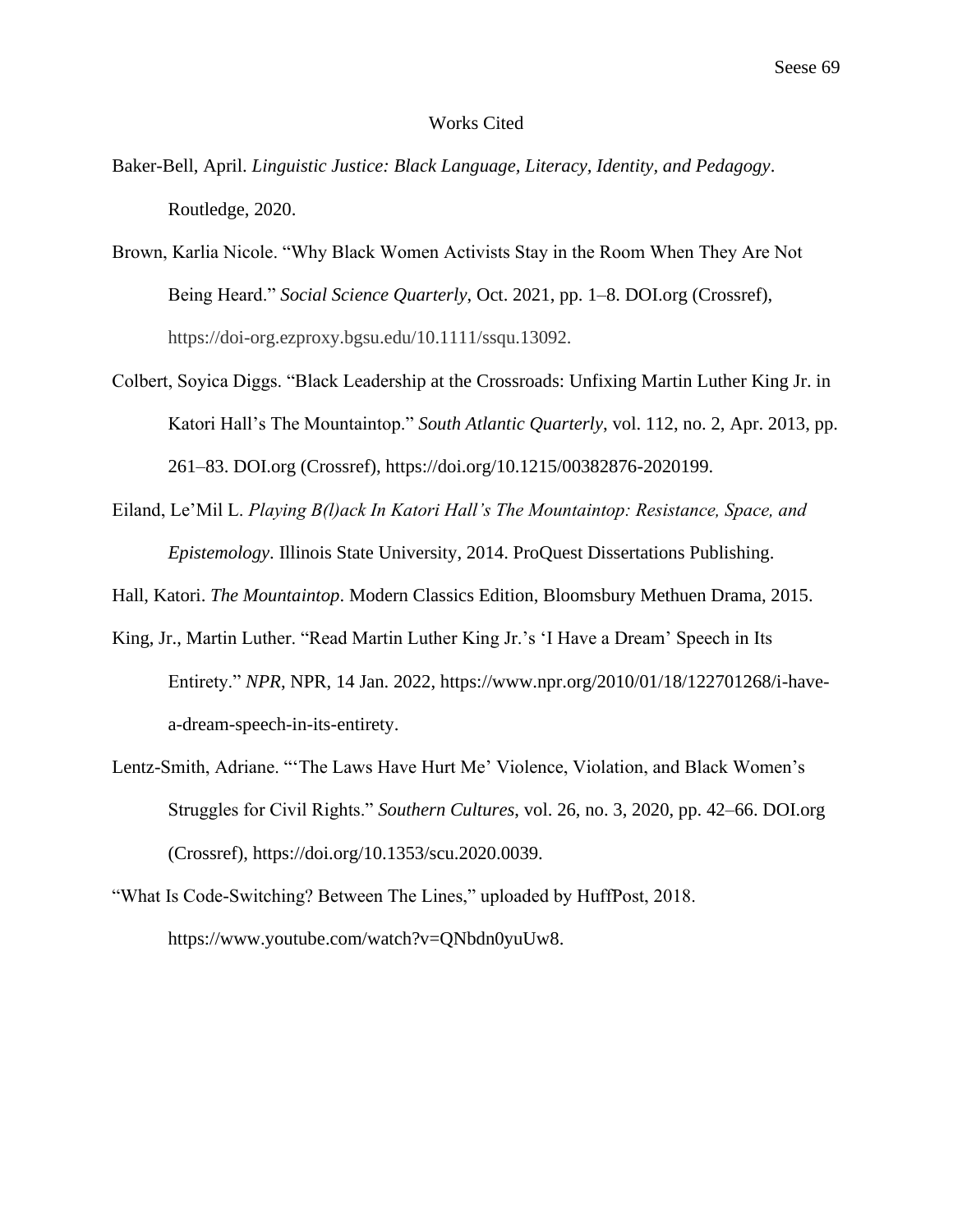# Works Cited

Baker-Bell, April. *Linguistic Justice: Black Language, Literacy, Identity, and Pedagogy*. Routledge, 2020.

Brown, Karlia Nicole. "Why Black Women Activists Stay in the Room When They Are Not Being Heard." *Social Science Quarterly*, Oct. 2021, pp. 1–8. DOI.org (Crossref), https://doi-org.ezproxy.bgsu.edu/10.1111/ssqu.13092.

Colbert, Soyica Diggs. "Black Leadership at the Crossroads: Unfixing Martin Luther King Jr. in Katori Hall's The Mountaintop." *South Atlantic Quarterly*, vol. 112, no. 2, Apr. 2013, pp. 261–83. DOI.org (Crossref), https://doi.org/10.1215/00382876-2020199.

Eiland, Le'Mil L. *Playing B(l)ack In Katori Hall's The Mountaintop: Resistance, Space, and Epistemology*. Illinois State University, 2014. ProQuest Dissertations Publishing.

Hall, Katori. *The Mountaintop*. Modern Classics Edition, Bloomsbury Methuen Drama, 2015.

King, Jr., Martin Luther. "Read Martin Luther King Jr.'s 'I Have a Dream' Speech in Its Entirety." *NPR*, NPR, 14 Jan. 2022, https://www.npr.org/2010/01/18/122701268/i-have-a-dream-speech-in-its-entirety.

Lentz-Smith, Adriane. "'The Laws Have Hurt Me' Violence, Violation, and Black Women's Struggles for Civil Rights." *Southern Cultures*, vol. 26, no. 3, 2020, pp. 42–66. DOI.org (Crossref), https://doi.org/10.1353/scu.2020.0039.

"What Is Code-Switching? Between The Lines," uploaded by HuffPost, 2018. https://www.youtube.com/watch?v=QNbdn0yuUw8.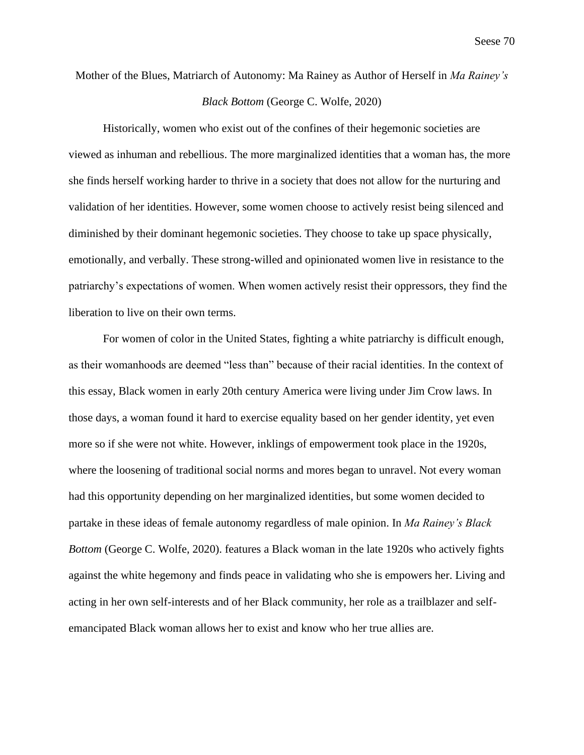# Mother of the Blues, Matriarch of Autonomy: Ma Rainey as Author of Herself in *Ma Rainey's Black Bottom* (George C. Wolfe, 2020)

Historically, women who exist out of the confines of their hegemonic societies are viewed as inhuman and rebellious. The more marginalized identities that a woman has, the more she finds herself working harder to thrive in a society that does not allow for the nurturing and validation of her identities. However, some women choose to actively resist being silenced and diminished by their dominant hegemonic societies. They choose to take up space physically, emotionally, and verbally. These strong-willed and opinionated women live in resistance to the patriarchy's expectations of women. When women actively resist their oppressors, they find the liberation to live on their own terms.

For women of color in the United States, fighting a white patriarchy is difficult enough, as their womanhoods are deemed "less than" because of their racial identities. In the context of this essay, Black women in early 20th century America were living under Jim Crow laws. In those days, a woman found it hard to exercise equality based on her gender identity, yet even more so if she were not white. However, inklings of empowerment took place in the 1920s, where the loosening of traditional social norms and mores began to unravel. Not every woman had this opportunity depending on her marginalized identities, but some women decided to partake in these ideas of female autonomy regardless of male opinion. In *Ma Rainey's Black Bottom* (George C. Wolfe, 2020). features a Black woman in the late 1920s who actively fights against the white hegemony and finds peace in validating who she is empowers her. Living and acting in her own self-interests and of her Black community, her role as a trailblazer and self-emancipated Black woman allows her to exist and know who her true allies are.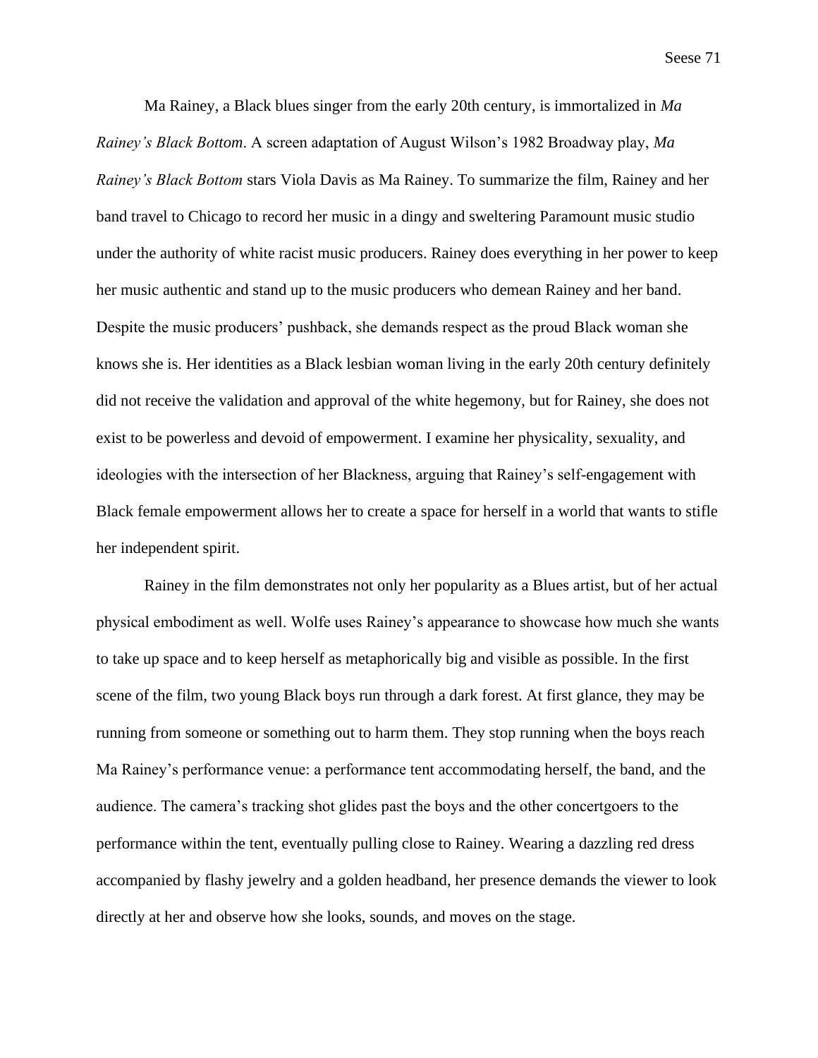Ma Rainey, a Black blues singer from the early 20th century, is immortalized in *Ma Rainey's Black Bottom*. A screen adaptation of August Wilson's 1982 Broadway play, *Ma Rainey's Black Bottom* stars Viola Davis as Ma Rainey. To summarize the film, Rainey and her band travel to Chicago to record her music in a dingy and sweltering Paramount music studio under the authority of white racist music producers. Rainey does everything in her power to keep her music authentic and stand up to the music producers who demean Rainey and her band. Despite the music producers' pushback, she demands respect as the proud Black woman she knows she is. Her identities as a Black lesbian woman living in the early 20th century definitely did not receive the validation and approval of the white hegemony, but for Rainey, she does not exist to be powerless and devoid of empowerment. I examine her physicality, sexuality, and ideologies with the intersection of her Blackness, arguing that Rainey's self-engagement with Black female empowerment allows her to create a space for herself in a world that wants to stifle her independent spirit.

Rainey in the film demonstrates not only her popularity as a Blues artist, but of her actual physical embodiment as well. Wolfe uses Rainey's appearance to showcase how much she wants to take up space and to keep herself as metaphorically big and visible as possible. In the first scene of the film, two young Black boys run through a dark forest. At first glance, they may be running from someone or something out to harm them. They stop running when the boys reach Ma Rainey's performance venue: a performance tent accommodating herself, the band, and the audience. The camera's tracking shot glides past the boys and the other concertgoers to the performance within the tent, eventually pulling close to Rainey. Wearing a dazzling red dress accompanied by flashy jewelry and a golden headband, her presence demands the viewer to look directly at her and observe how she looks, sounds, and moves on the stage.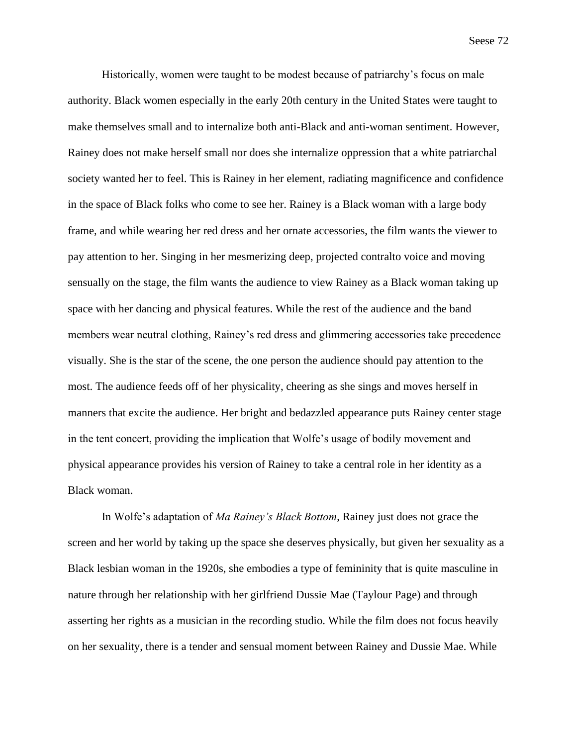Historically, women were taught to be modest because of patriarchy's focus on male authority. Black women especially in the early 20th century in the United States were taught to make themselves small and to internalize both anti-Black and anti-woman sentiment. However, Rainey does not make herself small nor does she internalize oppression that a white patriarchal society wanted her to feel. This is Rainey in her element, radiating magnificence and confidence in the space of Black folks who come to see her. Rainey is a Black woman with a large body frame, and while wearing her red dress and her ornate accessories, the film wants the viewer to pay attention to her. Singing in her mesmerizing deep, projected contralto voice and moving sensually on the stage, the film wants the audience to view Rainey as a Black woman taking up space with her dancing and physical features. While the rest of the audience and the band members wear neutral clothing, Rainey's red dress and glimmering accessories take precedence visually. She is the star of the scene, the one person the audience should pay attention to the most. The audience feeds off of her physicality, cheering as she sings and moves herself in manners that excite the audience. Her bright and bedazzled appearance puts Rainey center stage in the tent concert, providing the implication that Wolfe's usage of bodily movement and physical appearance provides his version of Rainey to take a central role in her identity as a Black woman.

In Wolfe's adaptation of *Ma Rainey's Black Bottom*, Rainey just does not grace the screen and her world by taking up the space she deserves physically, but given her sexuality as a Black lesbian woman in the 1920s, she embodies a type of femininity that is quite masculine in nature through her relationship with her girlfriend Dussie Mae (Taylour Page) and through asserting her rights as a musician in the recording studio. While the film does not focus heavily on her sexuality, there is a tender and sensual moment between Rainey and Dussie Mae. While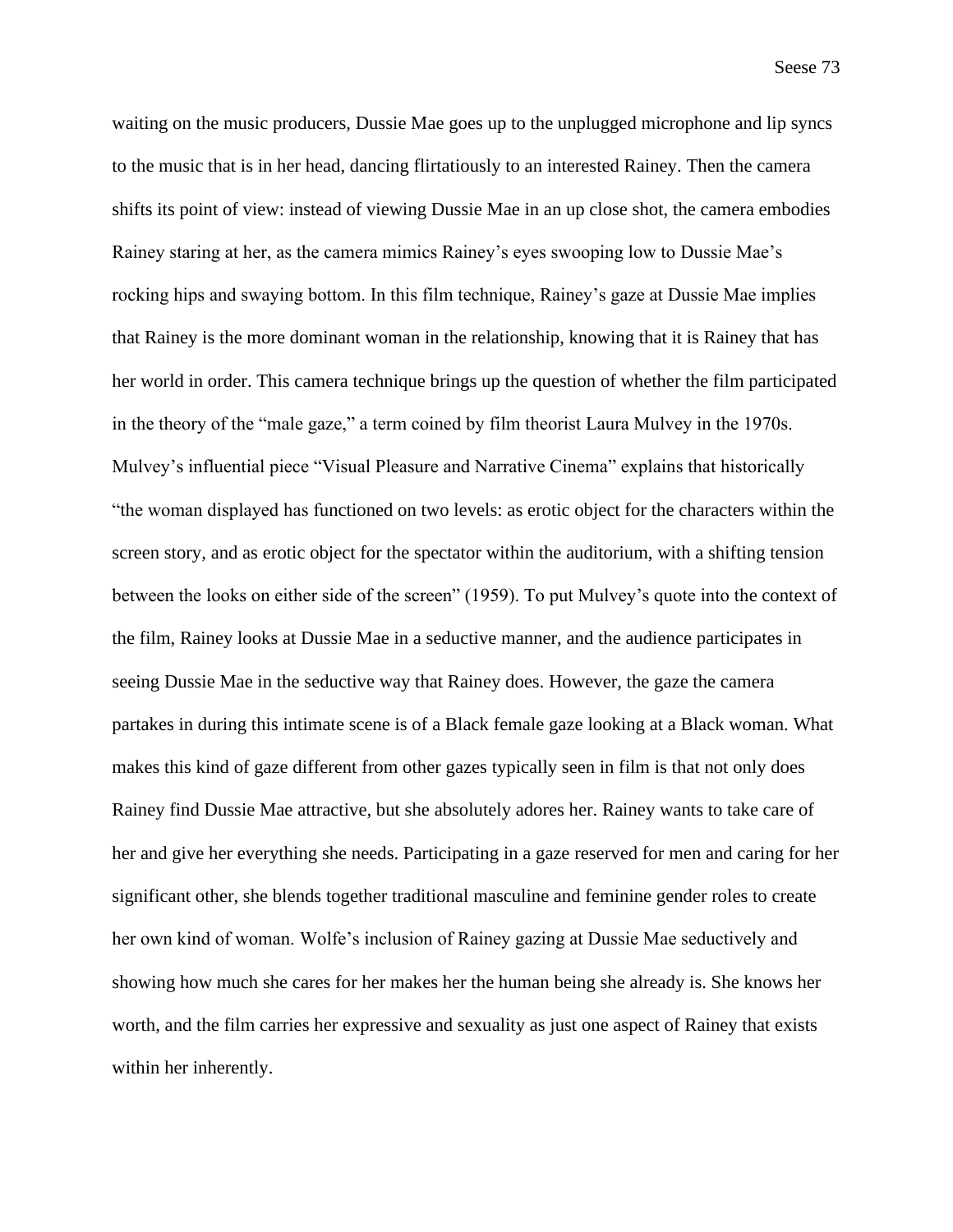waiting on the music producers, Dussie Mae goes up to the unplugged microphone and lip syncs to the music that is in her head, dancing flirtatiously to an interested Rainey. Then the camera shifts its point of view: instead of viewing Dussie Mae in an up close shot, the camera embodies Rainey staring at her, as the camera mimics Rainey's eyes swooping low to Dussie Mae's rocking hips and swaying bottom. In this film technique, Rainey's gaze at Dussie Mae implies that Rainey is the more dominant woman in the relationship, knowing that it is Rainey that has her world in order. This camera technique brings up the question of whether the film participated in the theory of the "male gaze," a term coined by film theorist Laura Mulvey in the 1970s. Mulvey's influential piece "Visual Pleasure and Narrative Cinema" explains that historically "the woman displayed has functioned on two levels: as erotic object for the characters within the screen story, and as erotic object for the spectator within the auditorium, with a shifting tension between the looks on either side of the screen" (1959). To put Mulvey's quote into the context of the film, Rainey looks at Dussie Mae in a seductive manner, and the audience participates in seeing Dussie Mae in the seductive way that Rainey does. However, the gaze the camera partakes in during this intimate scene is of a Black female gaze looking at a Black woman. What makes this kind of gaze different from other gazes typically seen in film is that not only does Rainey find Dussie Mae attractive, but she absolutely adores her. Rainey wants to take care of her and give her everything she needs. Participating in a gaze reserved for men and caring for her significant other, she blends together traditional masculine and feminine gender roles to create her own kind of woman. Wolfe's inclusion of Rainey gazing at Dussie Mae seductively and showing how much she cares for her makes her the human being she already is. She knows her worth, and the film carries her expressive and sexuality as just one aspect of Rainey that exists within her inherently.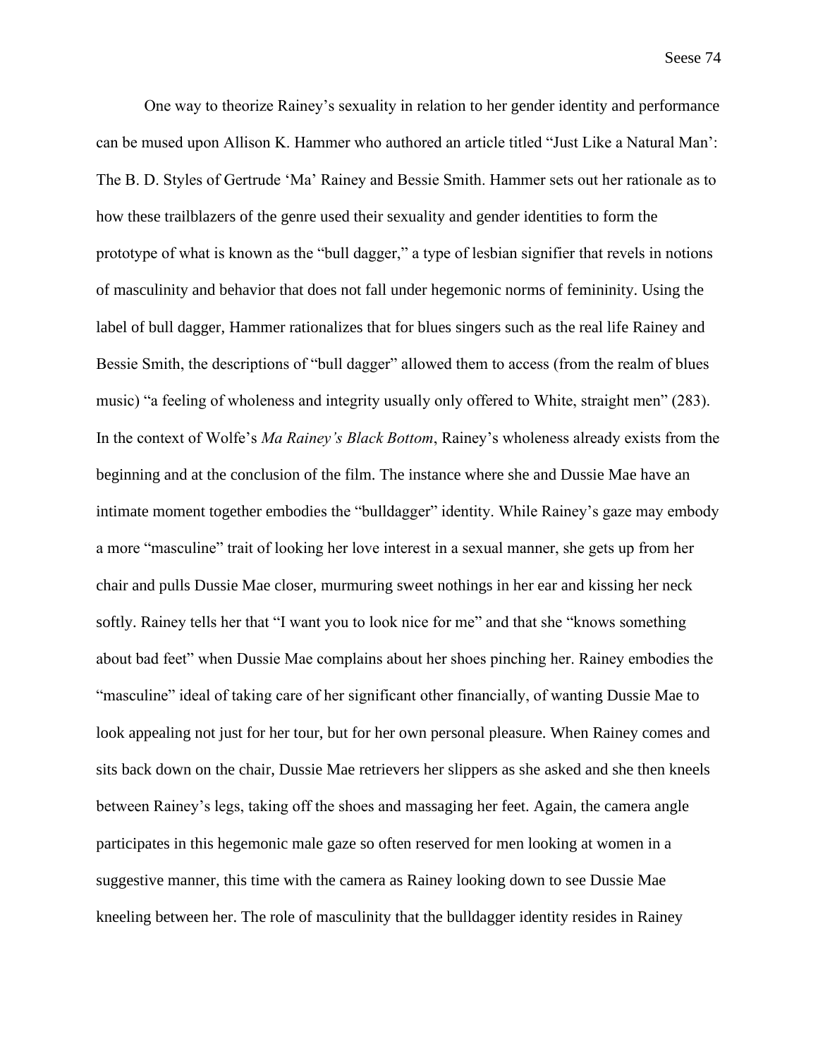One way to theorize Rainey's sexuality in relation to her gender identity and performance can be mused upon Allison K. Hammer who authored an article titled "Just Like a Natural Man': The B. D. Styles of Gertrude 'Ma' Rainey and Bessie Smith. Hammer sets out her rationale as to how these trailblazers of the genre used their sexuality and gender identities to form the prototype of what is known as the "bull dagger," a type of lesbian signifier that revels in notions of masculinity and behavior that does not fall under hegemonic norms of femininity. Using the label of bull dagger, Hammer rationalizes that for blues singers such as the real life Rainey and Bessie Smith, the descriptions of "bull dagger" allowed them to access (from the realm of blues music) "a feeling of wholeness and integrity usually only offered to White, straight men" (283). In the context of Wolfe's *Ma Rainey's Black Bottom*, Rainey's wholeness already exists from the beginning and at the conclusion of the film. The instance where she and Dussie Mae have an intimate moment together embodies the "bulldagger" identity. While Rainey's gaze may embody a more "masculine" trait of looking her love interest in a sexual manner, she gets up from her chair and pulls Dussie Mae closer, murmuring sweet nothings in her ear and kissing her neck softly. Rainey tells her that "I want you to look nice for me" and that she "knows something about bad feet" when Dussie Mae complains about her shoes pinching her. Rainey embodies the "masculine" ideal of taking care of her significant other financially, of wanting Dussie Mae to look appealing not just for her tour, but for her own personal pleasure. When Rainey comes and sits back down on the chair, Dussie Mae retrievers her slippers as she asked and she then kneels between Rainey's legs, taking off the shoes and massaging her feet. Again, the camera angle participates in this hegemonic male gaze so often reserved for men looking at women in a suggestive manner, this time with the camera as Rainey looking down to see Dussie Mae kneeling between her. The role of masculinity that the bulldagger identity resides in Rainey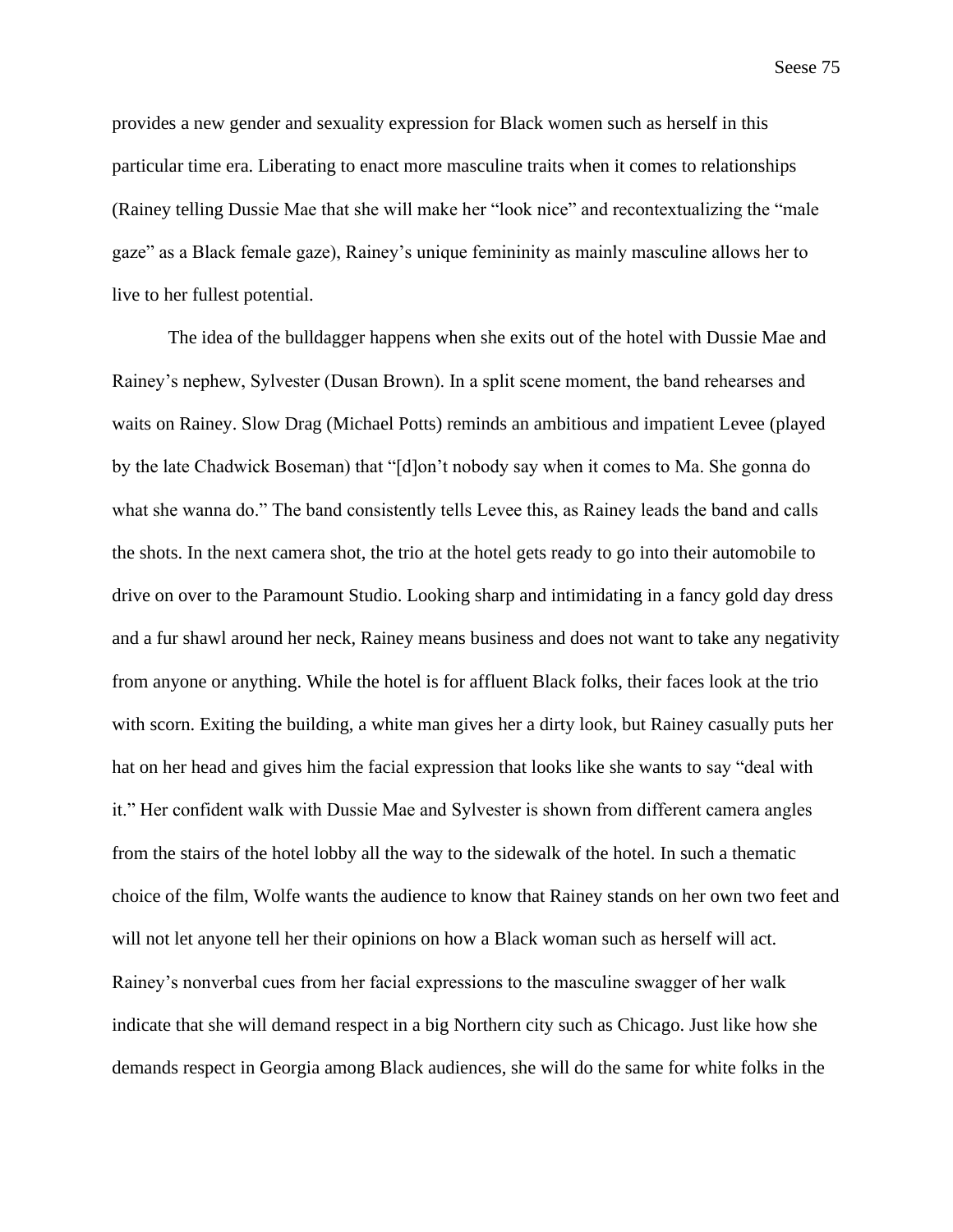provides a new gender and sexuality expression for Black women such as herself in this particular time era. Liberating to enact more masculine traits when it comes to relationships (Rainey telling Dussie Mae that she will make her "look nice" and recontextualizing the "male gaze" as a Black female gaze), Rainey's unique femininity as mainly masculine allows her to live to her fullest potential.

The idea of the bulldagger happens when she exits out of the hotel with Dussie Mae and Rainey's nephew, Sylvester (Dusan Brown). In a split scene moment, the band rehearses and waits on Rainey. Slow Drag (Michael Potts) reminds an ambitious and impatient Levee (played by the late Chadwick Boseman) that "[d]on't nobody say when it comes to Ma. She gonna do what she wanna do." The band consistently tells Levee this, as Rainey leads the band and calls the shots. In the next camera shot, the trio at the hotel gets ready to go into their automobile to drive on over to the Paramount Studio. Looking sharp and intimidating in a fancy gold day dress and a fur shawl around her neck, Rainey means business and does not want to take any negativity from anyone or anything. While the hotel is for affluent Black folks, their faces look at the trio with scorn. Exiting the building, a white man gives her a dirty look, but Rainey casually puts her hat on her head and gives him the facial expression that looks like she wants to say "deal with it." Her confident walk with Dussie Mae and Sylvester is shown from different camera angles from the stairs of the hotel lobby all the way to the sidewalk of the hotel. In such a thematic choice of the film, Wolfe wants the audience to know that Rainey stands on her own two feet and will not let anyone tell her their opinions on how a Black woman such as herself will act. Rainey's nonverbal cues from her facial expressions to the masculine swagger of her walk indicate that she will demand respect in a big Northern city such as Chicago. Just like how she demands respect in Georgia among Black audiences, she will do the same for white folks in the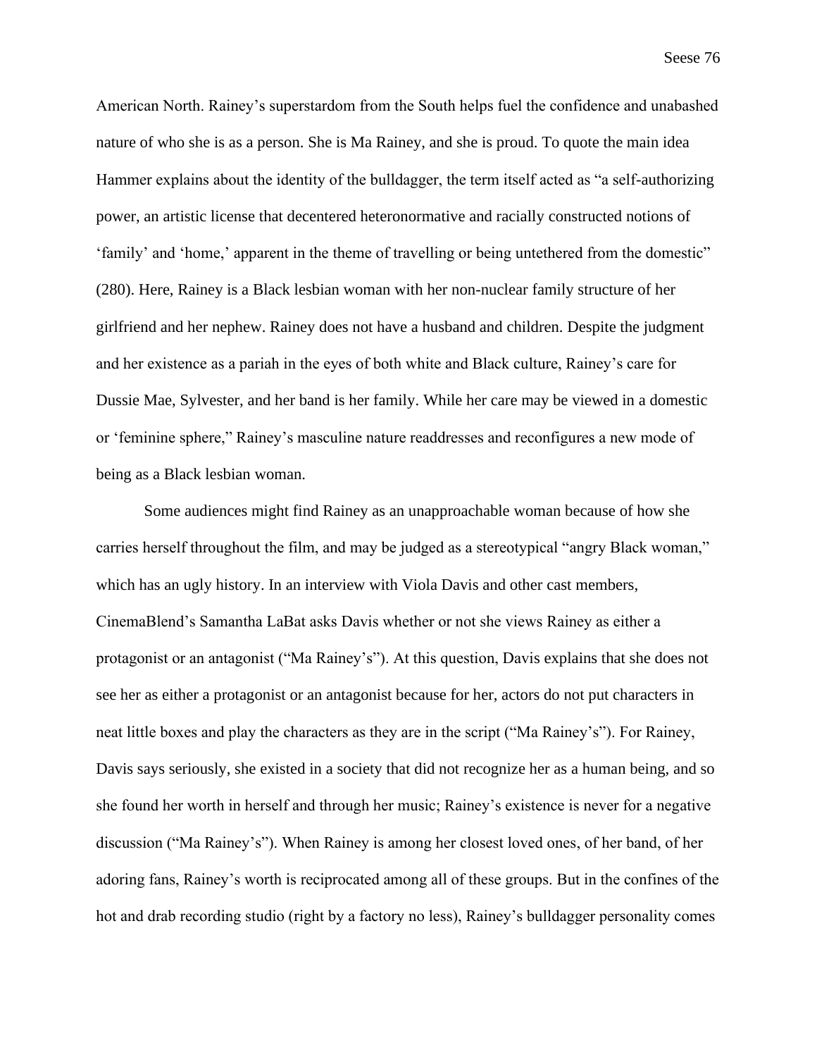American North. Rainey's superstardom from the South helps fuel the confidence and unabashed nature of who she is as a person. She is Ma Rainey, and she is proud. To quote the main idea Hammer explains about the identity of the bulldagger, the term itself acted as "a self-authorizing power, an artistic license that decentered heteronormative and racially constructed notions of 'family' and 'home,' apparent in the theme of travelling or being untethered from the domestic" (280). Here, Rainey is a Black lesbian woman with her non-nuclear family structure of her girlfriend and her nephew. Rainey does not have a husband and children. Despite the judgment and her existence as a pariah in the eyes of both white and Black culture, Rainey's care for Dussie Mae, Sylvester, and her band is her family. While her care may be viewed in a domestic or 'feminine sphere," Rainey's masculine nature readdresses and reconfigures a new mode of being as a Black lesbian woman.

Some audiences might find Rainey as an unapproachable woman because of how she carries herself throughout the film, and may be judged as a stereotypical "angry Black woman," which has an ugly history. In an interview with Viola Davis and other cast members, CinemaBlend's Samantha LaBat asks Davis whether or not she views Rainey as either a protagonist or an antagonist ("Ma Rainey's"). At this question, Davis explains that she does not see her as either a protagonist or an antagonist because for her, actors do not put characters in neat little boxes and play the characters as they are in the script ("Ma Rainey's"). For Rainey, Davis says seriously, she existed in a society that did not recognize her as a human being, and so she found her worth in herself and through her music; Rainey's existence is never for a negative discussion ("Ma Rainey's"). When Rainey is among her closest loved ones, of her band, of her adoring fans, Rainey's worth is reciprocated among all of these groups. But in the confines of the hot and drab recording studio (right by a factory no less), Rainey's bulldagger personality comes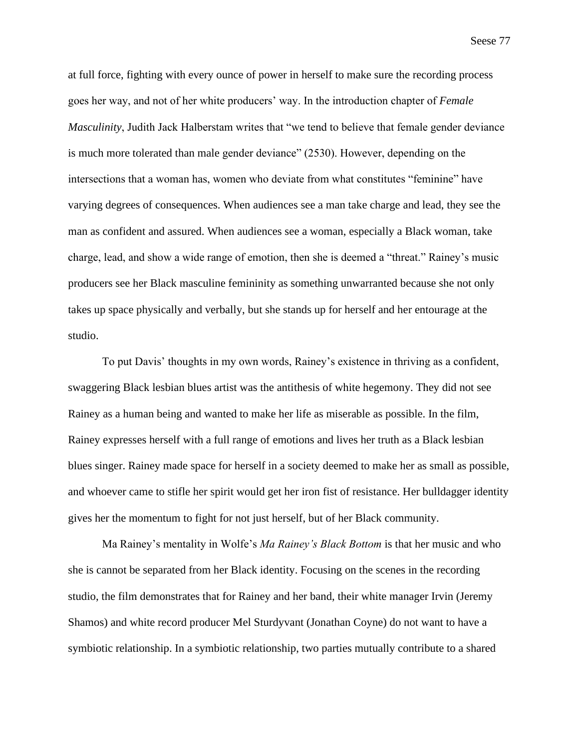at full force, fighting with every ounce of power in herself to make sure the recording process goes her way, and not of her white producers' way. In the introduction chapter of *Female Masculinity*, Judith Jack Halberstam writes that "we tend to believe that female gender deviance is much more tolerated than male gender deviance" (2530). However, depending on the intersections that a woman has, women who deviate from what constitutes "feminine" have varying degrees of consequences. When audiences see a man take charge and lead, they see the man as confident and assured. When audiences see a woman, especially a Black woman, take charge, lead, and show a wide range of emotion, then she is deemed a "threat." Rainey's music producers see her Black masculine femininity as something unwarranted because she not only takes up space physically and verbally, but she stands up for herself and her entourage at the studio.

To put Davis' thoughts in my own words, Rainey's existence in thriving as a confident, swaggering Black lesbian blues artist was the antithesis of white hegemony. They did not see Rainey as a human being and wanted to make her life as miserable as possible. In the film, Rainey expresses herself with a full range of emotions and lives her truth as a Black lesbian blues singer. Rainey made space for herself in a society deemed to make her as small as possible, and whoever came to stifle her spirit would get her iron fist of resistance. Her bulldagger identity gives her the momentum to fight for not just herself, but of her Black community.

Ma Rainey's mentality in Wolfe's *Ma Rainey's Black Bottom* is that her music and who she is cannot be separated from her Black identity. Focusing on the scenes in the recording studio, the film demonstrates that for Rainey and her band, their white manager Irvin (Jeremy Shamos) and white record producer Mel Sturdyvant (Jonathan Coyne) do not want to have a symbiotic relationship. In a symbiotic relationship, two parties mutually contribute to a shared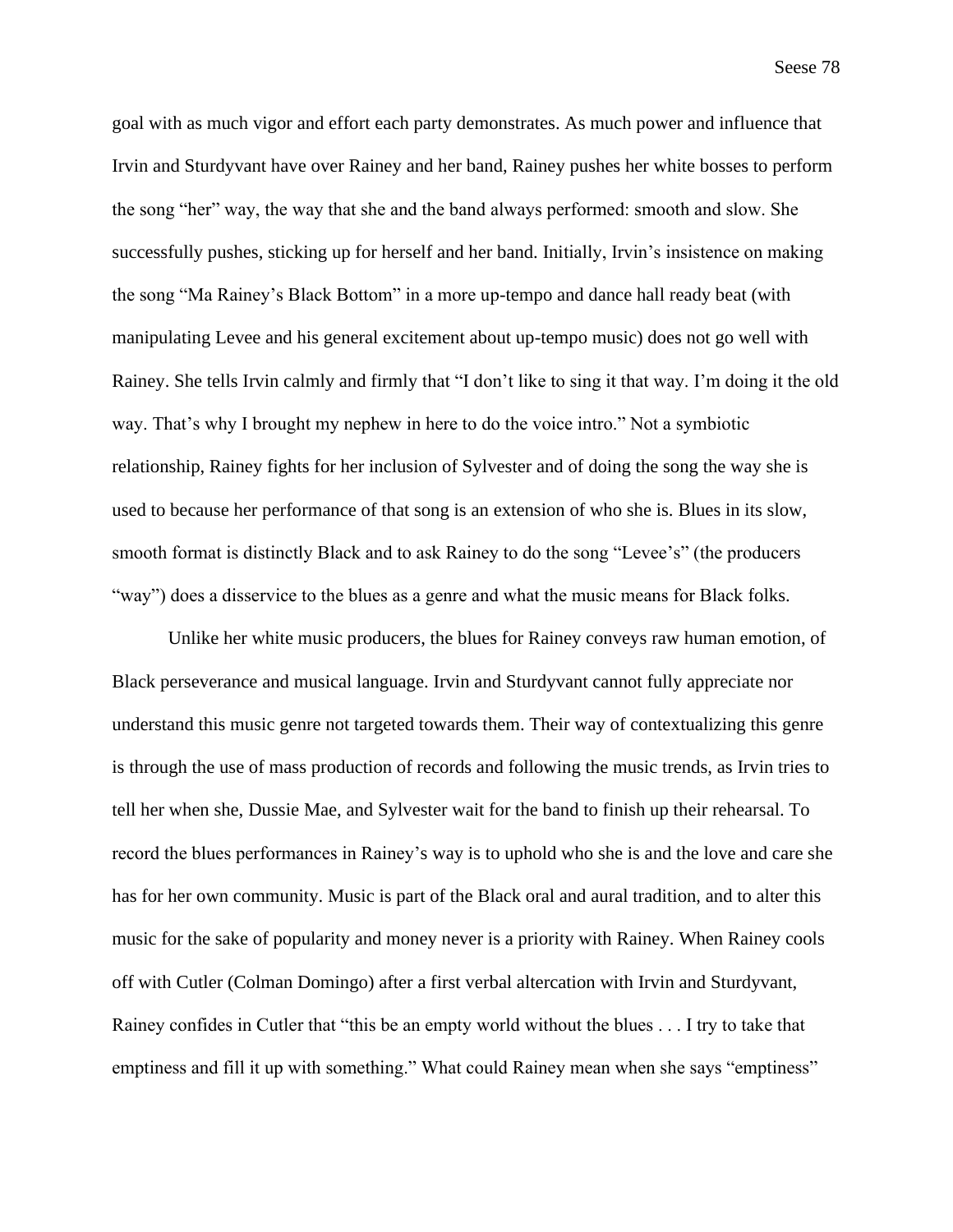goal with as much vigor and effort each party demonstrates. As much power and influence that Irvin and Sturdyvant have over Rainey and her band, Rainey pushes her white bosses to perform the song "her" way, the way that she and the band always performed: smooth and slow. She successfully pushes, sticking up for herself and her band. Initially, Irvin's insistence on making the song "Ma Rainey's Black Bottom" in a more up-tempo and dance hall ready beat (with manipulating Levee and his general excitement about up-tempo music) does not go well with Rainey. She tells Irvin calmly and firmly that "I don't like to sing it that way. I'm doing it the old way. That's why I brought my nephew in here to do the voice intro." Not a symbiotic relationship, Rainey fights for her inclusion of Sylvester and of doing the song the way she is used to because her performance of that song is an extension of who she is. Blues in its slow, smooth format is distinctly Black and to ask Rainey to do the song "Levee's" (the producers "way") does a disservice to the blues as a genre and what the music means for Black folks.

Unlike her white music producers, the blues for Rainey conveys raw human emotion, of Black perseverance and musical language. Irvin and Sturdyvant cannot fully appreciate nor understand this music genre not targeted towards them. Their way of contextualizing this genre is through the use of mass production of records and following the music trends, as Irvin tries to tell her when she, Dussie Mae, and Sylvester wait for the band to finish up their rehearsal. To record the blues performances in Rainey's way is to uphold who she is and the love and care she has for her own community. Music is part of the Black oral and aural tradition, and to alter this music for the sake of popularity and money never is a priority with Rainey. When Rainey cools off with Cutler (Colman Domingo) after a first verbal altercation with Irvin and Sturdyvant, Rainey confides in Cutler that "this be an empty world without the blues . . . I try to take that emptiness and fill it up with something." What could Rainey mean when she says "emptiness"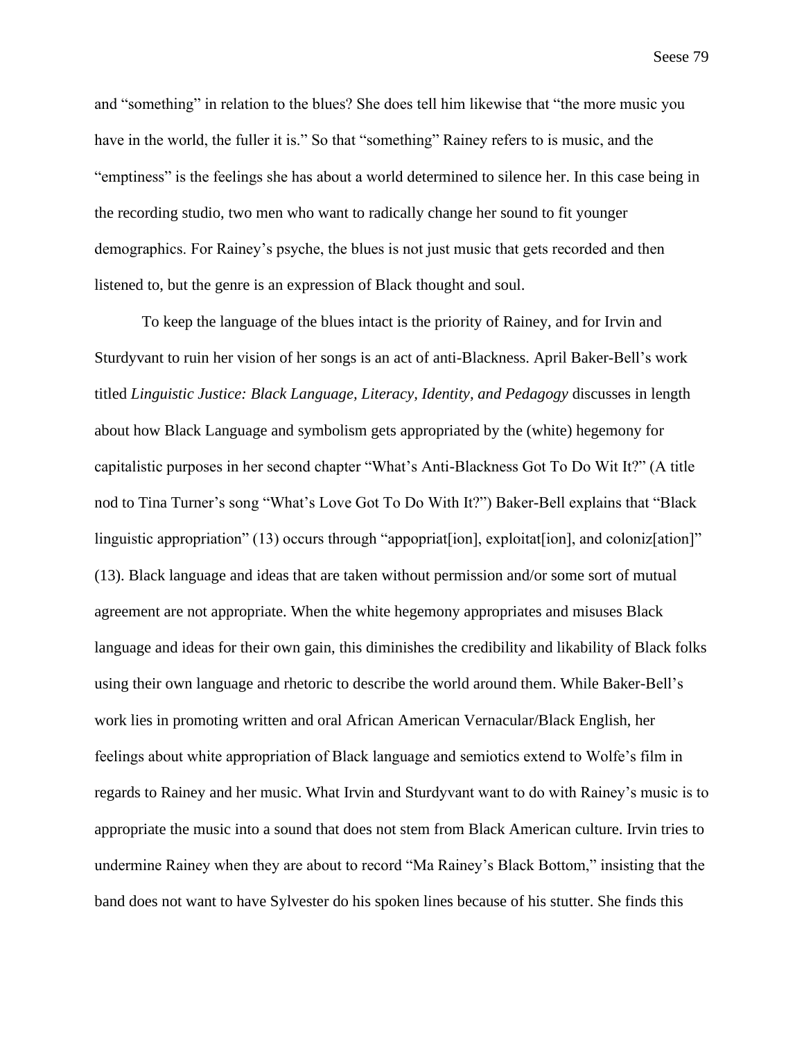and "something" in relation to the blues? She does tell him likewise that "the more music you have in the world, the fuller it is." So that "something" Rainey refers to is music, and the "emptiness" is the feelings she has about a world determined to silence her. In this case being in the recording studio, two men who want to radically change her sound to fit younger demographics. For Rainey's psyche, the blues is not just music that gets recorded and then listened to, but the genre is an expression of Black thought and soul.

To keep the language of the blues intact is the priority of Rainey, and for Irvin and Sturdyvant to ruin her vision of her songs is an act of anti-Blackness. April Baker-Bell's work titled *Linguistic Justice: Black Language, Literacy, Identity, and Pedagogy* discusses in length about how Black Language and symbolism gets appropriated by the (white) hegemony for capitalistic purposes in her second chapter "What's Anti-Blackness Got To Do Wit It?" (A title nod to Tina Turner's song "What's Love Got To Do With It?") Baker-Bell explains that "Black linguistic appropriation" (13) occurs through "appopriat[ion], exploitat[ion], and coloniz[ation]" (13). Black language and ideas that are taken without permission and/or some sort of mutual agreement are not appropriate. When the white hegemony appropriates and misuses Black language and ideas for their own gain, this diminishes the credibility and likability of Black folks using their own language and rhetoric to describe the world around them. While Baker-Bell's work lies in promoting written and oral African American Vernacular/Black English, her feelings about white appropriation of Black language and semiotics extend to Wolfe's film in regards to Rainey and her music. What Irvin and Sturdyvant want to do with Rainey's music is to appropriate the music into a sound that does not stem from Black American culture. Irvin tries to undermine Rainey when they are about to record "Ma Rainey's Black Bottom," insisting that the band does not want to have Sylvester do his spoken lines because of his stutter. She finds this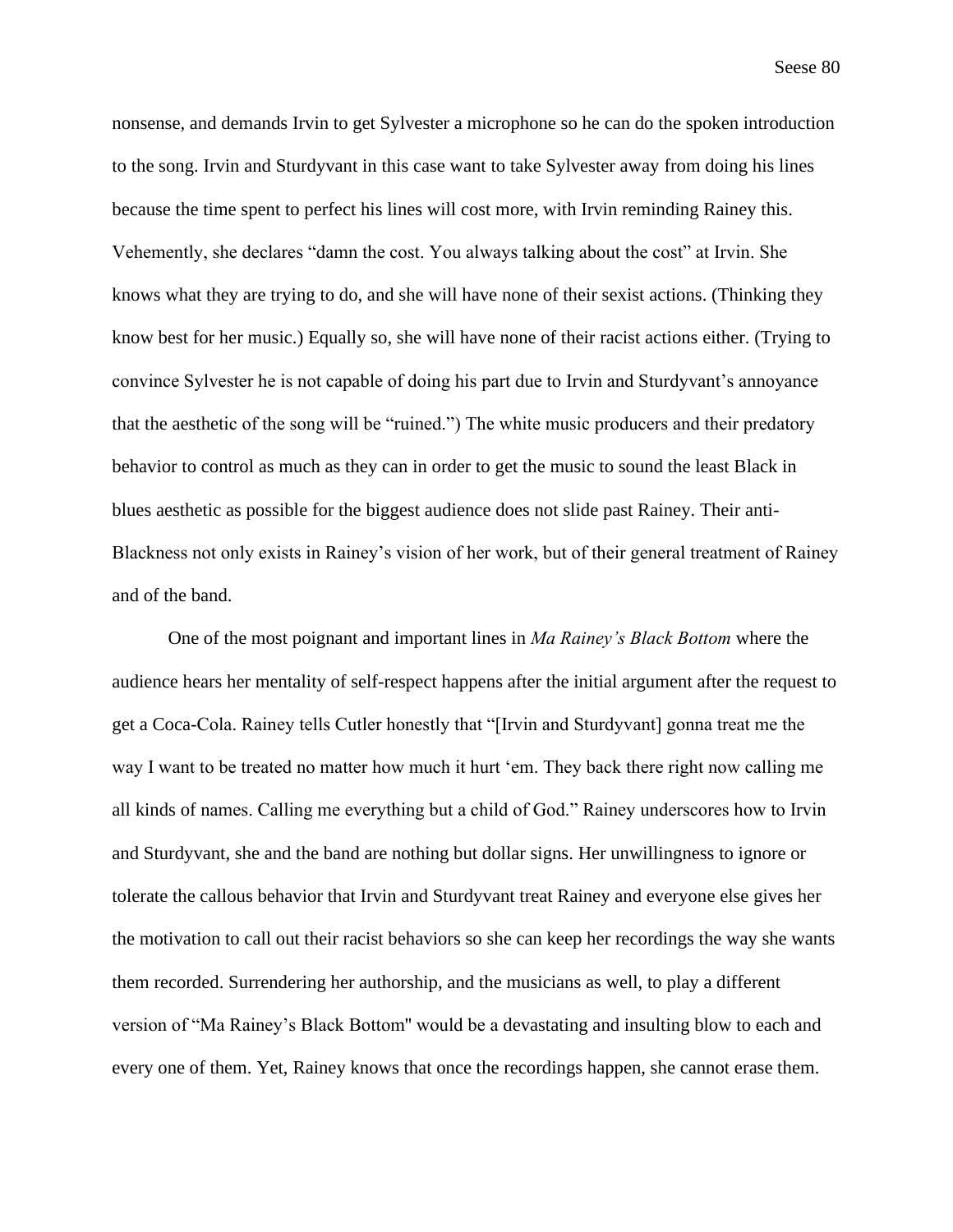nonsense, and demands Irvin to get Sylvester a microphone so he can do the spoken introduction to the song. Irvin and Sturdyvant in this case want to take Sylvester away from doing his lines because the time spent to perfect his lines will cost more, with Irvin reminding Rainey this. Vehemently, she declares "damn the cost. You always talking about the cost" at Irvin. She knows what they are trying to do, and she will have none of their sexist actions. (Thinking they know best for her music.) Equally so, she will have none of their racist actions either. (Trying to convince Sylvester he is not capable of doing his part due to Irvin and Sturdyvant's annoyance that the aesthetic of the song will be "ruined.") The white music producers and their predatory behavior to control as much as they can in order to get the music to sound the least Black in blues aesthetic as possible for the biggest audience does not slide past Rainey. Their anti-Blackness not only exists in Rainey's vision of her work, but of their general treatment of Rainey and of the band.

One of the most poignant and important lines in *Ma Rainey's Black Bottom* where the audience hears her mentality of self-respect happens after the initial argument after the request to get a Coca-Cola. Rainey tells Cutler honestly that "[Irvin and Sturdyvant] gonna treat me the way I want to be treated no matter how much it hurt 'em. They back there right now calling me all kinds of names. Calling me everything but a child of God." Rainey underscores how to Irvin and Sturdyvant, she and the band are nothing but dollar signs. Her unwillingness to ignore or tolerate the callous behavior that Irvin and Sturdyvant treat Rainey and everyone else gives her the motivation to call out their racist behaviors so she can keep her recordings the way she wants them recorded. Surrendering her authorship, and the musicians as well, to play a different version of "Ma Rainey's Black Bottom" would be a devastating and insulting blow to each and every one of them. Yet, Rainey knows that once the recordings happen, she cannot erase them.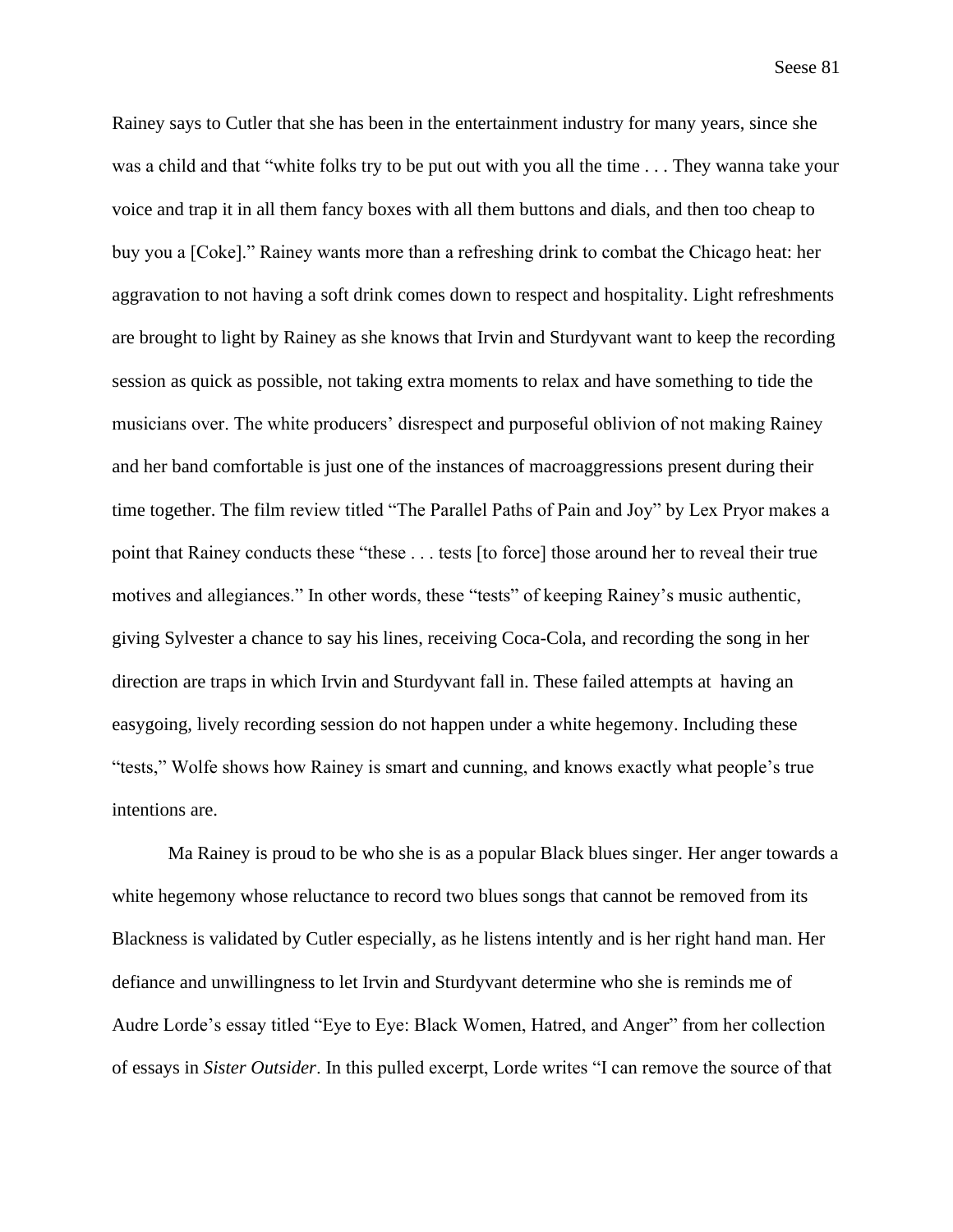Rainey says to Cutler that she has been in the entertainment industry for many years, since she was a child and that “white folks try to be put out with you all the time . . . They wanna take your voice and trap it in all them fancy boxes with all them buttons and dials, and then too cheap to buy you a [Coke].” Rainey wants more than a refreshing drink to combat the Chicago heat: her aggravation to not having a soft drink comes down to respect and hospitality. Light refreshments are brought to light by Rainey as she knows that Irvin and Sturdyvant want to keep the recording session as quick as possible, not taking extra moments to relax and have something to tide the musicians over. The white producers’ disrespect and purposeful oblivion of not making Rainey and her band comfortable is just one of the instances of macroaggressions present during their time together. The film review titled “The Parallel Paths of Pain and Joy” by Lex Pryor makes a point that Rainey conducts these “these . . . tests [to force] those around her to reveal their true motives and allegiances.” In other words, these “tests” of keeping Rainey’s music authentic, giving Sylvester a chance to say his lines, receiving Coca-Cola, and recording the song in her direction are traps in which Irvin and Sturdyvant fall in. These failed attempts at having an easygoing, lively recording session do not happen under a white hegemony. Including these “tests,” Wolfe shows how Rainey is smart and cunning, and knows exactly what people’s true intentions are.

Ma Rainey is proud to be who she is as a popular Black blues singer. Her anger towards a white hegemony whose reluctance to record two blues songs that cannot be removed from its Blackness is validated by Cutler especially, as he listens intently and is her right hand man. Her defiance and unwillingness to let Irvin and Sturdyvant determine who she is reminds me of Audre Lorde’s essay titled “Eye to Eye: Black Women, Hatred, and Anger” from her collection of essays in *Sister Outsider*. In this pulled excerpt, Lorde writes “I can remove the source of that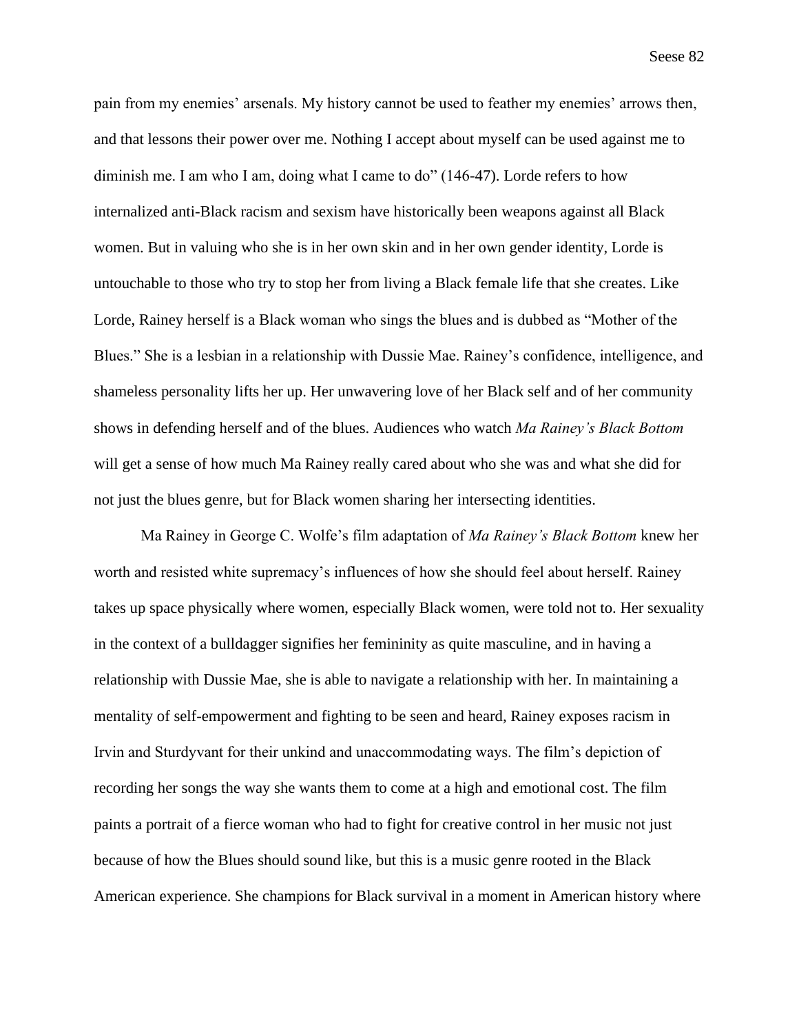pain from my enemies' arsenals. My history cannot be used to feather my enemies' arrows then, and that lessons their power over me. Nothing I accept about myself can be used against me to diminish me. I am who I am, doing what I came to do" (146-47). Lorde refers to how internalized anti-Black racism and sexism have historically been weapons against all Black women. But in valuing who she is in her own skin and in her own gender identity, Lorde is untouchable to those who try to stop her from living a Black female life that she creates. Like Lorde, Rainey herself is a Black woman who sings the blues and is dubbed as "Mother of the Blues." She is a lesbian in a relationship with Dussie Mae. Rainey's confidence, intelligence, and shameless personality lifts her up. Her unwavering love of her Black self and of her community shows in defending herself and of the blues. Audiences who watch *Ma Rainey's Black Bottom* will get a sense of how much Ma Rainey really cared about who she was and what she did for not just the blues genre, but for Black women sharing her intersecting identities.

Ma Rainey in George C. Wolfe's film adaptation of *Ma Rainey's Black Bottom* knew her worth and resisted white supremacy's influences of how she should feel about herself. Rainey takes up space physically where women, especially Black women, were told not to. Her sexuality in the context of a bulldagger signifies her femininity as quite masculine, and in having a relationship with Dussie Mae, she is able to navigate a relationship with her. In maintaining a mentality of self-empowerment and fighting to be seen and heard, Rainey exposes racism in Irvin and Sturdyvant for their unkind and unaccommodating ways. The film's depiction of recording her songs the way she wants them to come at a high and emotional cost. The film paints a portrait of a fierce woman who had to fight for creative control in her music not just because of how the Blues should sound like, but this is a music genre rooted in the Black American experience. She champions for Black survival in a moment in American history where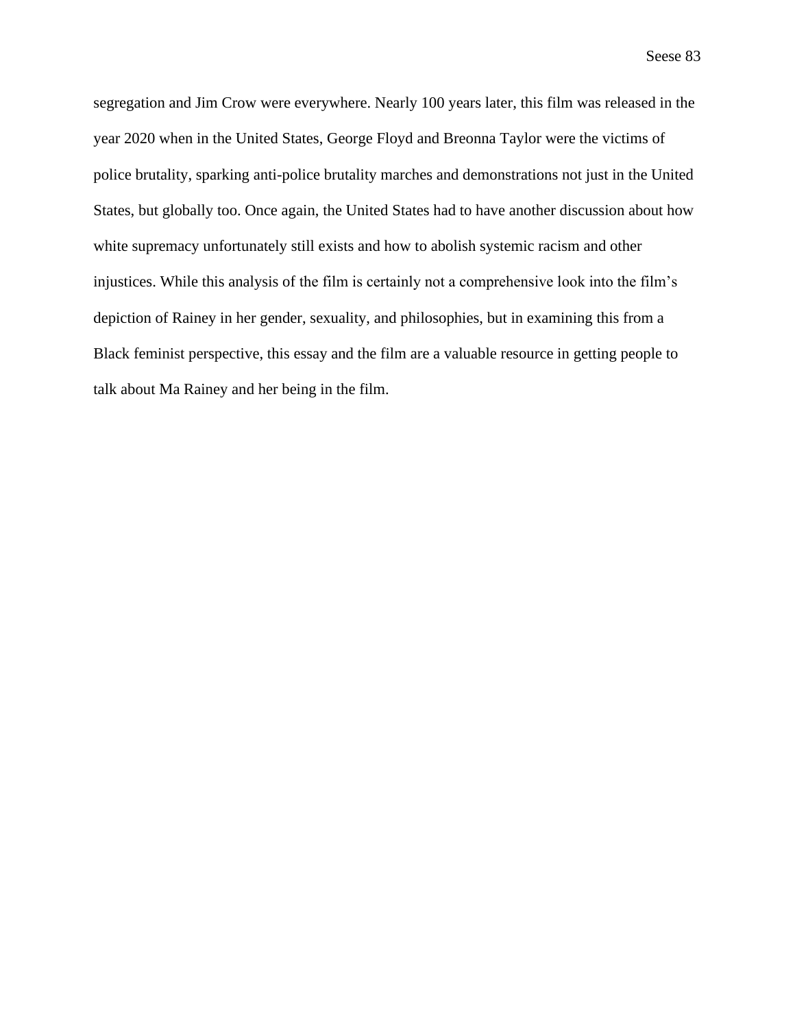segregation and Jim Crow were everywhere. Nearly 100 years later, this film was released in the year 2020 when in the United States, George Floyd and Breonna Taylor were the victims of police brutality, sparking anti-police brutality marches and demonstrations not just in the United States, but globally too. Once again, the United States had to have another discussion about how white supremacy unfortunately still exists and how to abolish systemic racism and other injustices. While this analysis of the film is certainly not a comprehensive look into the film's depiction of Rainey in her gender, sexuality, and philosophies, but in examining this from a Black feminist perspective, this essay and the film are a valuable resource in getting people to talk about Ma Rainey and her being in the film.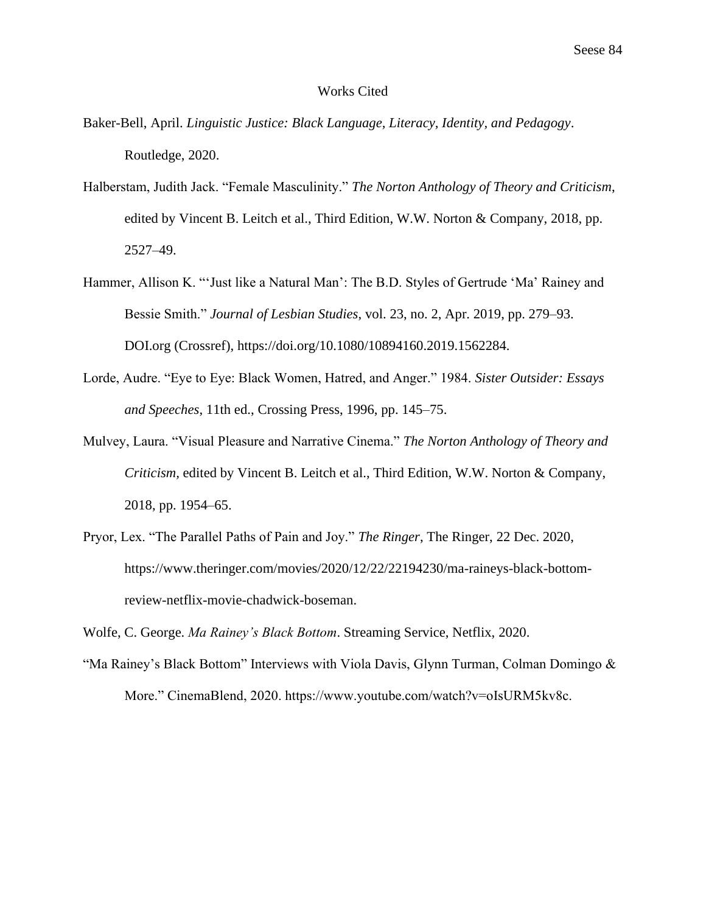# Works Cited

Baker-Bell, April. *Linguistic Justice: Black Language, Literacy, Identity, and Pedagogy*. Routledge, 2020.

Halberstam, Judith Jack. "Female Masculinity." *The Norton Anthology of Theory and Criticism*, edited by Vincent B. Leitch et al., Third Edition, W.W. Norton & Company, 2018, pp. 2527–49.

Hammer, Allison K. "'Just like a Natural Man': The B.D. Styles of Gertrude 'Ma' Rainey and Bessie Smith." *Journal of Lesbian Studies*, vol. 23, no. 2, Apr. 2019, pp. 279–93. DOI.org (Crossref), https://doi.org/10.1080/10894160.2019.1562284.

Lorde, Audre. "Eye to Eye: Black Women, Hatred, and Anger." 1984. *Sister Outsider: Essays and Speeches*, 11th ed., Crossing Press, 1996, pp. 145–75.

Mulvey, Laura. "Visual Pleasure and Narrative Cinema." *The Norton Anthology of Theory and Criticism,* edited by Vincent B. Leitch et al., Third Edition, W.W. Norton & Company, 2018, pp. 1954–65.

Pryor, Lex. "The Parallel Paths of Pain and Joy." *The Ringer*, The Ringer, 22 Dec. 2020, https://www.theringer.com/movies/2020/12/22/22194230/ma-raineys-black-bottom-review-netflix-movie-chadwick-boseman.

Wolfe, C. George. *Ma Rainey's Black Bottom*. Streaming Service, Netflix, 2020.

"Ma Rainey's Black Bottom" Interviews with Viola Davis, Glynn Turman, Colman Domingo & More." CinemaBlend, 2020. https://www.youtube.com/watch?v=oIsURM5kv8c.